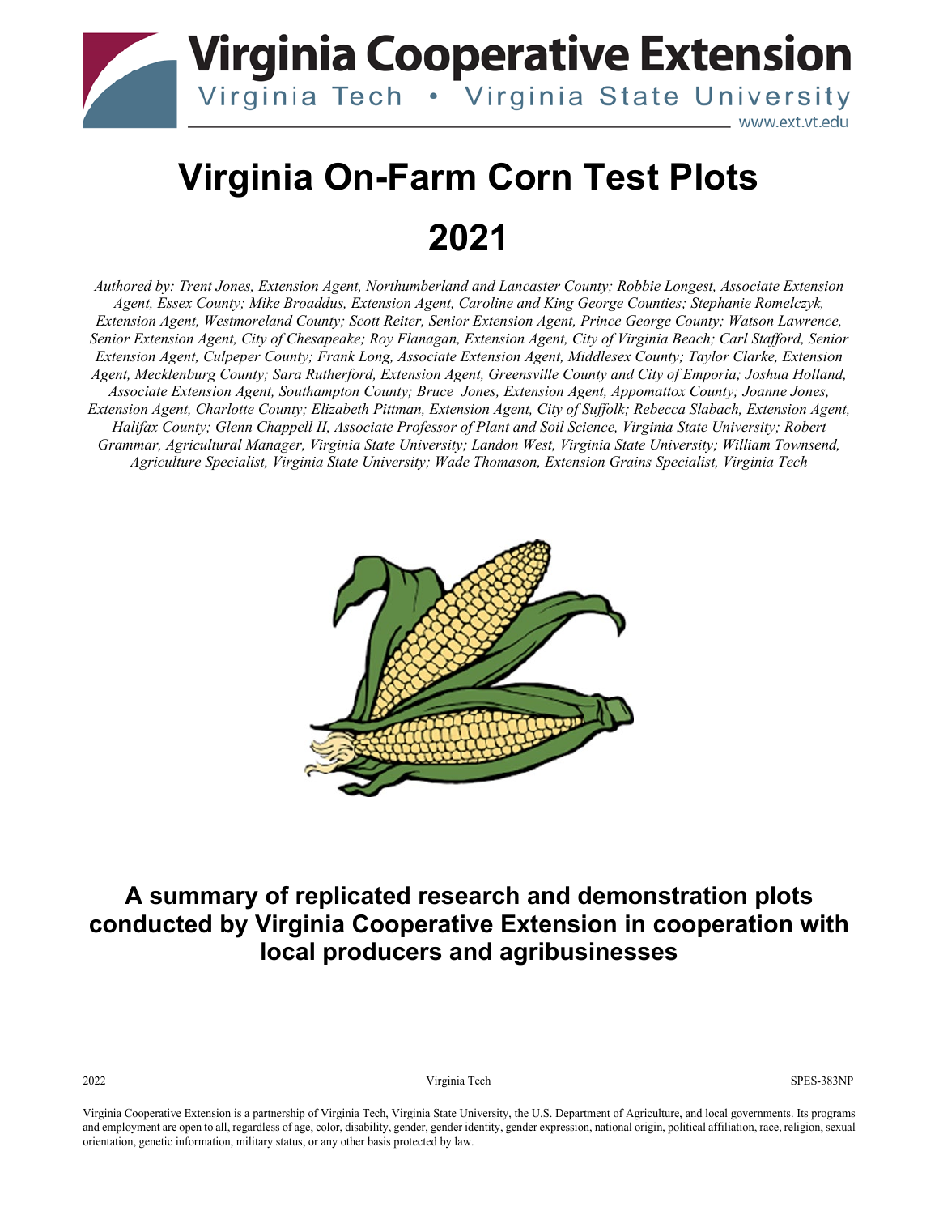# Virginia Cooperative Extension

Virginia Tech • Virginia State University

www.ext.vt.edu

# Virginia On-Farm Corn Test Plots

# 2021

*Authored by: Trent Jones, Extension Agent, Northumberland and Lancaster County; Robbie Longest, Associate Extension Agent, Essex County; Mike Broaddus, Extension Agent, Caroline and King George Counties; Stephanie Romelczyk, Extension Agent, Westmoreland County; Scott Reiter, Senior Extension Agent, Prince George County; Watson Lawrence, Senior Extension Agent, City of Chesapeake; Roy Flanagan, Extension Agent, City of Virginia Beach; Carl Stafford, Senior Extension Agent, Culpeper County; Frank Long, Associate Extension Agent, Middlesex County; Taylor Clarke, Extension Agent, Mecklenburg County; Sara Rutherford, Extension Agent, Greensville County and City of Emporia; Joshua Holland, Associate Extension Agent, Southampton County; Bruce Jones, Extension Agent, Appomattox County; Joanne Jones, Extension Agent, Charlotte County; Elizabeth Pittman, Extension Agent, City of Suffolk; Rebecca Slabach, Extension Agent, Halifax County; Glenn Chappell II, Associate Professor of Plant and Soil Science, Virginia State University; Robert Grammar, Agricultural Manager, Virginia State University; Landon West, Virginia State University; William Townsend, Agriculture Specialist, Virginia State University; Wade Thomason, Extension Grains Specialist, Virginia Tech*

## A summary of replicated research and demonstration plots conducted by Virginia Cooperative Extension in cooperation with local producers and agribusinesses

2022 | Virginia Tech | SPES-383NP

Virginia Cooperative Extension is a partnership of Virginia Tech, Virginia State University, the U.S. Department of Agriculture, and local governments. Its programs and employment are open to all, regardless of age, color, disability, gender, gender identity, gender expression, national origin, political affiliation, race, religion, sexual orientation, genetic information, military status, or any other basis protected by law.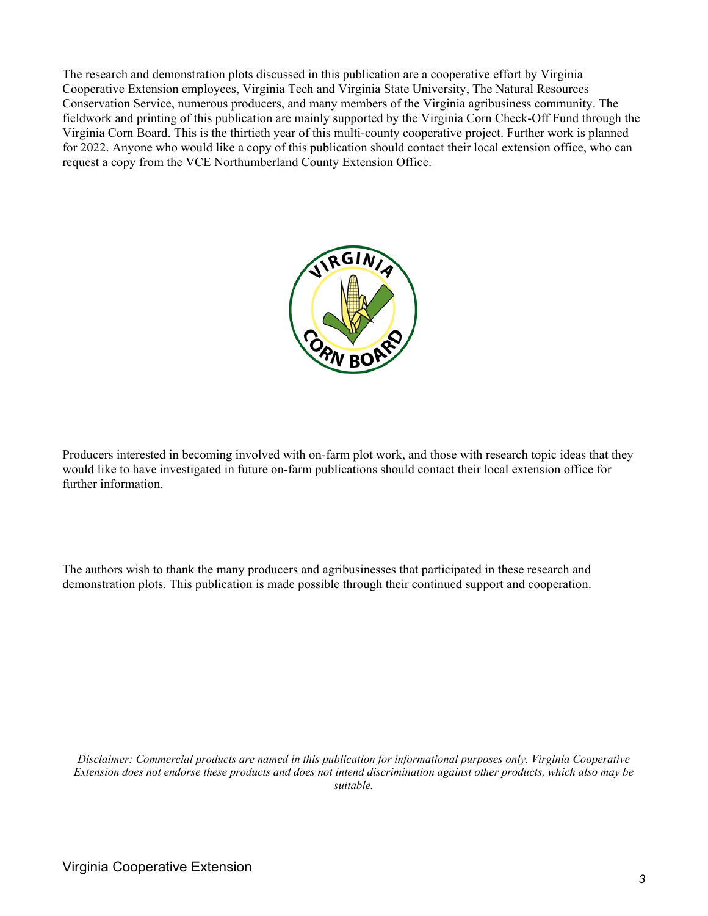The research and demonstration plots discussed in this publication are a cooperative effort by Virginia Cooperative Extension employees, Virginia Tech and Virginia State University, The Natural Resources Conservation Service, numerous producers, and many members of the Virginia agribusiness community. The fieldwork and printing of this publication are mainly supported by the Virginia Corn Check-Off Fund through the Virginia Corn Board. This is the thirtieth year of this multi-county cooperative project. Further work is planned for 2022. Anyone who would like a copy of this publication should contact their local extension office, who can request a copy from the VCE Northumberland County Extension Office.

Producers interested in becoming involved with on-farm plot work, and those with research topic ideas that they would like to have investigated in future on-farm publications should contact their local extension office for further information.

The authors wish to thank the many producers and agribusinesses that participated in these research and demonstration plots. This publication is made possible through their continued support and cooperation.

*Disclaimer: Commercial products are named in this publication for informational purposes only. Virginia Cooperative Extension does not endorse these products and does not intend discrimination against other products, which also may be suitable.*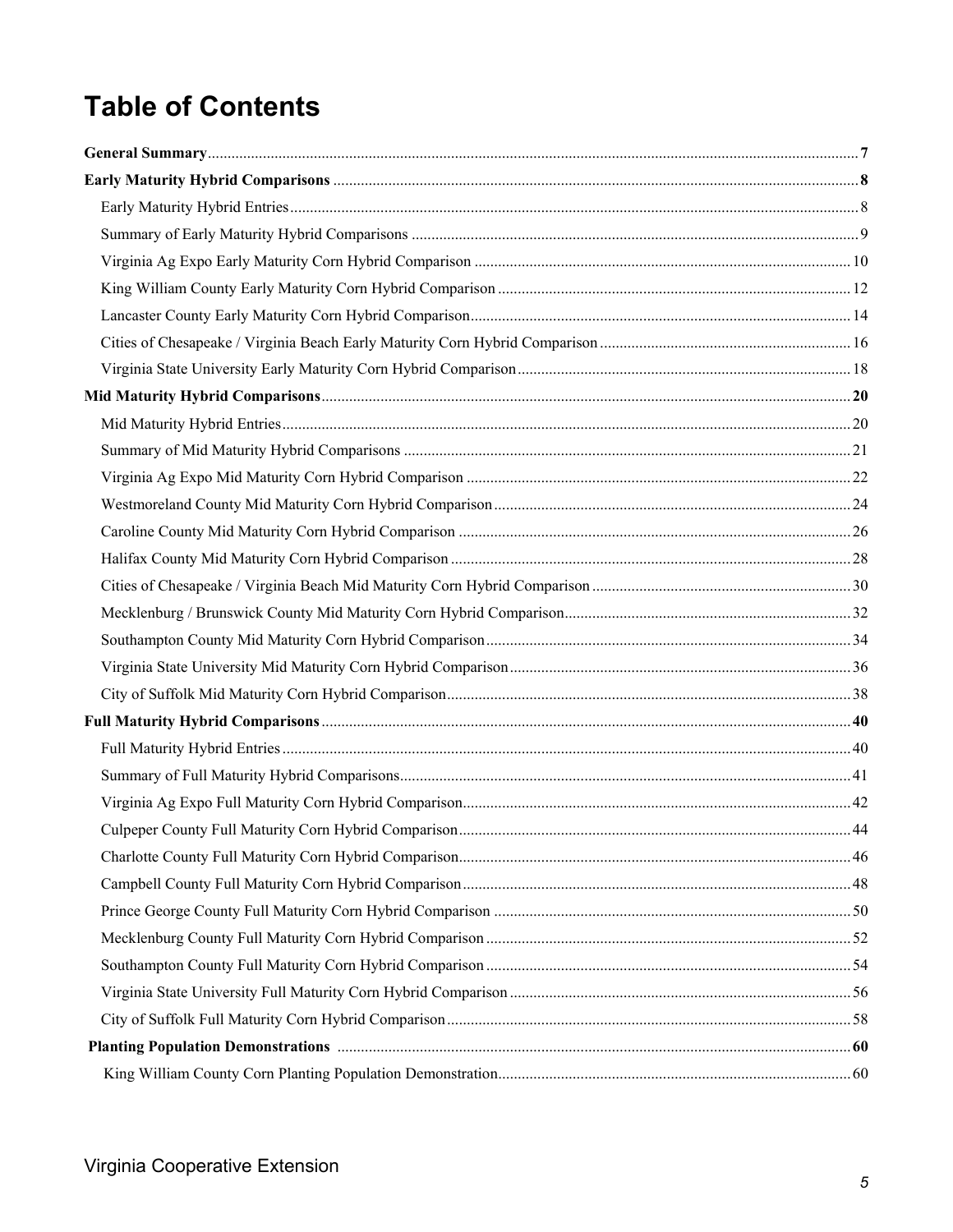# Table of Contents

**General Summary** .... 7

**Early Maturity Hybrid Comparisons** .... 8

- Early Maturity Hybrid Entries .... 8
- Summary of Early Maturity Hybrid Comparisons .... 9
- Virginia Ag Expo Early Maturity Corn Hybrid Comparison .... 10
- King William County Early Maturity Corn Hybrid Comparison .... 12
- Lancaster County Early Maturity Corn Hybrid Comparison .... 14
- Cities of Chesapeake / Virginia Beach Early Maturity Corn Hybrid Comparison .... 16
- Virginia State University Early Maturity Corn Hybrid Comparison .... 18

**Mid Maturity Hybrid Comparisons** .... 20

- Mid Maturity Hybrid Entries .... 20
- Summary of Mid Maturity Hybrid Comparisons .... 21
- Virginia Ag Expo Mid Maturity Corn Hybrid Comparison .... 22
- Westmoreland County Mid Maturity Corn Hybrid Comparison .... 24
- Caroline County Mid Maturity Corn Hybrid Comparison .... 26
- Halifax County Mid Maturity Corn Hybrid Comparison .... 28
- Cities of Chesapeake / Virginia Beach Mid Maturity Corn Hybrid Comparison .... 30
- Mecklenburg / Brunswick County Mid Maturity Corn Hybrid Comparison .... 32
- Southampton County Mid Maturity Corn Hybrid Comparison .... 34
- Virginia State University Mid Maturity Corn Hybrid Comparison .... 36
- City of Suffolk Mid Maturity Corn Hybrid Comparison .... 38

**Full Maturity Hybrid Comparisons** .... 40

- Full Maturity Hybrid Entries .... 40
- Summary of Full Maturity Hybrid Comparisons .... 41
- Virginia Ag Expo Full Maturity Corn Hybrid Comparison .... 42
- Culpeper County Full Maturity Corn Hybrid Comparison .... 44
- Charlotte County Full Maturity Corn Hybrid Comparison .... 46
- Campbell County Full Maturity Corn Hybrid Comparison .... 48
- Prince George County Full Maturity Corn Hybrid Comparison .... 50
- Mecklenburg County Full Maturity Corn Hybrid Comparison .... 52
- Southampton County Full Maturity Corn Hybrid Comparison .... 54
- Virginia State University Full Maturity Corn Hybrid Comparison .... 56
- City of Suffolk Full Maturity Corn Hybrid Comparison .... 58

**Planting Population Demonstrations** .... 60

- King William County Corn Planting Population Demonstration .... 60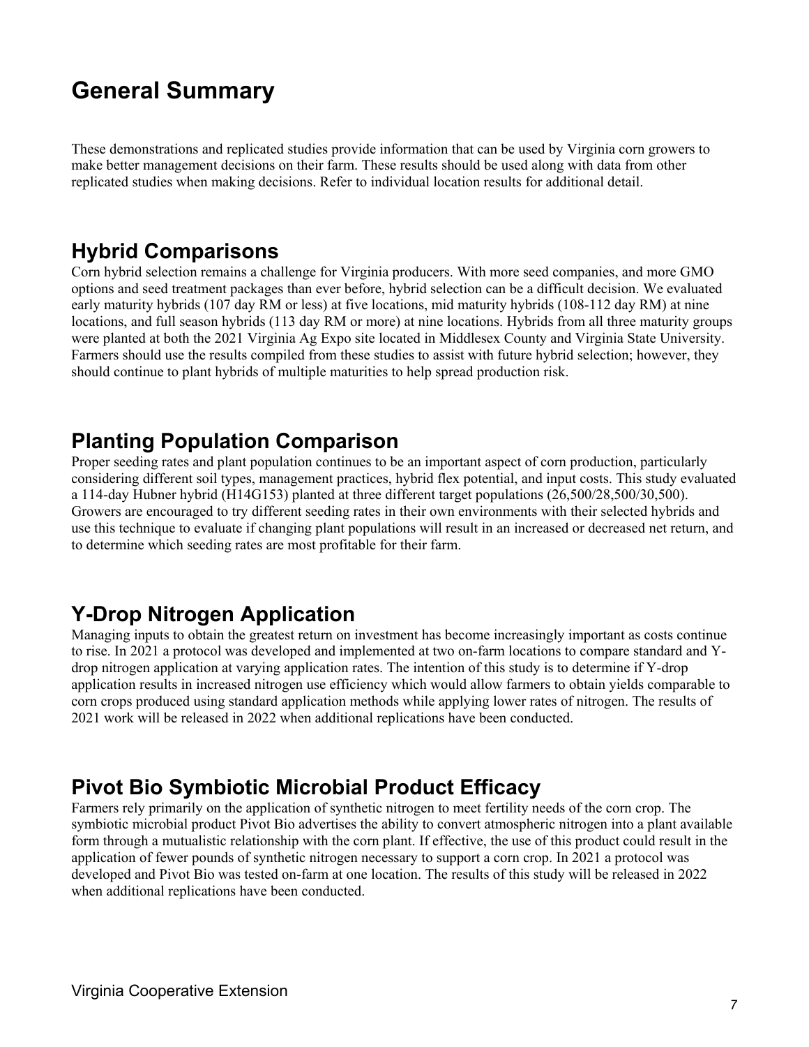# General Summary

These demonstrations and replicated studies provide information that can be used by Virginia corn growers to make better management decisions on their farm. These results should be used along with data from other replicated studies when making decisions. Refer to individual location results for additional detail.

## Hybrid Comparisons

Corn hybrid selection remains a challenge for Virginia producers. With more seed companies, and more GMO options and seed treatment packages than ever before, hybrid selection can be a difficult decision. We evaluated early maturity hybrids (107 day RM or less) at five locations, mid maturity hybrids (108-112 day RM) at nine locations, and full season hybrids (113 day RM or more) at nine locations. Hybrids from all three maturity groups were planted at both the 2021 Virginia Ag Expo site located in Middlesex County and Virginia State University. Farmers should use the results compiled from these studies to assist with future hybrid selection; however, they should continue to plant hybrids of multiple maturities to help spread production risk.

## Planting Population Comparison

Proper seeding rates and plant population continues to be an important aspect of corn production, particularly considering different soil types, management practices, hybrid flex potential, and input costs. This study evaluated a 114-day Hubner hybrid (H14G153) planted at three different target populations (26,500/28,500/30,500). Growers are encouraged to try different seeding rates in their own environments with their selected hybrids and use this technique to evaluate if changing plant populations will result in an increased or decreased net return, and to determine which seeding rates are most profitable for their farm.

## Y-Drop Nitrogen Application

Managing inputs to obtain the greatest return on investment has become increasingly important as costs continue to rise. In 2021 a protocol was developed and implemented at two on-farm locations to compare standard and Y-drop nitrogen application at varying application rates. The intention of this study is to determine if Y-drop application results in increased nitrogen use efficiency which would allow farmers to obtain yields comparable to corn crops produced using standard application methods while applying lower rates of nitrogen. The results of 2021 work will be released in 2022 when additional replications have been conducted.

## Pivot Bio Symbiotic Microbial Product Efficacy

Farmers rely primarily on the application of synthetic nitrogen to meet fertility needs of the corn crop. The symbiotic microbial product Pivot Bio advertises the ability to convert atmospheric nitrogen into a plant available form through a mutualistic relationship with the corn plant. If effective, the use of this product could result in the application of fewer pounds of synthetic nitrogen necessary to support a corn crop. In 2021 a protocol was developed and Pivot Bio was tested on-farm at one location. The results of this study will be released in 2022 when additional replications have been conducted.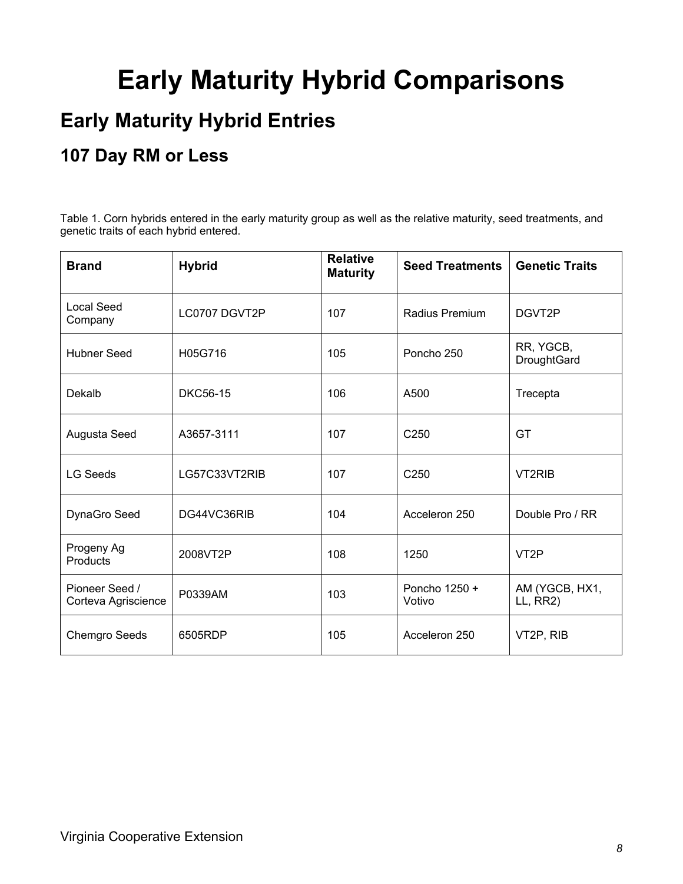# Early Maturity Hybrid Comparisons

## Early Maturity Hybrid Entries

### 107 Day RM or Less

Table 1. Corn hybrids entered in the early maturity group as well as the relative maturity, seed treatments, and genetic traits of each hybrid entered.

| Brand | Hybrid | Relative Maturity | Seed Treatments | Genetic Traits |
|---|---|---|---|---|
| Local Seed Company | LC0707 DGVT2P | 107 | Radius Premium | DGVT2P |
| Hubner Seed | H05G716 | 105 | Poncho 250 | RR, YGCB, DroughtGard |
| Dekalb | DKC56-15 | 106 | A500 | Trecepta |
| Augusta Seed | A3657-3111 | 107 | C250 | GT |
| LG Seeds | LG57C33VT2RIB | 107 | C250 | VT2RIB |
| DynaGro Seed | DG44VC36RIB | 104 | Acceleron 250 | Double Pro / RR |
| Progeny Ag Products | 2008VT2P | 108 | 1250 | VT2P |
| Pioneer Seed / Corteva Agriscience | P0339AM | 103 | Poncho 1250 + Votivo | AM (YGCB, HX1, LL, RR2) |
| Chemgro Seeds | 6505RDP | 105 | Acceleron 250 | VT2P, RIB |

Virginia Cooperative Extension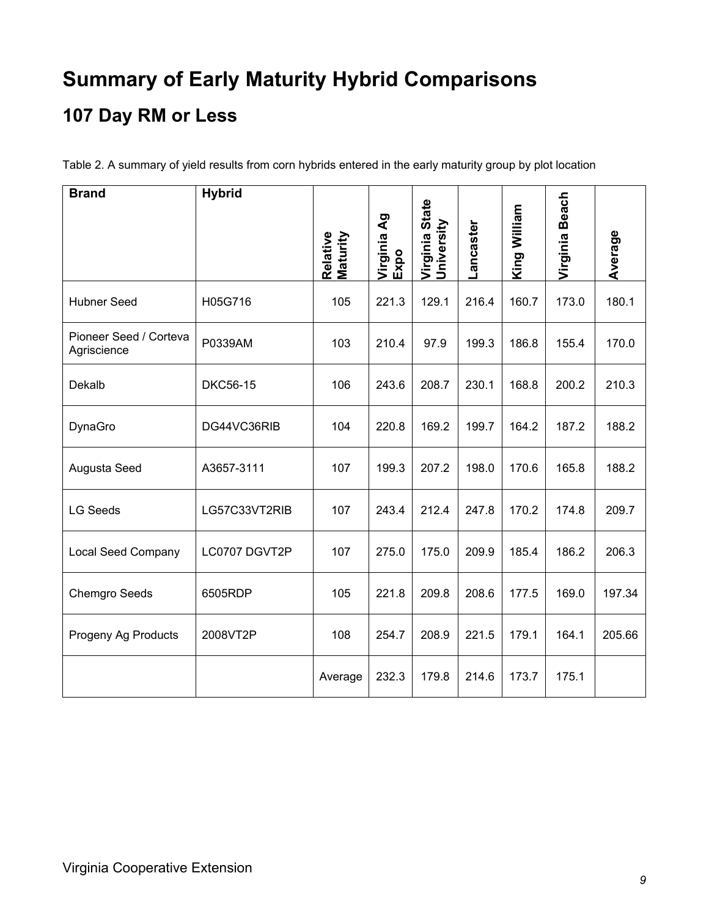# Summary of Early Maturity Hybrid Comparisons

## 107 Day RM or Less

Table 2. A summary of yield results from corn hybrids entered in the early maturity group by plot location

| Brand | Hybrid | Relative Maturity | Virginia Ag Expo | Virginia State University | Lancaster | King William | Virginia Beach | Average |
|---|---|---|---|---|---|---|---|---|
| Hubner Seed | H05G716 | 105 | 221.3 | 129.1 | 216.4 | 160.7 | 173.0 | 180.1 |
| Pioneer Seed / Corteva Agriscience | P0339AM | 103 | 210.4 | 97.9 | 199.3 | 186.8 | 155.4 | 170.0 |
| Dekalb | DKC56-15 | 106 | 243.6 | 208.7 | 230.1 | 168.8 | 200.2 | 210.3 |
| DynaGro | DG44VC36RIB | 104 | 220.8 | 169.2 | 199.7 | 164.2 | 187.2 | 188.2 |
| Augusta Seed | A3657-3111 | 107 | 199.3 | 207.2 | 198.0 | 170.6 | 165.8 | 188.2 |
| LG Seeds | LG57C33VT2RIB | 107 | 243.4 | 212.4 | 247.8 | 170.2 | 174.8 | 209.7 |
| Local Seed Company | LC0707 DGVT2P | 107 | 275.0 | 175.0 | 209.9 | 185.4 | 186.2 | 206.3 |
| Chemgro Seeds | 6505RDP | 105 | 221.8 | 209.8 | 208.6 | 177.5 | 169.0 | 197.34 |
| Progeny Ag Products | 2008VT2P | 108 | 254.7 | 208.9 | 221.5 | 179.1 | 164.1 | 205.66 |
| | | Average | 232.3 | 179.8 | 214.6 | 173.7 | 175.1 | |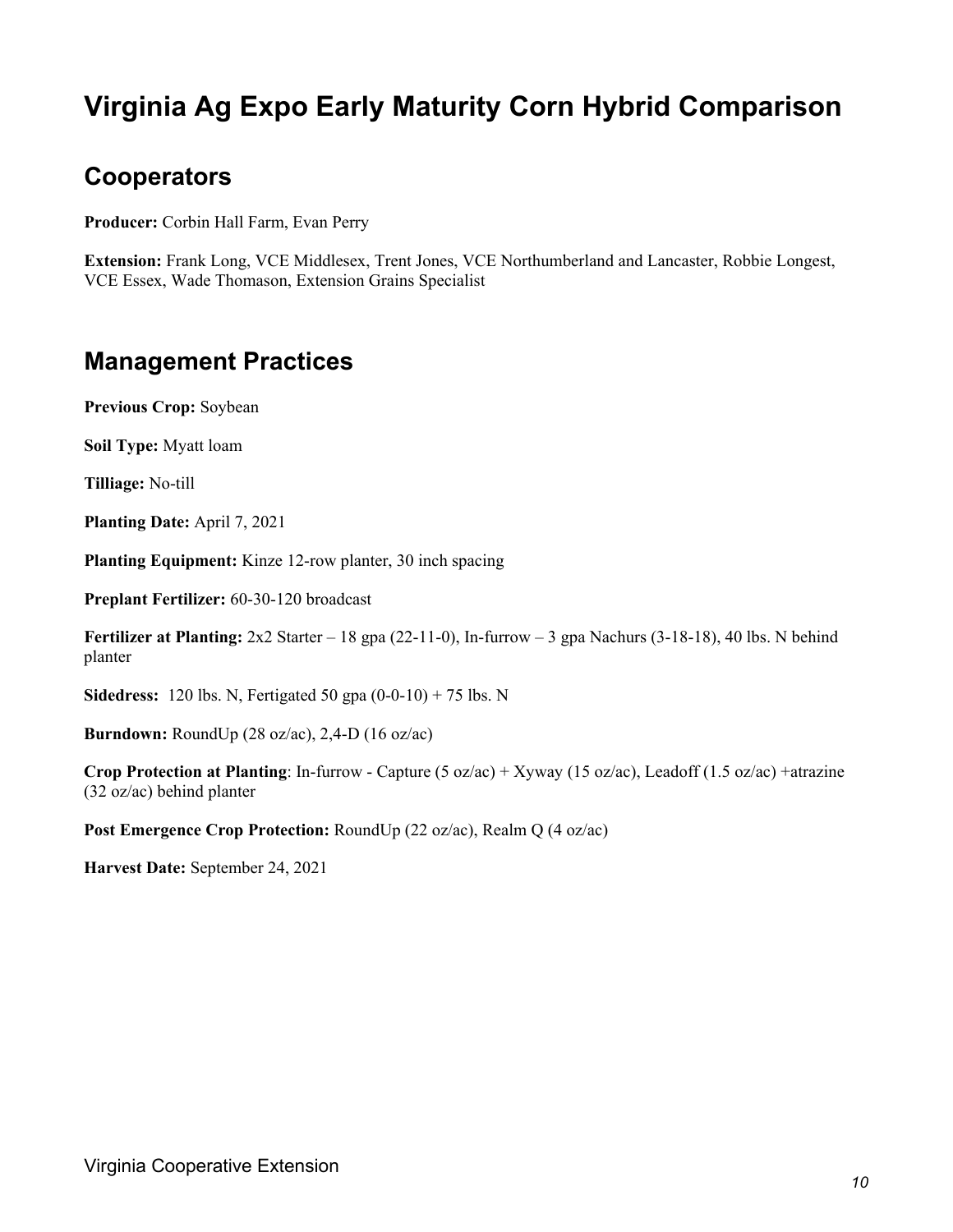# Virginia Ag Expo Early Maturity Corn Hybrid Comparison

## Cooperators

**Producer:** Corbin Hall Farm, Evan Perry

**Extension:** Frank Long, VCE Middlesex, Trent Jones, VCE Northumberland and Lancaster, Robbie Longest, VCE Essex, Wade Thomason, Extension Grains Specialist

## Management Practices

**Previous Crop:** Soybean

**Soil Type:** Myatt loam

**Tilliage:** No-till

**Planting Date:** April 7, 2021

**Planting Equipment:** Kinze 12-row planter, 30 inch spacing

**Preplant Fertilizer:** 60-30-120 broadcast

**Fertilizer at Planting:** 2x2 Starter – 18 gpa (22-11-0), In-furrow – 3 gpa Nachurs (3-18-18), 40 lbs. N behind planter

**Sidedress:** 120 lbs. N, Fertigated 50 gpa (0-0-10) + 75 lbs. N

**Burndown:** RoundUp (28 oz/ac), 2,4-D (16 oz/ac)

**Crop Protection at Planting**: In-furrow - Capture (5 oz/ac) + Xyway (15 oz/ac), Leadoff (1.5 oz/ac) +atrazine (32 oz/ac) behind planter

**Post Emergence Crop Protection:** RoundUp (22 oz/ac), Realm Q (4 oz/ac)

**Harvest Date:** September 24, 2021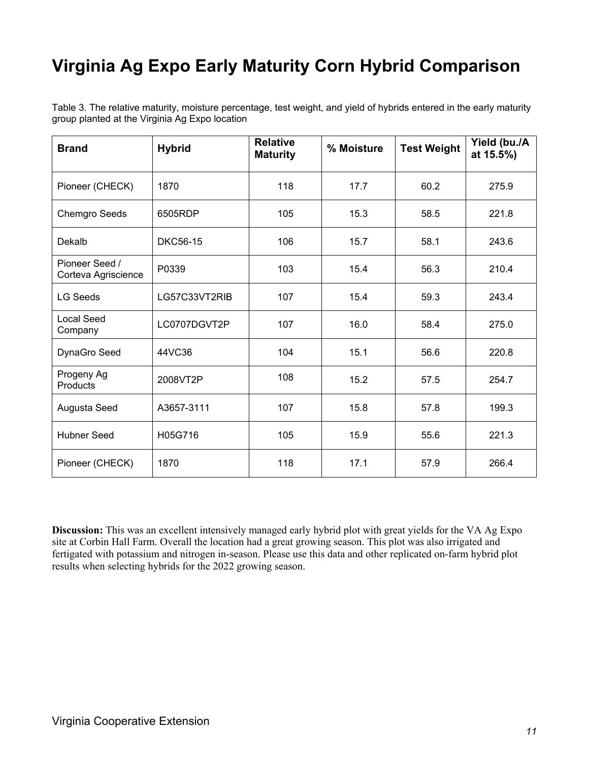# Virginia Ag Expo Early Maturity Corn Hybrid Comparison

Table 3. The relative maturity, moisture percentage, test weight, and yield of hybrids entered in the early maturity group planted at the Virginia Ag Expo location

| Brand | Hybrid | Relative Maturity | % Moisture | Test Weight | Yield (bu./A at 15.5%) |
|---|---|---|---|---|---|
| Pioneer (CHECK) | 1870 | 118 | 17.7 | 60.2 | 275.9 |
| Chemgro Seeds | 6505RDP | 105 | 15.3 | 58.5 | 221.8 |
| Dekalb | DKC56-15 | 106 | 15.7 | 58.1 | 243.6 |
| Pioneer Seed / Corteva Agriscience | P0339 | 103 | 15.4 | 56.3 | 210.4 |
| LG Seeds | LG57C33VT2RIB | 107 | 15.4 | 59.3 | 243.4 |
| Local Seed Company | LC0707DGVT2P | 107 | 16.0 | 58.4 | 275.0 |
| DynaGro Seed | 44VC36 | 104 | 15.1 | 56.6 | 220.8 |
| Progeny Ag Products | 2008VT2P | 108 | 15.2 | 57.5 | 254.7 |
| Augusta Seed | A3657-3111 | 107 | 15.8 | 57.8 | 199.3 |
| Hubner Seed | H05G716 | 105 | 15.9 | 55.6 | 221.3 |
| Pioneer (CHECK) | 1870 | 118 | 17.1 | 57.9 | 266.4 |

**Discussion:** This was an excellent intensively managed early hybrid plot with great yields for the VA Ag Expo site at Corbin Hall Farm. Overall the location had a great growing season. This plot was also irrigated and fertigated with potassium and nitrogen in-season. Please use this data and other replicated on-farm hybrid plot results when selecting hybrids for the 2022 growing season.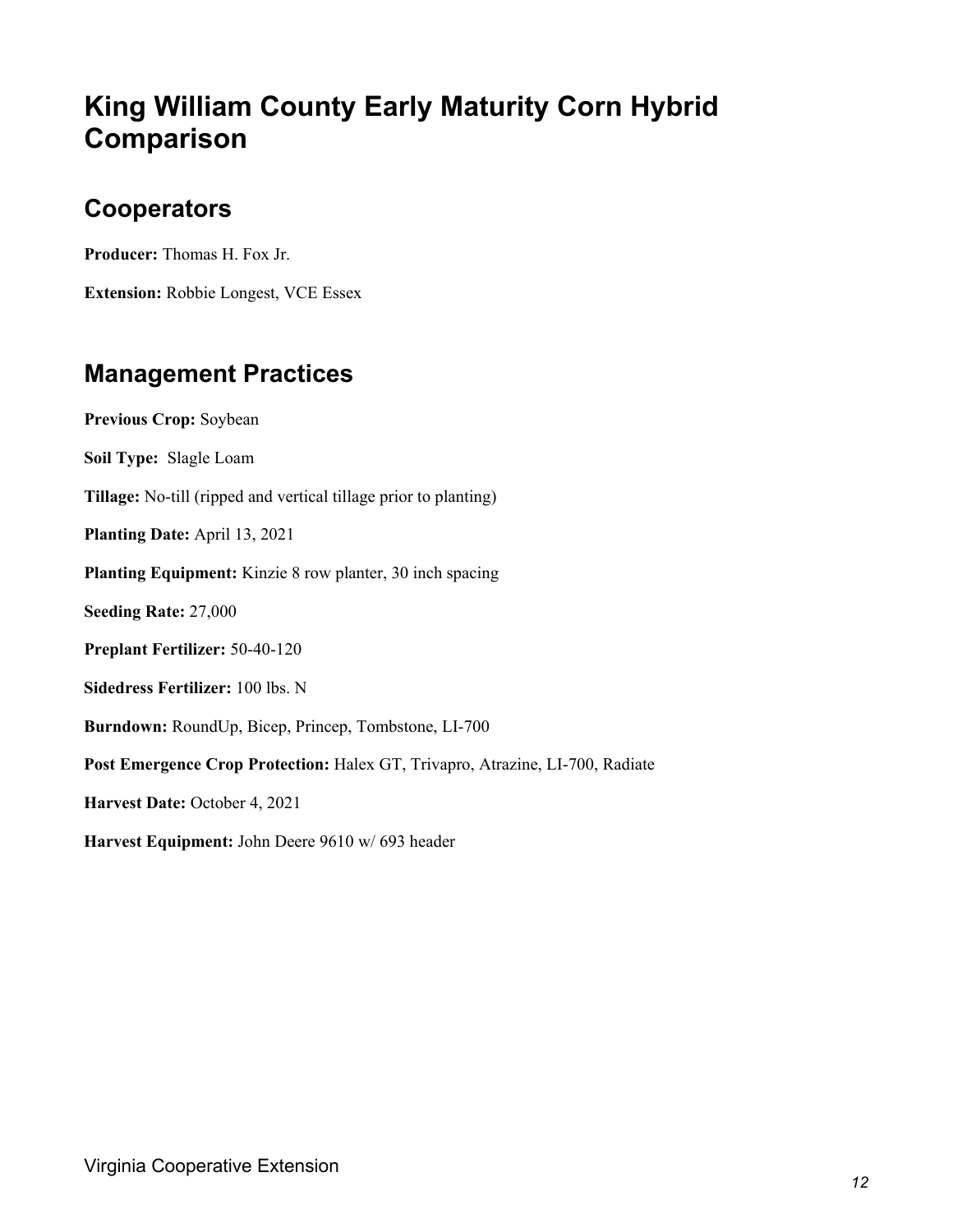# King William County Early Maturity Corn Hybrid Comparison

## Cooperators

**Producer:** Thomas H. Fox Jr.

**Extension:** Robbie Longest, VCE Essex

## Management Practices

**Previous Crop:** Soybean

**Soil Type:** Slagle Loam

**Tillage:** No-till (ripped and vertical tillage prior to planting)

**Planting Date:** April 13, 2021

**Planting Equipment:** Kinzie 8 row planter, 30 inch spacing

**Seeding Rate:** 27,000

**Preplant Fertilizer:** 50-40-120

**Sidedress Fertilizer:** 100 lbs. N

**Burndown:** RoundUp, Bicep, Princep, Tombstone, LI-700

**Post Emergence Crop Protection:** Halex GT, Trivapro, Atrazine, LI-700, Radiate

**Harvest Date:** October 4, 2021

**Harvest Equipment:** John Deere 9610 w/ 693 header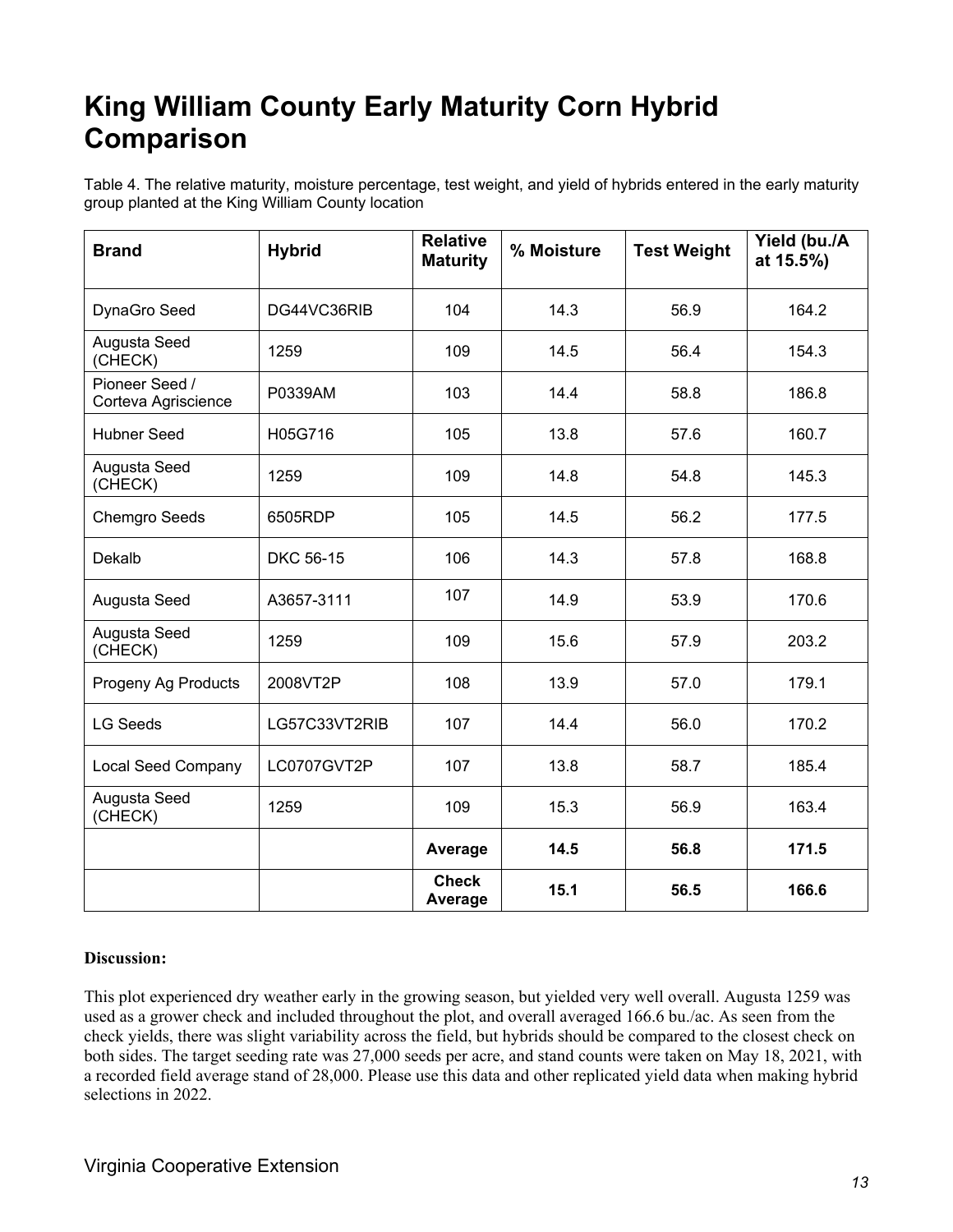# King William County Early Maturity Corn Hybrid Comparison

Table 4. The relative maturity, moisture percentage, test weight, and yield of hybrids entered in the early maturity group planted at the King William County location

| Brand | Hybrid | Relative Maturity | % Moisture | Test Weight | Yield (bu./A at 15.5%) |
|---|---|---|---|---|---|
| DynaGro Seed | DG44VC36RIB | 104 | 14.3 | 56.9 | 164.2 |
| Augusta Seed (CHECK) | 1259 | 109 | 14.5 | 56.4 | 154.3 |
| Pioneer Seed / Corteva Agriscience | P0339AM | 103 | 14.4 | 58.8 | 186.8 |
| Hubner Seed | H05G716 | 105 | 13.8 | 57.6 | 160.7 |
| Augusta Seed (CHECK) | 1259 | 109 | 14.8 | 54.8 | 145.3 |
| Chemgro Seeds | 6505RDP | 105 | 14.5 | 56.2 | 177.5 |
| Dekalb | DKC 56-15 | 106 | 14.3 | 57.8 | 168.8 |
| Augusta Seed | A3657-3111 | 107 | 14.9 | 53.9 | 170.6 |
| Augusta Seed (CHECK) | 1259 | 109 | 15.6 | 57.9 | 203.2 |
| Progeny Ag Products | 2008VT2P | 108 | 13.9 | 57.0 | 179.1 |
| LG Seeds | LG57C33VT2RIB | 107 | 14.4 | 56.0 | 170.2 |
| Local Seed Company | LC0707GVT2P | 107 | 13.8 | 58.7 | 185.4 |
| Augusta Seed (CHECK) | 1259 | 109 | 15.3 | 56.9 | 163.4 |
| | | **Average** | **14.5** | **56.8** | **171.5** |
| | | **Check Average** | **15.1** | **56.5** | **166.6** |

**Discussion:**

This plot experienced dry weather early in the growing season, but yielded very well overall. Augusta 1259 was used as a grower check and included throughout the plot, and overall averaged 166.6 bu./ac. As seen from the check yields, there was slight variability across the field, but hybrids should be compared to the closest check on both sides. The target seeding rate was 27,000 seeds per acre, and stand counts were taken on May 18, 2021, with a recorded field average stand of 28,000. Please use this data and other replicated yield data when making hybrid selections in 2022.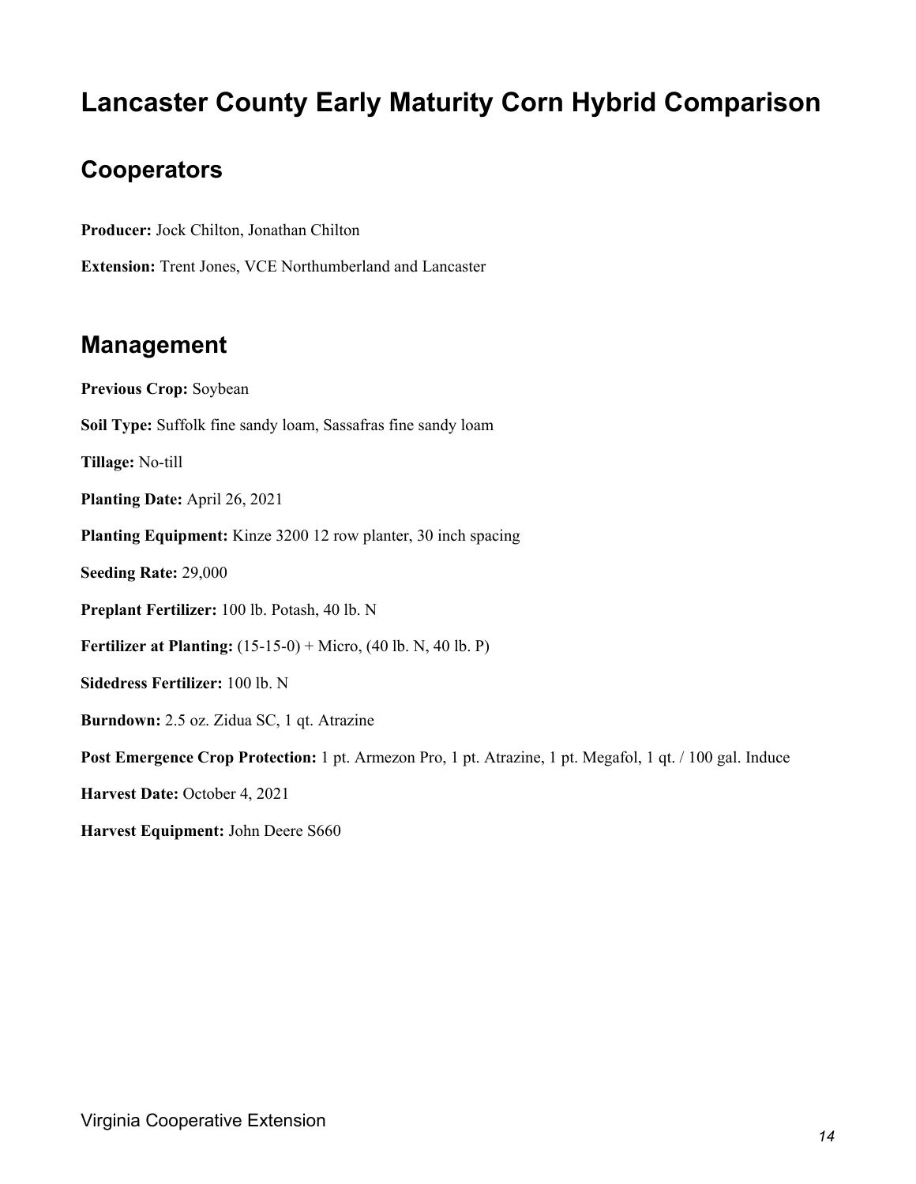# Lancaster County Early Maturity Corn Hybrid Comparison

## Cooperators

**Producer:** Jock Chilton, Jonathan Chilton

**Extension:** Trent Jones, VCE Northumberland and Lancaster

## Management

**Previous Crop:** Soybean

**Soil Type:** Suffolk fine sandy loam, Sassafras fine sandy loam

**Tillage:** No-till

**Planting Date:** April 26, 2021

**Planting Equipment:** Kinze 3200 12 row planter, 30 inch spacing

**Seeding Rate:** 29,000

**Preplant Fertilizer:** 100 lb. Potash, 40 lb. N

**Fertilizer at Planting:** (15-15-0) + Micro, (40 lb. N, 40 lb. P)

**Sidedress Fertilizer:** 100 lb. N

**Burndown:** 2.5 oz. Zidua SC, 1 qt. Atrazine

**Post Emergence Crop Protection:** 1 pt. Armezon Pro, 1 pt. Atrazine, 1 pt. Megafol, 1 qt. / 100 gal. Induce

**Harvest Date:** October 4, 2021

**Harvest Equipment:** John Deere S660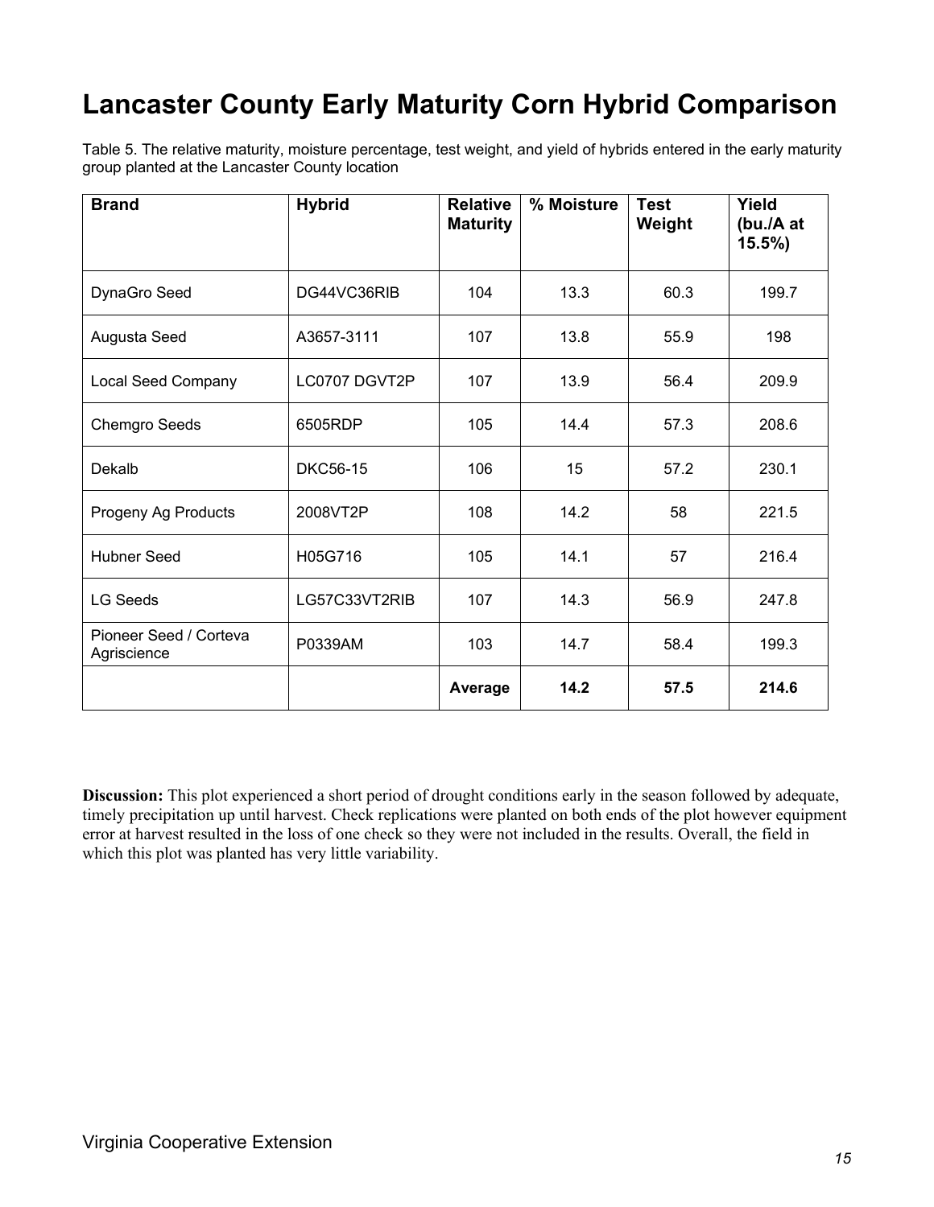# Lancaster County Early Maturity Corn Hybrid Comparison

Table 5. The relative maturity, moisture percentage, test weight, and yield of hybrids entered in the early maturity group planted at the Lancaster County location

| Brand | Hybrid | Relative Maturity | % Moisture | Test Weight | Yield (bu./A at 15.5%) |
|---|---|---|---|---|---|
| DynaGro Seed | DG44VC36RIB | 104 | 13.3 | 60.3 | 199.7 |
| Augusta Seed | A3657-3111 | 107 | 13.8 | 55.9 | 198 |
| Local Seed Company | LC0707 DGVT2P | 107 | 13.9 | 56.4 | 209.9 |
| Chemgro Seeds | 6505RDP | 105 | 14.4 | 57.3 | 208.6 |
| Dekalb | DKC56-15 | 106 | 15 | 57.2 | 230.1 |
| Progeny Ag Products | 2008VT2P | 108 | 14.2 | 58 | 221.5 |
| Hubner Seed | H05G716 | 105 | 14.1 | 57 | 216.4 |
| LG Seeds | LG57C33VT2RIB | 107 | 14.3 | 56.9 | 247.8 |
| Pioneer Seed / Corteva Agriscience | P0339AM | 103 | 14.7 | 58.4 | 199.3 |
| | | **Average** | **14.2** | **57.5** | **214.6** |

**Discussion:** This plot experienced a short period of drought conditions early in the season followed by adequate, timely precipitation up until harvest. Check replications were planted on both ends of the plot however equipment error at harvest resulted in the loss of one check so they were not included in the results. Overall, the field in which this plot was planted has very little variability.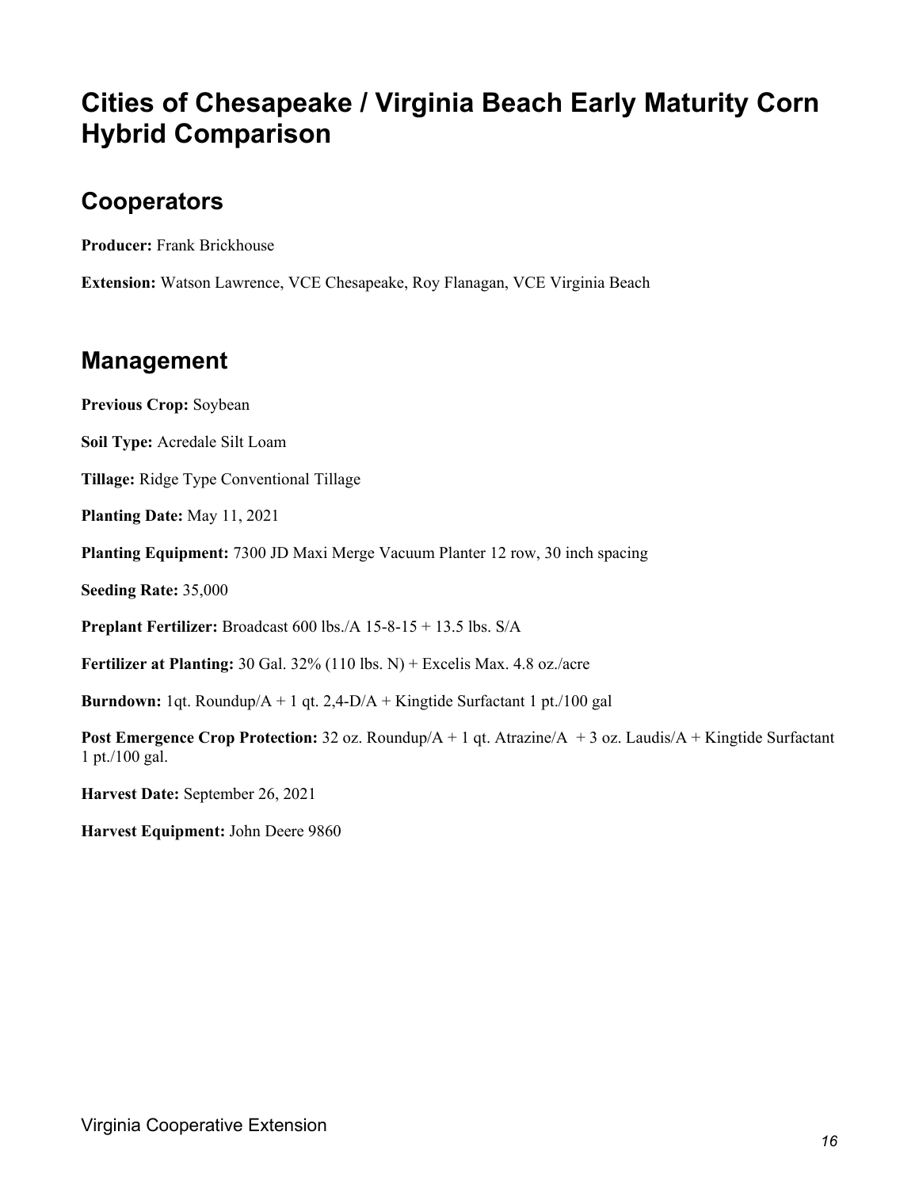# Cities of Chesapeake / Virginia Beach Early Maturity Corn Hybrid Comparison

## Cooperators

**Producer:** Frank Brickhouse

**Extension:** Watson Lawrence, VCE Chesapeake, Roy Flanagan, VCE Virginia Beach

## Management

**Previous Crop:** Soybean

**Soil Type:** Acredale Silt Loam

**Tillage:** Ridge Type Conventional Tillage

**Planting Date:** May 11, 2021

**Planting Equipment:** 7300 JD Maxi Merge Vacuum Planter 12 row, 30 inch spacing

**Seeding Rate:** 35,000

**Preplant Fertilizer:** Broadcast 600 lbs./A 15-8-15 + 13.5 lbs. S/A

**Fertilizer at Planting:** 30 Gal. 32% (110 lbs. N) + Excelis Max. 4.8 oz./acre

**Burndown:** 1qt. Roundup/A + 1 qt. 2,4-D/A + Kingtide Surfactant 1 pt./100 gal

**Post Emergence Crop Protection:** 32 oz. Roundup/A + 1 qt. Atrazine/A + 3 oz. Laudis/A + Kingtide Surfactant 1 pt./100 gal.

**Harvest Date:** September 26, 2021

**Harvest Equipment:** John Deere 9860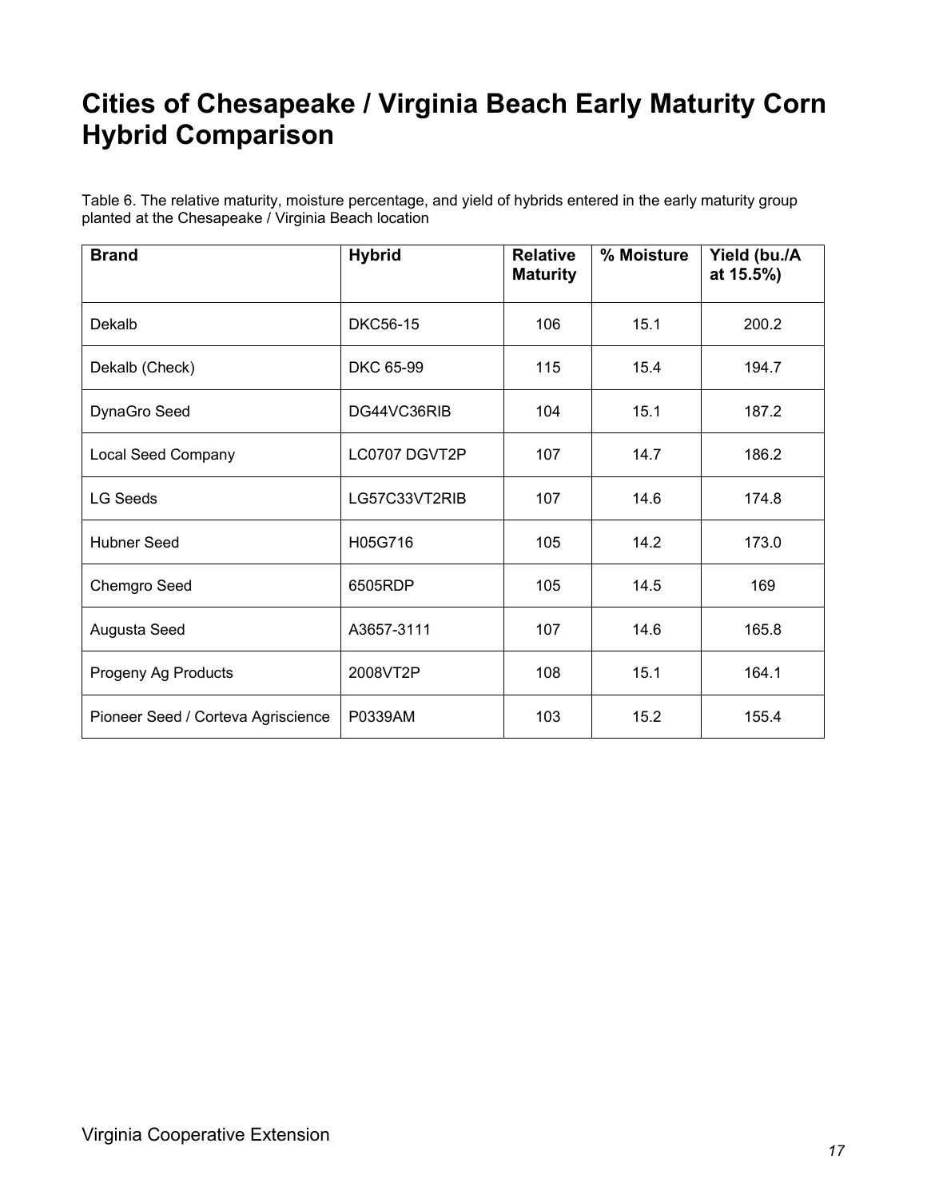# Cities of Chesapeake / Virginia Beach Early Maturity Corn Hybrid Comparison

Table 6. The relative maturity, moisture percentage, and yield of hybrids entered in the early maturity group planted at the Chesapeake / Virginia Beach location

| Brand | Hybrid | Relative Maturity | % Moisture | Yield (bu./A at 15.5%) |
|---|---|---|---|---|
| Dekalb | DKC56-15 | 106 | 15.1 | 200.2 |
| Dekalb (Check) | DKC 65-99 | 115 | 15.4 | 194.7 |
| DynaGro Seed | DG44VC36RIB | 104 | 15.1 | 187.2 |
| Local Seed Company | LC0707 DGVT2P | 107 | 14.7 | 186.2 |
| LG Seeds | LG57C33VT2RIB | 107 | 14.6 | 174.8 |
| Hubner Seed | H05G716 | 105 | 14.2 | 173.0 |
| Chemgro Seed | 6505RDP | 105 | 14.5 | 169 |
| Augusta Seed | A3657-3111 | 107 | 14.6 | 165.8 |
| Progeny Ag Products | 2008VT2P | 108 | 15.1 | 164.1 |
| Pioneer Seed / Corteva Agriscience | P0339AM | 103 | 15.2 | 155.4 |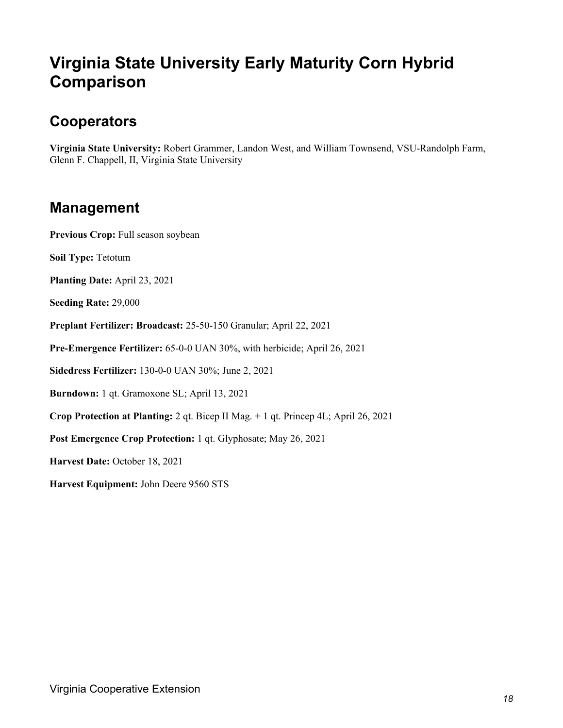# Virginia State University Early Maturity Corn Hybrid Comparison

## Cooperators

**Virginia State University:** Robert Grammer, Landon West, and William Townsend, VSU-Randolph Farm, Glenn F. Chappell, II, Virginia State University

## Management

**Previous Crop:** Full season soybean

**Soil Type:** Tetotum

**Planting Date:** April 23, 2021

**Seeding Rate:** 29,000

**Preplant Fertilizer: Broadcast:** 25-50-150 Granular; April 22, 2021

**Pre-Emergence Fertilizer:** 65-0-0 UAN 30%, with herbicide; April 26, 2021

**Sidedress Fertilizer:** 130-0-0 UAN 30%; June 2, 2021

**Burndown:** 1 qt. Gramoxone SL; April 13, 2021

**Crop Protection at Planting:** 2 qt. Bicep II Mag. + 1 qt. Princep 4L; April 26, 2021

**Post Emergence Crop Protection:** 1 qt. Glyphosate; May 26, 2021

**Harvest Date:** October 18, 2021

**Harvest Equipment:** John Deere 9560 STS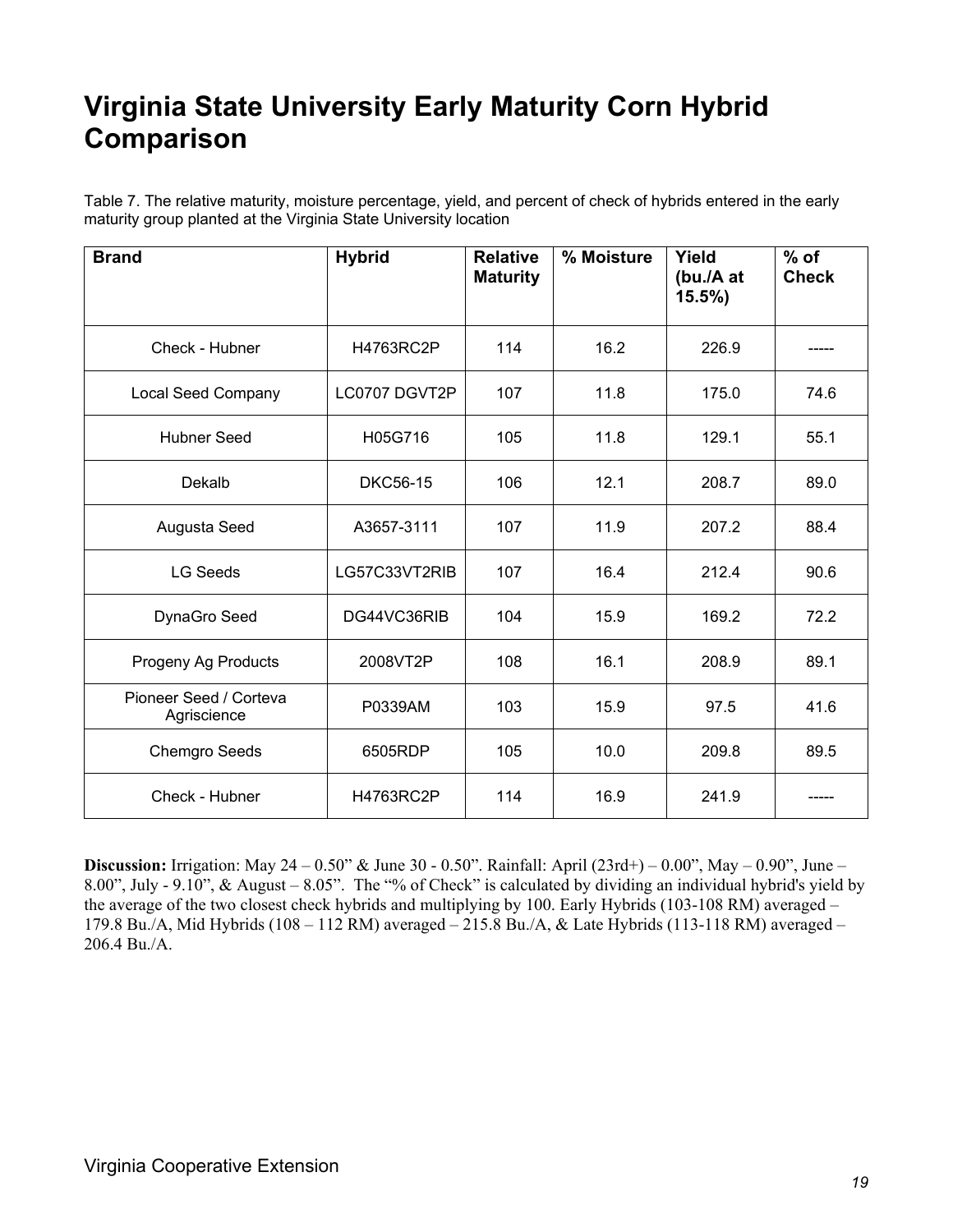# Virginia State University Early Maturity Corn Hybrid Comparison

Table 7. The relative maturity, moisture percentage, yield, and percent of check of hybrids entered in the early maturity group planted at the Virginia State University location

| Brand | Hybrid | Relative Maturity | % Moisture | Yield (bu./A at 15.5%) | % of Check |
|---|---|---|---|---|---|
| Check - Hubner | H4763RC2P | 114 | 16.2 | 226.9 | ----- |
| Local Seed Company | LC0707 DGVT2P | 107 | 11.8 | 175.0 | 74.6 |
| Hubner Seed | H05G716 | 105 | 11.8 | 129.1 | 55.1 |
| Dekalb | DKC56-15 | 106 | 12.1 | 208.7 | 89.0 |
| Augusta Seed | A3657-3111 | 107 | 11.9 | 207.2 | 88.4 |
| LG Seeds | LG57C33VT2RIB | 107 | 16.4 | 212.4 | 90.6 |
| DynaGro Seed | DG44VC36RIB | 104 | 15.9 | 169.2 | 72.2 |
| Progeny Ag Products | 2008VT2P | 108 | 16.1 | 208.9 | 89.1 |
| Pioneer Seed / Corteva Agriscience | P0339AM | 103 | 15.9 | 97.5 | 41.6 |
| Chemgro Seeds | 6505RDP | 105 | 10.0 | 209.8 | 89.5 |
| Check - Hubner | H4763RC2P | 114 | 16.9 | 241.9 | ----- |

**Discussion:** Irrigation: May 24 – 0.50" & June 30 - 0.50". Rainfall: April (23rd+) – 0.00", May – 0.90", June – 8.00", July - 9.10", & August – 8.05". The "% of Check" is calculated by dividing an individual hybrid's yield by the average of the two closest check hybrids and multiplying by 100. Early Hybrids (103-108 RM) averaged – 179.8 Bu./A, Mid Hybrids (108 – 112 RM) averaged – 215.8 Bu./A, & Late Hybrids (113-118 RM) averaged – 206.4 Bu./A.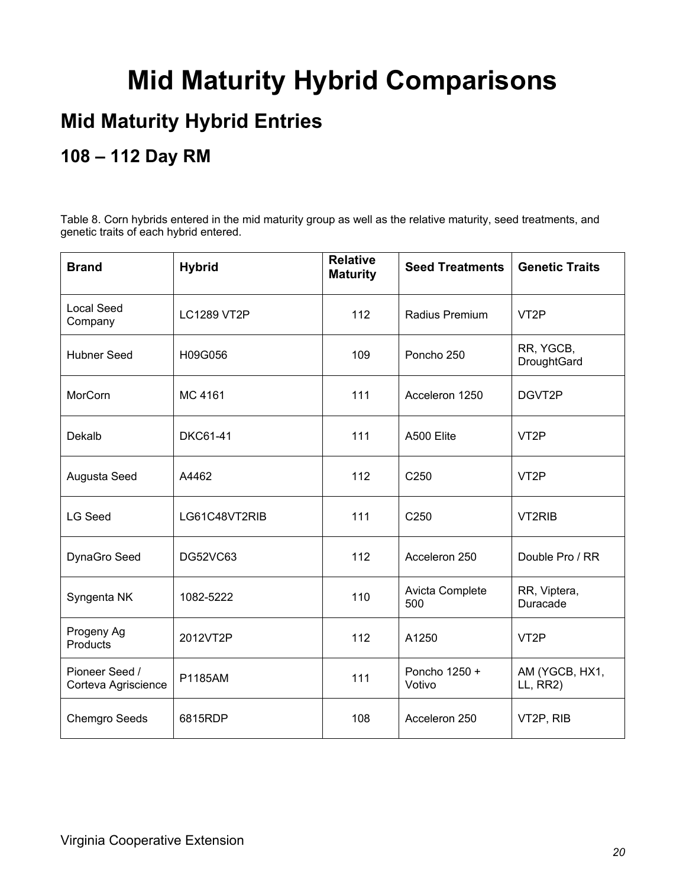# Mid Maturity Hybrid Comparisons

## Mid Maturity Hybrid Entries

### 108 – 112 Day RM

Table 8. Corn hybrids entered in the mid maturity group as well as the relative maturity, seed treatments, and genetic traits of each hybrid entered.

| Brand | Hybrid | Relative Maturity | Seed Treatments | Genetic Traits |
|---|---|---|---|---|
| Local Seed Company | LC1289 VT2P | 112 | Radius Premium | VT2P |
| Hubner Seed | H09G056 | 109 | Poncho 250 | RR, YGCB, DroughtGard |
| MorCorn | MC 4161 | 111 | Acceleron 1250 | DGVT2P |
| Dekalb | DKC61-41 | 111 | A500 Elite | VT2P |
| Augusta Seed | A4462 | 112 | C250 | VT2P |
| LG Seed | LG61C48VT2RIB | 111 | C250 | VT2RIB |
| DynaGro Seed | DG52VC63 | 112 | Acceleron 250 | Double Pro / RR |
| Syngenta NK | 1082-5222 | 110 | Avicta Complete 500 | RR, Viptera, Duracade |
| Progeny Ag Products | 2012VT2P | 112 | A1250 | VT2P |
| Pioneer Seed / Corteva Agriscience | P1185AM | 111 | Poncho 1250 + Votivo | AM (YGCB, HX1, LL, RR2) |
| Chemgro Seeds | 6815RDP | 108 | Acceleron 250 | VT2P, RIB |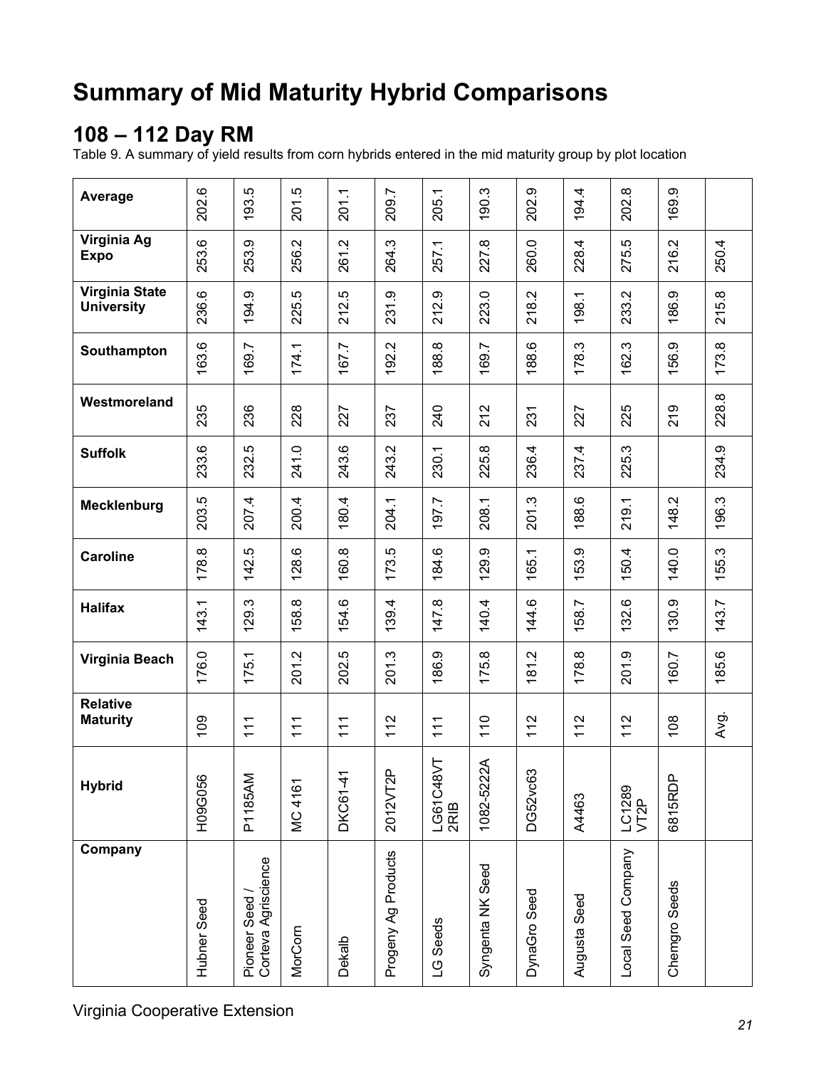# Summary of Mid Maturity Hybrid Comparisons

## 108 – 112 Day RM

Table 9. A summary of yield results from corn hybrids entered in the mid maturity group by plot location

| Company | Hybrid | Relative Maturity | Virginia Beach | Halifax | Caroline | Mecklenburg | Suffolk | Westmoreland | Southampton | Virginia State University | Virginia Ag Expo | Average |
|---|---|---|---|---|---|---|---|---|---|---|---|---|
| Hubner Seed | H09G056 | 109 | 176.0 | 143.1 | 178.8 | 203.5 | 233.6 | 235 | 163.6 | 236.6 | 253.6 | 202.6 |
| Pioneer Seed / Corteva Agriscience | P1185AM | 111 | 175.1 | 129.3 | 142.5 | 207.4 | 232.5 | 236 | 169.7 | 194.9 | 253.9 | 193.5 |
| MorCorn | MC 4161 | 111 | 201.2 | 158.8 | 128.6 | 200.4 | 241.0 | 228 | 174.1 | 225.5 | 256.2 | 201.5 |
| Dekalb | DKC61-41 | 111 | 202.5 | 154.6 | 160.8 | 180.4 | 243.6 | 227 | 167.7 | 212.5 | 261.2 | 201.1 |
| Progeny Ag Products | 2012VT2P | 112 | 201.3 | 139.4 | 173.5 | 204.1 | 243.2 | 237 | 192.2 | 231.9 | 264.3 | 209.7 |
| LG Seeds | LG61C48VT 2RIB | 111 | 186.9 | 147.8 | 184.6 | 197.7 | 230.1 | 240 | 188.8 | 212.9 | 257.1 | 205.1 |
| Syngenta NK Seed | 1082-5222A | 110 | 175.8 | 140.4 | 129.9 | 208.1 | 225.8 | 212 | 169.7 | 223.0 | 227.8 | 190.3 |
| DynaGro Seed | DG52vc63 | 112 | 181.2 | 144.6 | 165.1 | 201.3 | 236.4 | 231 | 188.6 | 218.2 | 260.0 | 202.9 |
| Augusta Seed | A4463 | 112 | 178.8 | 158.7 | 153.9 | 188.6 | 237.4 | 227 | 178.3 | 198.1 | 228.4 | 194.4 |
| Local Seed Company | LC1289 VT2P | 112 | 201.9 | 132.6 | 150.4 | 219.1 | 225.3 | 225 | 162.3 | 233.2 | 275.5 | 202.8 |
| Chemgro Seeds | 6815RDP | 108 | 160.7 | 130.9 | 140.0 | 148.2 | | 219 | 156.9 | 186.9 | 216.2 | 169.9 |
| | | Avg. | 185.6 | 143.7 | 155.3 | 196.3 | 234.9 | 228.8 | 173.8 | 215.8 | 250.4 | |

Virginia Cooperative Extension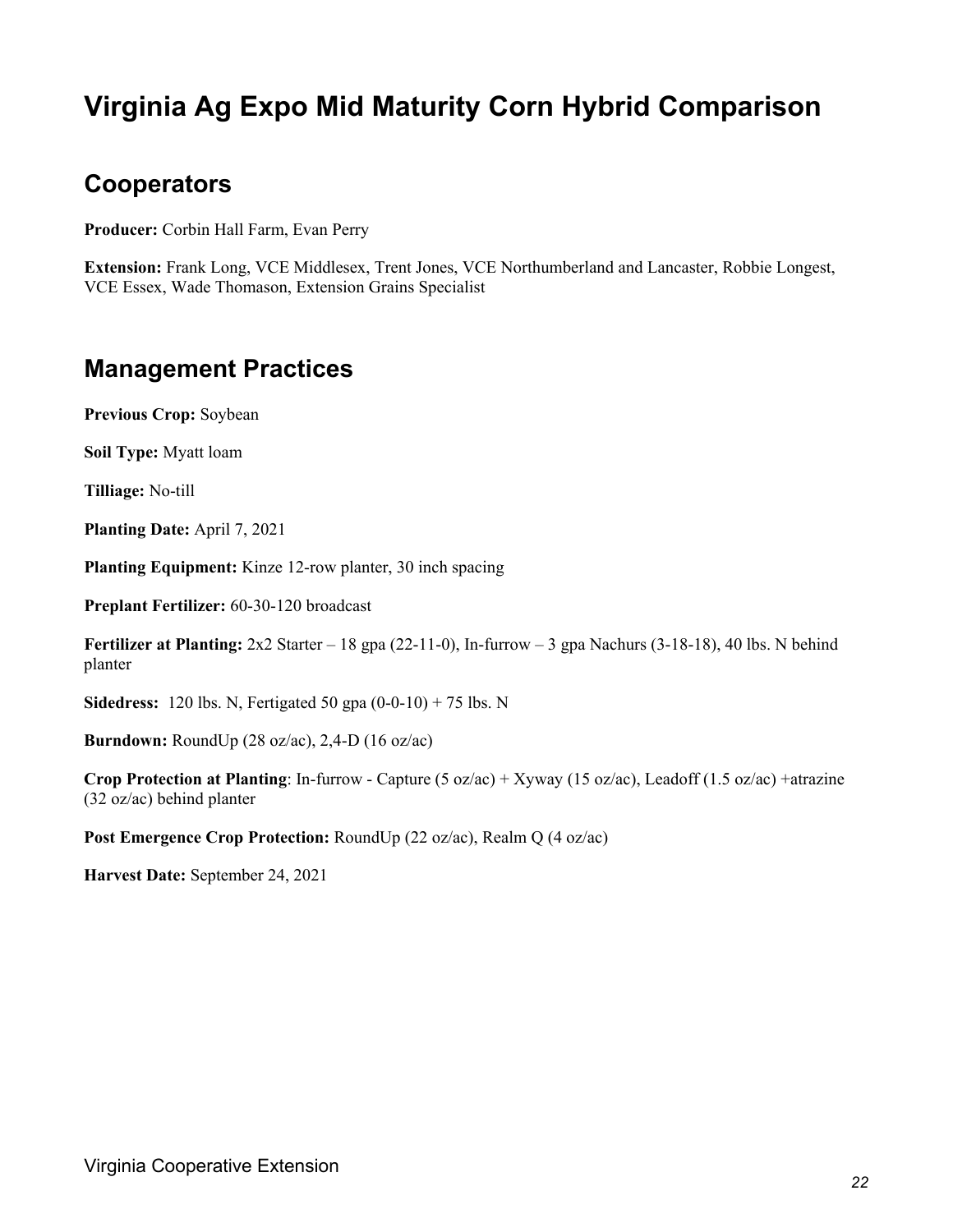# Virginia Ag Expo Mid Maturity Corn Hybrid Comparison

## Cooperators

**Producer:** Corbin Hall Farm, Evan Perry

**Extension:** Frank Long, VCE Middlesex, Trent Jones, VCE Northumberland and Lancaster, Robbie Longest, VCE Essex, Wade Thomason, Extension Grains Specialist

## Management Practices

**Previous Crop:** Soybean

**Soil Type:** Myatt loam

**Tilliage:** No-till

**Planting Date:** April 7, 2021

**Planting Equipment:** Kinze 12-row planter, 30 inch spacing

**Preplant Fertilizer:** 60-30-120 broadcast

**Fertilizer at Planting:** 2x2 Starter – 18 gpa (22-11-0), In-furrow – 3 gpa Nachurs (3-18-18), 40 lbs. N behind planter

**Sidedress:** 120 lbs. N, Fertigated 50 gpa (0-0-10) + 75 lbs. N

**Burndown:** RoundUp (28 oz/ac), 2,4-D (16 oz/ac)

**Crop Protection at Planting**: In-furrow - Capture (5 oz/ac) + Xyway (15 oz/ac), Leadoff (1.5 oz/ac) +atrazine (32 oz/ac) behind planter

**Post Emergence Crop Protection:** RoundUp (22 oz/ac), Realm Q (4 oz/ac)

**Harvest Date:** September 24, 2021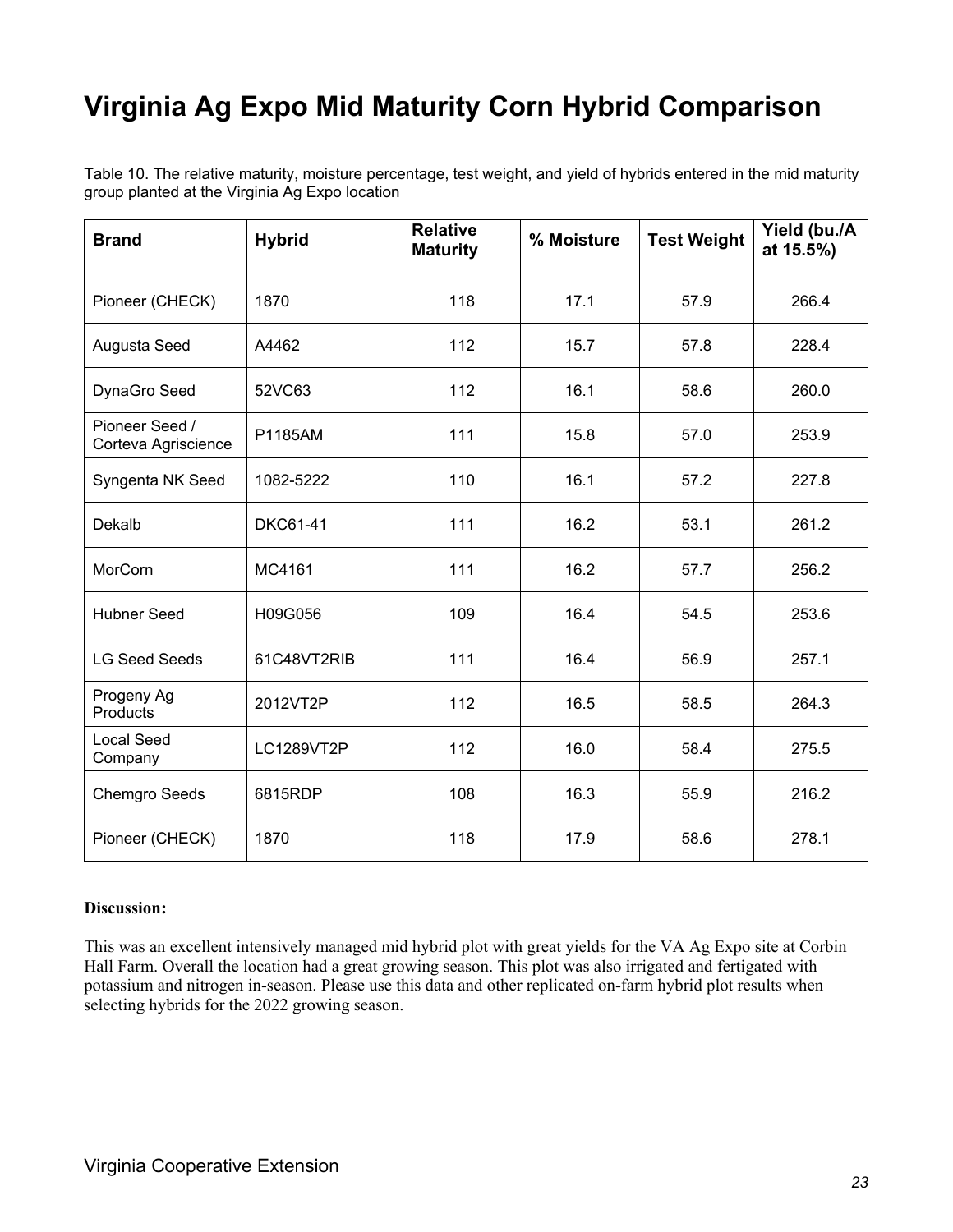# Virginia Ag Expo Mid Maturity Corn Hybrid Comparison

Table 10. The relative maturity, moisture percentage, test weight, and yield of hybrids entered in the mid maturity group planted at the Virginia Ag Expo location

| Brand | Hybrid | Relative Maturity | % Moisture | Test Weight | Yield (bu./A at 15.5%) |
|---|---|---|---|---|---|
| Pioneer (CHECK) | 1870 | 118 | 17.1 | 57.9 | 266.4 |
| Augusta Seed | A4462 | 112 | 15.7 | 57.8 | 228.4 |
| DynaGro Seed | 52VC63 | 112 | 16.1 | 58.6 | 260.0 |
| Pioneer Seed / Corteva Agriscience | P1185AM | 111 | 15.8 | 57.0 | 253.9 |
| Syngenta NK Seed | 1082-5222 | 110 | 16.1 | 57.2 | 227.8 |
| Dekalb | DKC61-41 | 111 | 16.2 | 53.1 | 261.2 |
| MorCorn | MC4161 | 111 | 16.2 | 57.7 | 256.2 |
| Hubner Seed | H09G056 | 109 | 16.4 | 54.5 | 253.6 |
| LG Seed Seeds | 61C48VT2RIB | 111 | 16.4 | 56.9 | 257.1 |
| Progeny Ag Products | 2012VT2P | 112 | 16.5 | 58.5 | 264.3 |
| Local Seed Company | LC1289VT2P | 112 | 16.0 | 58.4 | 275.5 |
| Chemgro Seeds | 6815RDP | 108 | 16.3 | 55.9 | 216.2 |
| Pioneer (CHECK) | 1870 | 118 | 17.9 | 58.6 | 278.1 |

**Discussion:**

This was an excellent intensively managed mid hybrid plot with great yields for the VA Ag Expo site at Corbin Hall Farm. Overall the location had a great growing season. This plot was also irrigated and fertigated with potassium and nitrogen in-season. Please use this data and other replicated on-farm hybrid plot results when selecting hybrids for the 2022 growing season.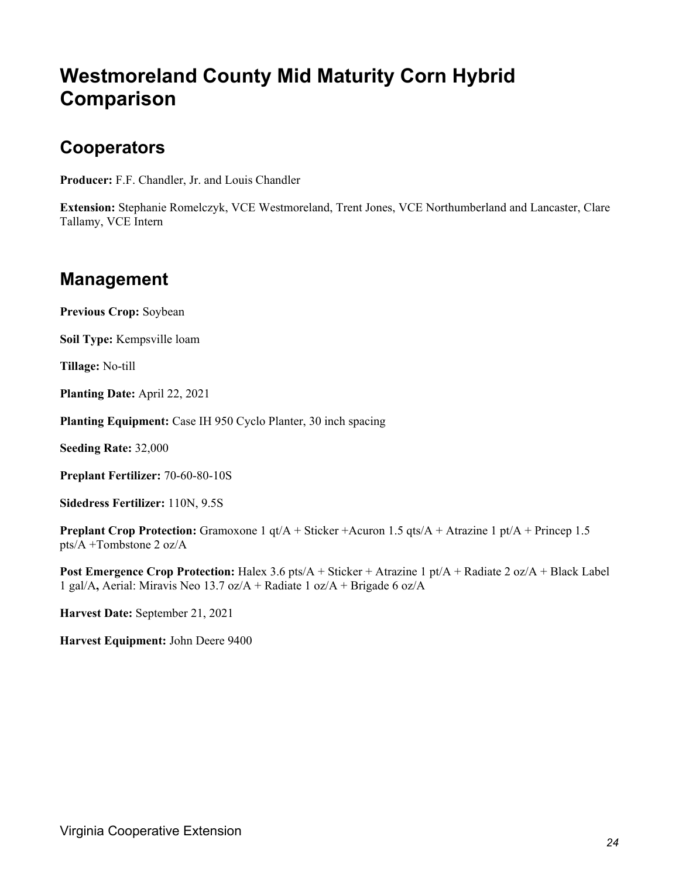# Westmoreland County Mid Maturity Corn Hybrid Comparison

## Cooperators

**Producer:** F.F. Chandler, Jr. and Louis Chandler

**Extension:** Stephanie Romelczyk, VCE Westmoreland, Trent Jones, VCE Northumberland and Lancaster, Clare Tallamy, VCE Intern

## Management

**Previous Crop:** Soybean

**Soil Type:** Kempsville loam

**Tillage:** No-till

**Planting Date:** April 22, 2021

**Planting Equipment:** Case IH 950 Cyclo Planter, 30 inch spacing

**Seeding Rate:** 32,000

**Preplant Fertilizer:** 70-60-80-10S

**Sidedress Fertilizer:** 110N, 9.5S

**Preplant Crop Protection:** Gramoxone 1 qt/A + Sticker +Acuron 1.5 qts/A + Atrazine 1 pt/A + Princep 1.5 pts/A +Tombstone 2 oz/A

**Post Emergence Crop Protection:** Halex 3.6 pts/A + Sticker + Atrazine 1 pt/A + Radiate 2 oz/A + Black Label 1 gal/A**,** Aerial: Miravis Neo 13.7 oz/A + Radiate 1 oz/A + Brigade 6 oz/A

**Harvest Date:** September 21, 2021

**Harvest Equipment:** John Deere 9400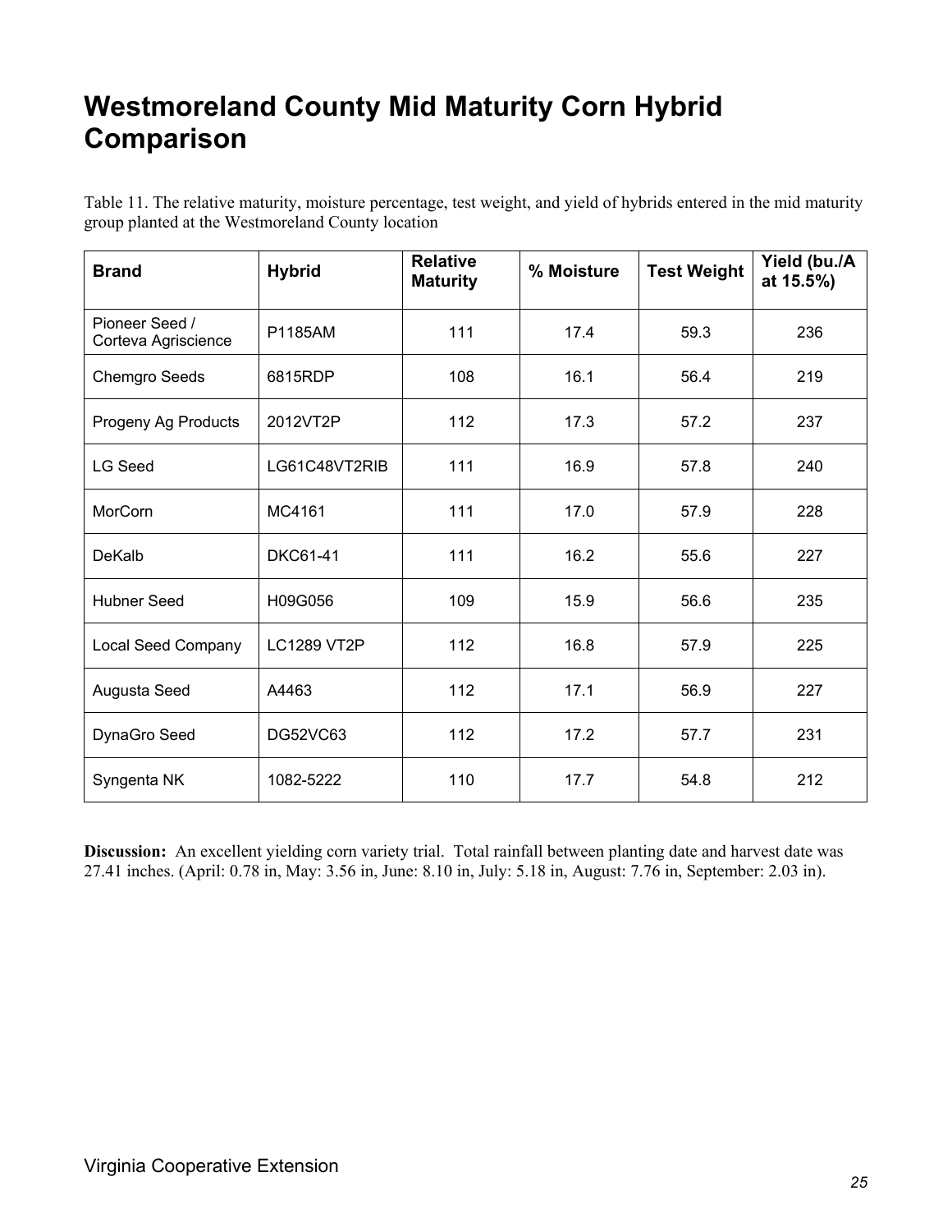# Westmoreland County Mid Maturity Corn Hybrid Comparison

Table 11. The relative maturity, moisture percentage, test weight, and yield of hybrids entered in the mid maturity group planted at the Westmoreland County location

| Brand | Hybrid | Relative Maturity | % Moisture | Test Weight | Yield (bu./A at 15.5%) |
|---|---|---|---|---|---|
| Pioneer Seed / Corteva Agriscience | P1185AM | 111 | 17.4 | 59.3 | 236 |
| Chemgro Seeds | 6815RDP | 108 | 16.1 | 56.4 | 219 |
| Progeny Ag Products | 2012VT2P | 112 | 17.3 | 57.2 | 237 |
| LG Seed | LG61C48VT2RIB | 111 | 16.9 | 57.8 | 240 |
| MorCorn | MC4161 | 111 | 17.0 | 57.9 | 228 |
| DeKalb | DKC61-41 | 111 | 16.2 | 55.6 | 227 |
| Hubner Seed | H09G056 | 109 | 15.9 | 56.6 | 235 |
| Local Seed Company | LC1289 VT2P | 112 | 16.8 | 57.9 | 225 |
| Augusta Seed | A4463 | 112 | 17.1 | 56.9 | 227 |
| DynaGro Seed | DG52VC63 | 112 | 17.2 | 57.7 | 231 |
| Syngenta NK | 1082-5222 | 110 | 17.7 | 54.8 | 212 |

**Discussion:** An excellent yielding corn variety trial. Total rainfall between planting date and harvest date was 27.41 inches. (April: 0.78 in, May: 3.56 in, June: 8.10 in, July: 5.18 in, August: 7.76 in, September: 2.03 in).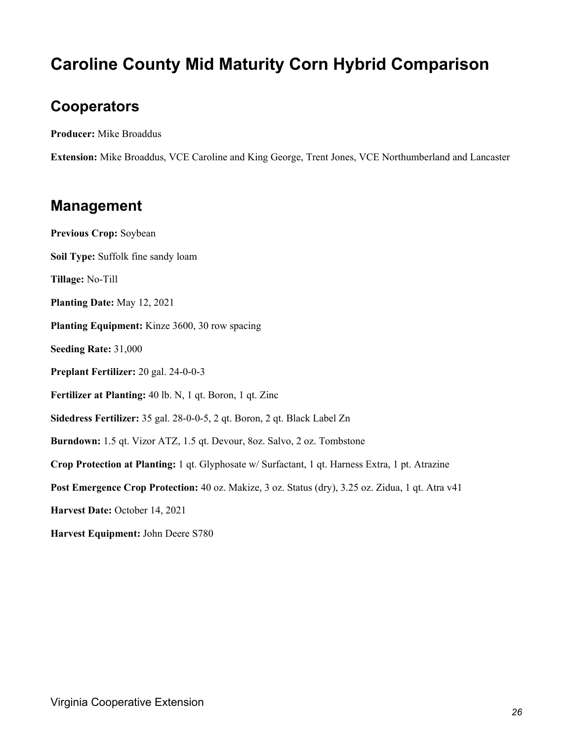# Caroline County Mid Maturity Corn Hybrid Comparison

## Cooperators

**Producer:** Mike Broaddus

**Extension:** Mike Broaddus, VCE Caroline and King George, Trent Jones, VCE Northumberland and Lancaster

## Management

**Previous Crop:** Soybean

**Soil Type:** Suffolk fine sandy loam

**Tillage:** No-Till

**Planting Date:** May 12, 2021

**Planting Equipment:** Kinze 3600, 30 row spacing

**Seeding Rate:** 31,000

**Preplant Fertilizer:** 20 gal. 24-0-0-3

**Fertilizer at Planting:** 40 lb. N, 1 qt. Boron, 1 qt. Zinc

**Sidedress Fertilizer:** 35 gal. 28-0-0-5, 2 qt. Boron, 2 qt. Black Label Zn

**Burndown:** 1.5 qt. Vizor ATZ, 1.5 qt. Devour, 8oz. Salvo, 2 oz. Tombstone

**Crop Protection at Planting:** 1 qt. Glyphosate w/ Surfactant, 1 qt. Harness Extra, 1 pt. Atrazine

**Post Emergence Crop Protection:** 40 oz. Makize, 3 oz. Status (dry), 3.25 oz. Zidua, 1 qt. Atra v41

**Harvest Date:** October 14, 2021

**Harvest Equipment:** John Deere S780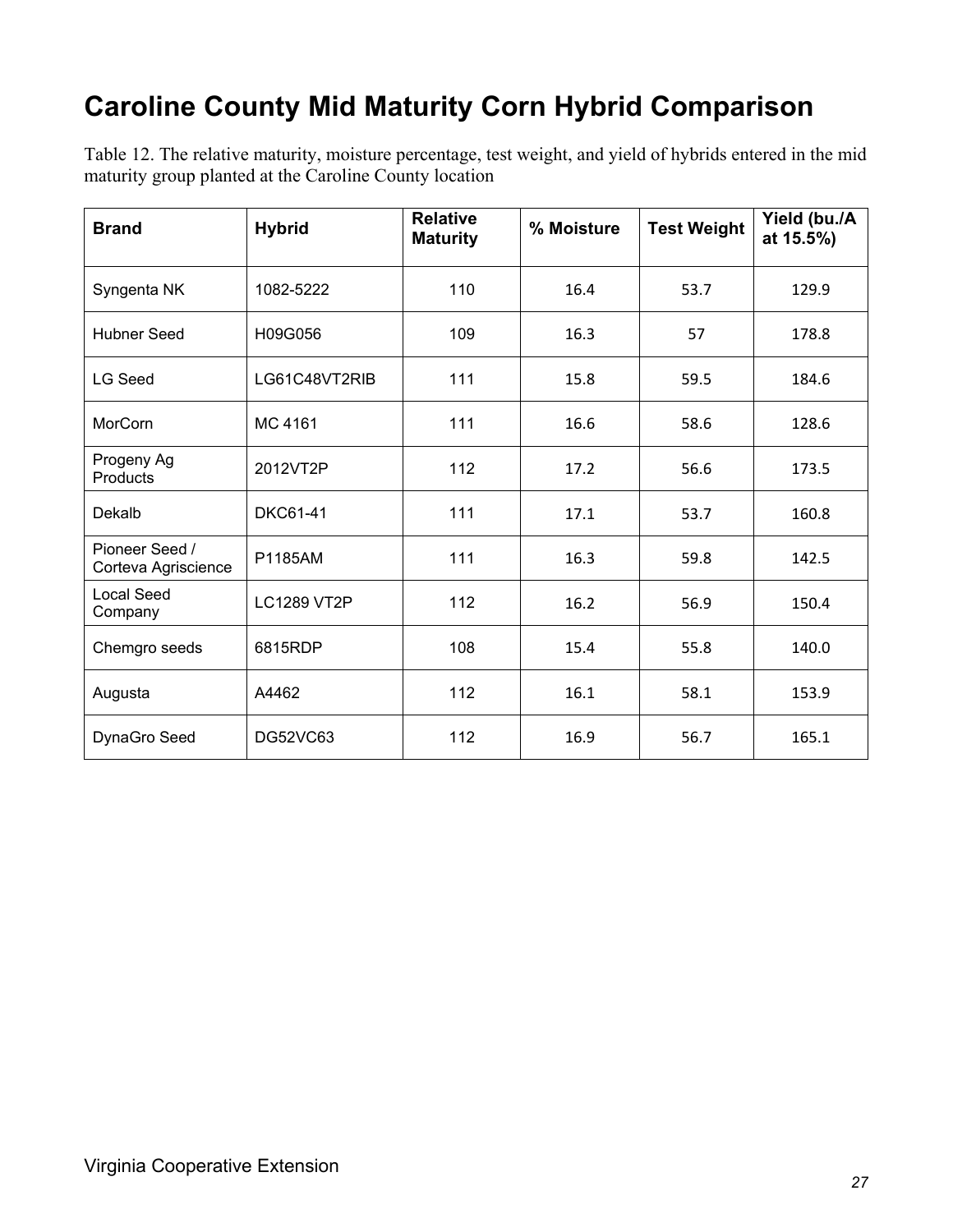# Caroline County Mid Maturity Corn Hybrid Comparison

Table 12. The relative maturity, moisture percentage, test weight, and yield of hybrids entered in the mid maturity group planted at the Caroline County location

| Brand | Hybrid | Relative Maturity | % Moisture | Test Weight | Yield (bu./A at 15.5%) |
|---|---|---|---|---|---|
| Syngenta NK | 1082-5222 | 110 | 16.4 | 53.7 | 129.9 |
| Hubner Seed | H09G056 | 109 | 16.3 | 57 | 178.8 |
| LG Seed | LG61C48VT2RIB | 111 | 15.8 | 59.5 | 184.6 |
| MorCorn | MC 4161 | 111 | 16.6 | 58.6 | 128.6 |
| Progeny Ag Products | 2012VT2P | 112 | 17.2 | 56.6 | 173.5 |
| Dekalb | DKC61-41 | 111 | 17.1 | 53.7 | 160.8 |
| Pioneer Seed / Corteva Agriscience | P1185AM | 111 | 16.3 | 59.8 | 142.5 |
| Local Seed Company | LC1289 VT2P | 112 | 16.2 | 56.9 | 150.4 |
| Chemgro seeds | 6815RDP | 108 | 15.4 | 55.8 | 140.0 |
| Augusta | A4462 | 112 | 16.1 | 58.1 | 153.9 |
| DynaGro Seed | DG52VC63 | 112 | 16.9 | 56.7 | 165.1 |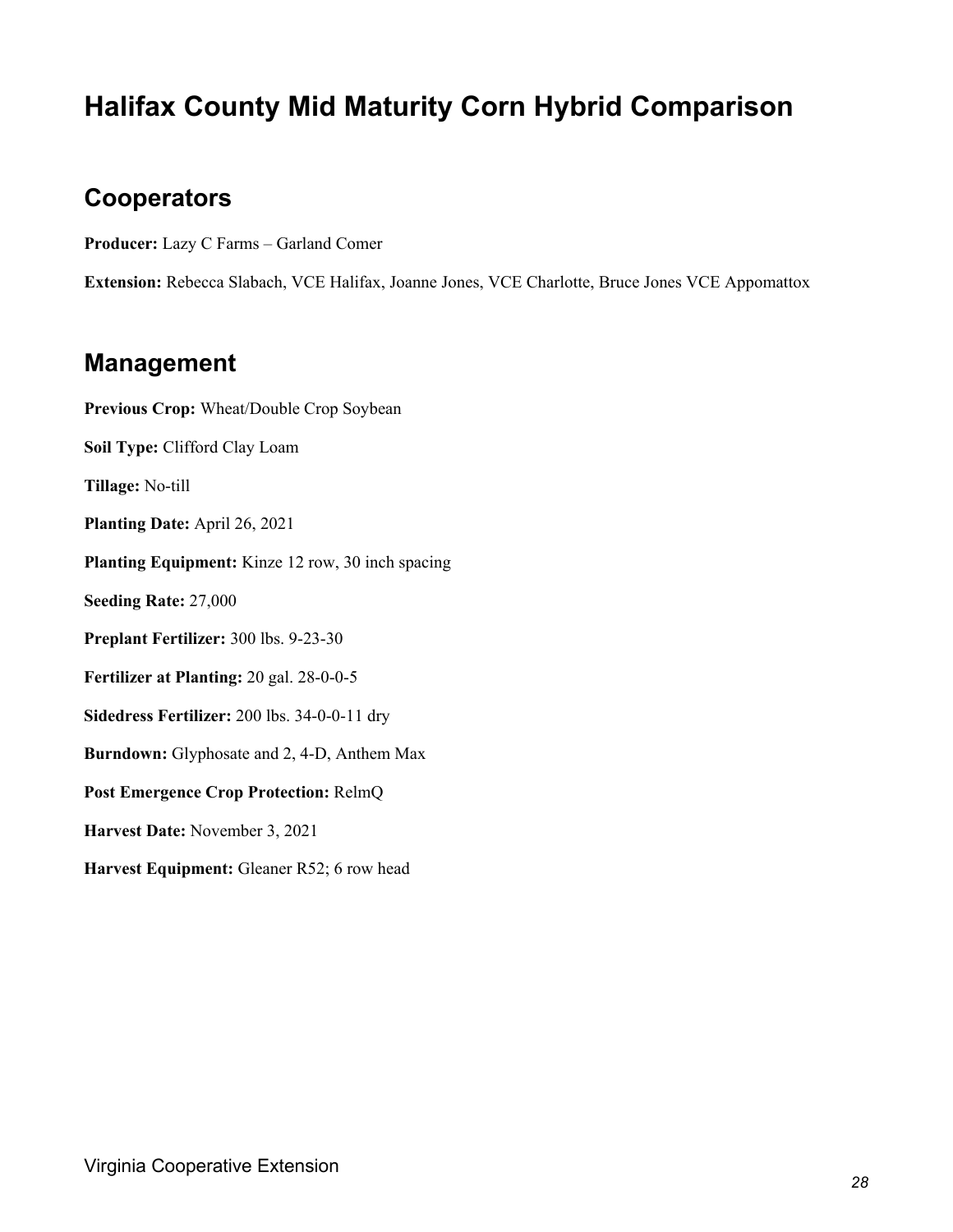# Halifax County Mid Maturity Corn Hybrid Comparison

## Cooperators

**Producer:** Lazy C Farms – Garland Comer

**Extension:** Rebecca Slabach, VCE Halifax, Joanne Jones, VCE Charlotte, Bruce Jones VCE Appomattox

## Management

**Previous Crop:** Wheat/Double Crop Soybean

**Soil Type:** Clifford Clay Loam

**Tillage:** No-till

**Planting Date:** April 26, 2021

**Planting Equipment:** Kinze 12 row, 30 inch spacing

**Seeding Rate:** 27,000

**Preplant Fertilizer:** 300 lbs. 9-23-30

**Fertilizer at Planting:** 20 gal. 28-0-0-5

**Sidedress Fertilizer:** 200 lbs. 34-0-0-11 dry

**Burndown:** Glyphosate and 2, 4-D, Anthem Max

**Post Emergence Crop Protection:** RelmQ

**Harvest Date:** November 3, 2021

**Harvest Equipment:** Gleaner R52; 6 row head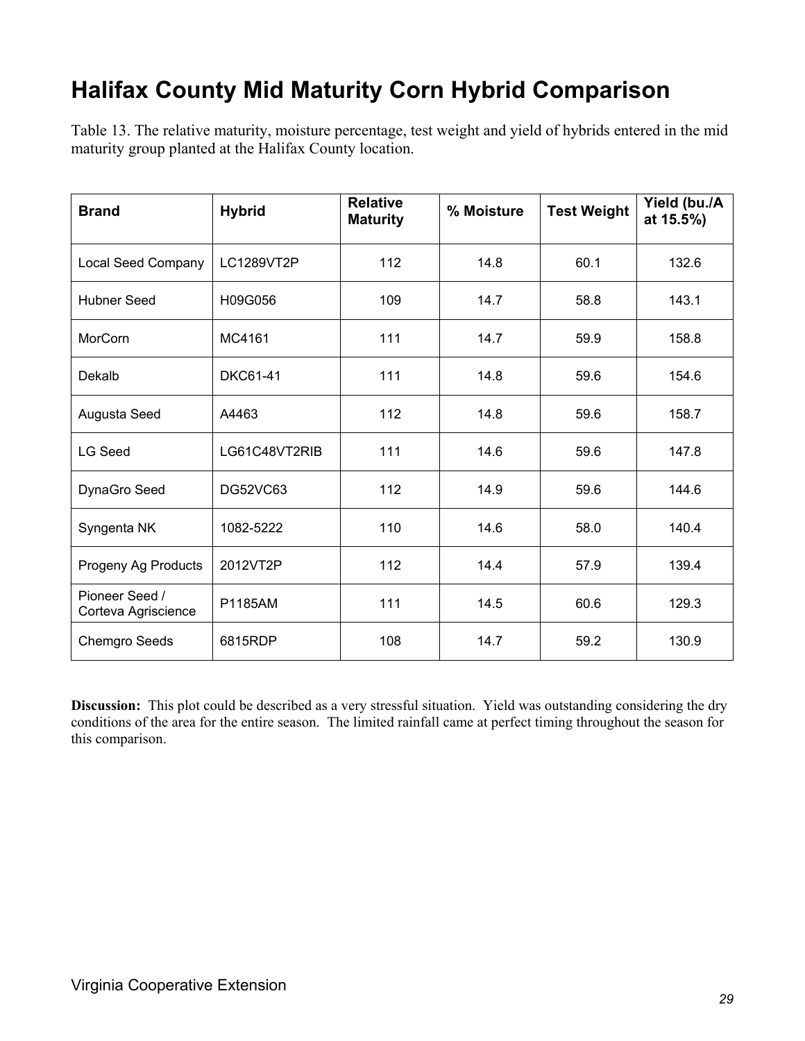# Halifax County Mid Maturity Corn Hybrid Comparison

Table 13. The relative maturity, moisture percentage, test weight and yield of hybrids entered in the mid maturity group planted at the Halifax County location.

| Brand | Hybrid | Relative Maturity | % Moisture | Test Weight | Yield (bu./A at 15.5%) |
|---|---|---|---|---|---|
| Local Seed Company | LC1289VT2P | 112 | 14.8 | 60.1 | 132.6 |
| Hubner Seed | H09G056 | 109 | 14.7 | 58.8 | 143.1 |
| MorCorn | MC4161 | 111 | 14.7 | 59.9 | 158.8 |
| Dekalb | DKC61-41 | 111 | 14.8 | 59.6 | 154.6 |
| Augusta Seed | A4463 | 112 | 14.8 | 59.6 | 158.7 |
| LG Seed | LG61C48VT2RIB | 111 | 14.6 | 59.6 | 147.8 |
| DynaGro Seed | DG52VC63 | 112 | 14.9 | 59.6 | 144.6 |
| Syngenta NK | 1082-5222 | 110 | 14.6 | 58.0 | 140.4 |
| Progeny Ag Products | 2012VT2P | 112 | 14.4 | 57.9 | 139.4 |
| Pioneer Seed / Corteva Agriscience | P1185AM | 111 | 14.5 | 60.6 | 129.3 |
| Chemgro Seeds | 6815RDP | 108 | 14.7 | 59.2 | 130.9 |

**Discussion:** This plot could be described as a very stressful situation. Yield was outstanding considering the dry conditions of the area for the entire season. The limited rainfall came at perfect timing throughout the season for this comparison.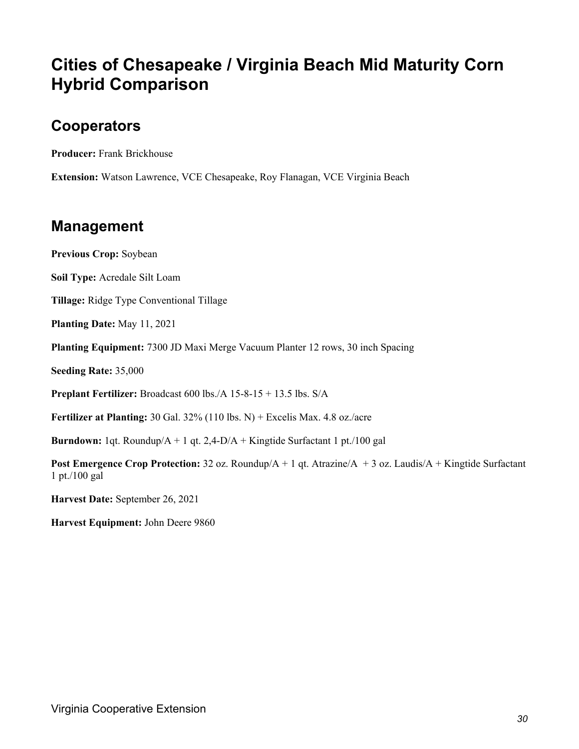# Cities of Chesapeake / Virginia Beach Mid Maturity Corn Hybrid Comparison

## Cooperators

**Producer:** Frank Brickhouse

**Extension:** Watson Lawrence, VCE Chesapeake, Roy Flanagan, VCE Virginia Beach

## Management

**Previous Crop:** Soybean

**Soil Type:** Acredale Silt Loam

**Tillage:** Ridge Type Conventional Tillage

**Planting Date:** May 11, 2021

**Planting Equipment:** 7300 JD Maxi Merge Vacuum Planter 12 rows, 30 inch Spacing

**Seeding Rate:** 35,000

**Preplant Fertilizer:** Broadcast 600 lbs./A 15-8-15 + 13.5 lbs. S/A

**Fertilizer at Planting:** 30 Gal. 32% (110 lbs. N) + Excelis Max. 4.8 oz./acre

**Burndown:** 1qt. Roundup/A + 1 qt. 2,4-D/A + Kingtide Surfactant 1 pt./100 gal

**Post Emergence Crop Protection:** 32 oz. Roundup/A + 1 qt. Atrazine/A + 3 oz. Laudis/A + Kingtide Surfactant 1 pt./100 gal

**Harvest Date:** September 26, 2021

**Harvest Equipment:** John Deere 9860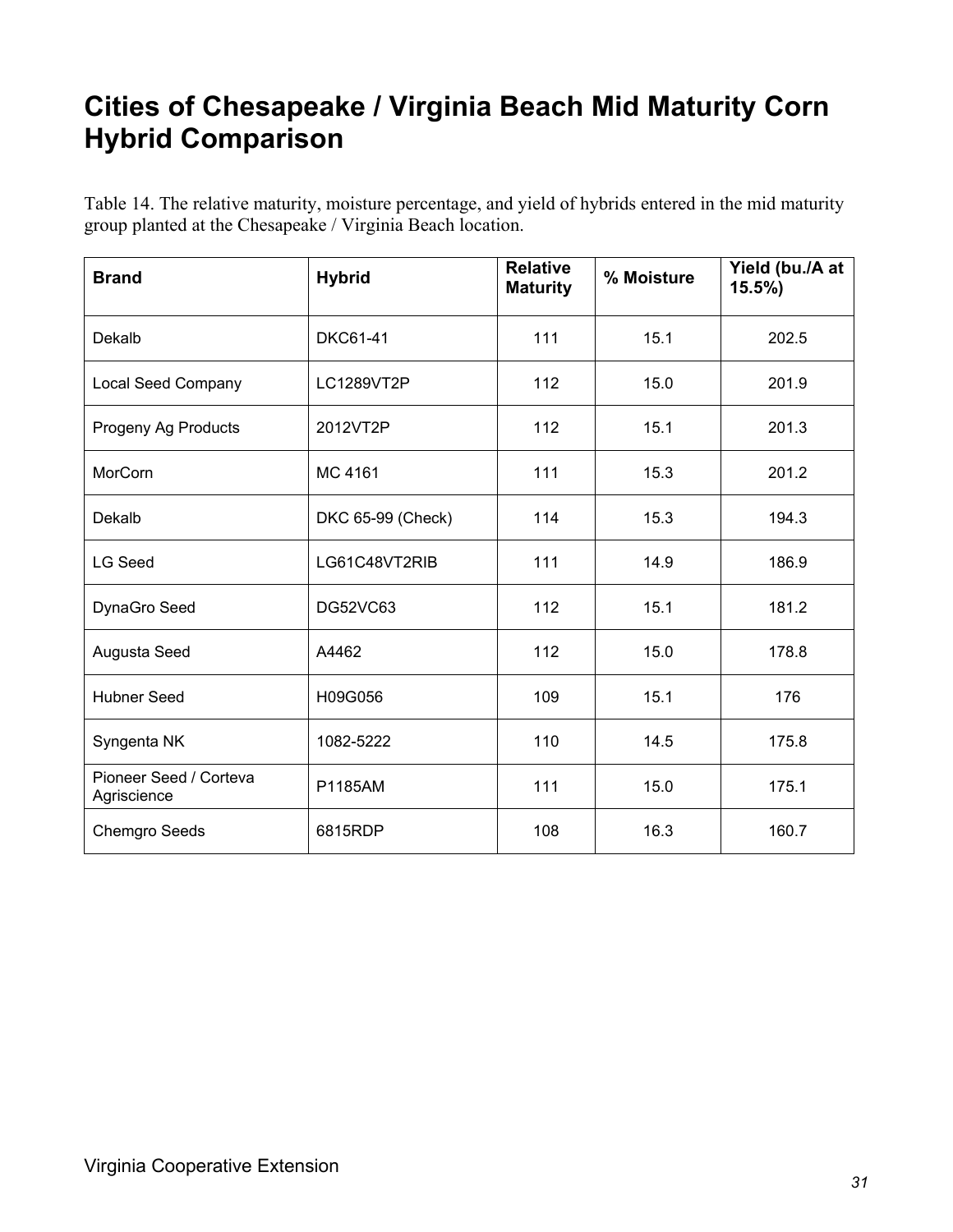# Cities of Chesapeake / Virginia Beach Mid Maturity Corn Hybrid Comparison

Table 14. The relative maturity, moisture percentage, and yield of hybrids entered in the mid maturity group planted at the Chesapeake / Virginia Beach location.

| Brand | Hybrid | Relative Maturity | % Moisture | Yield (bu./A at 15.5%) |
|---|---|---|---|---|
| Dekalb | DKC61-41 | 111 | 15.1 | 202.5 |
| Local Seed Company | LC1289VT2P | 112 | 15.0 | 201.9 |
| Progeny Ag Products | 2012VT2P | 112 | 15.1 | 201.3 |
| MorCorn | MC 4161 | 111 | 15.3 | 201.2 |
| Dekalb | DKC 65-99 (Check) | 114 | 15.3 | 194.3 |
| LG Seed | LG61C48VT2RIB | 111 | 14.9 | 186.9 |
| DynaGro Seed | DG52VC63 | 112 | 15.1 | 181.2 |
| Augusta Seed | A4462 | 112 | 15.0 | 178.8 |
| Hubner Seed | H09G056 | 109 | 15.1 | 176 |
| Syngenta NK | 1082-5222 | 110 | 14.5 | 175.8 |
| Pioneer Seed / Corteva Agriscience | P1185AM | 111 | 15.0 | 175.1 |
| Chemgro Seeds | 6815RDP | 108 | 16.3 | 160.7 |

Virginia Cooperative Extension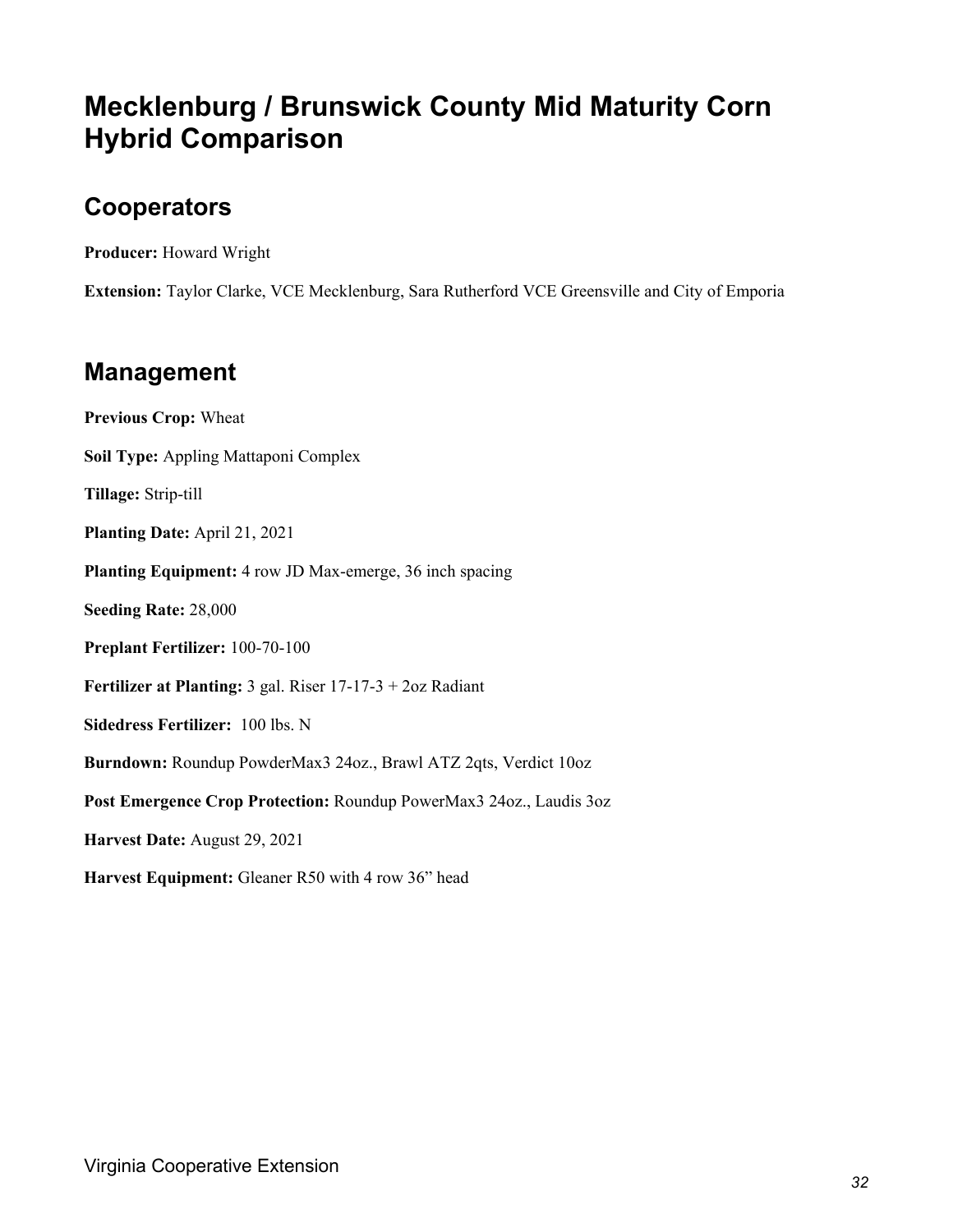# Mecklenburg / Brunswick County Mid Maturity Corn Hybrid Comparison

## Cooperators

**Producer:** Howard Wright

**Extension:** Taylor Clarke, VCE Mecklenburg, Sara Rutherford VCE Greensville and City of Emporia

## Management

**Previous Crop:** Wheat

**Soil Type:** Appling Mattaponi Complex

**Tillage:** Strip-till

**Planting Date:** April 21, 2021

**Planting Equipment:** 4 row JD Max-emerge, 36 inch spacing

**Seeding Rate:** 28,000

**Preplant Fertilizer:** 100-70-100

**Fertilizer at Planting:** 3 gal. Riser 17-17-3 + 2oz Radiant

**Sidedress Fertilizer:** 100 lbs. N

**Burndown:** Roundup PowderMax3 24oz., Brawl ATZ 2qts, Verdict 10oz

**Post Emergence Crop Protection:** Roundup PowerMax3 24oz., Laudis 3oz

**Harvest Date:** August 29, 2021

**Harvest Equipment:** Gleaner R50 with 4 row 36" head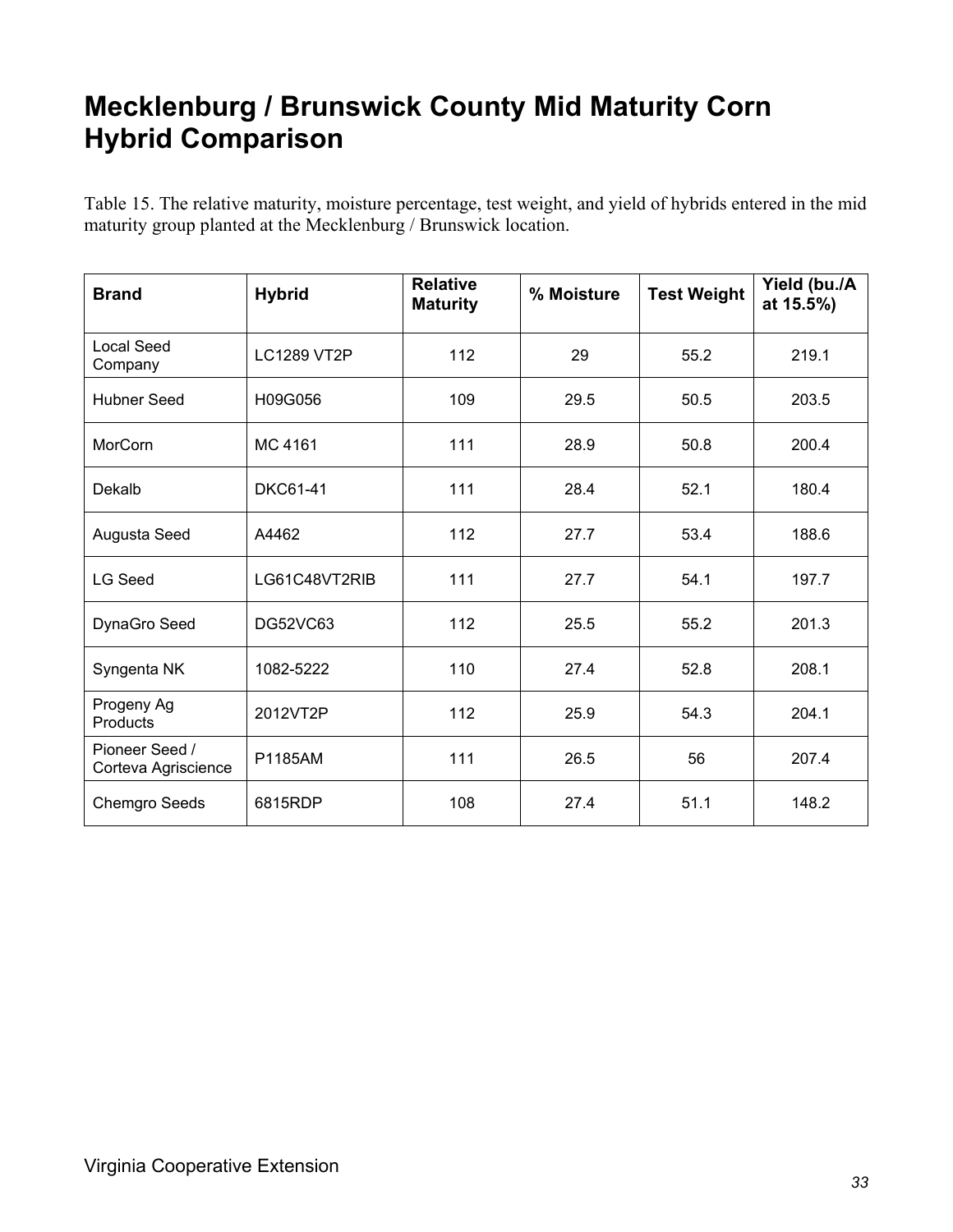# Mecklenburg / Brunswick County Mid Maturity Corn Hybrid Comparison

Table 15. The relative maturity, moisture percentage, test weight, and yield of hybrids entered in the mid maturity group planted at the Mecklenburg / Brunswick location.

| Brand | Hybrid | Relative Maturity | % Moisture | Test Weight | Yield (bu./A at 15.5%) |
|---|---|---|---|---|---|
| Local Seed Company | LC1289 VT2P | 112 | 29 | 55.2 | 219.1 |
| Hubner Seed | H09G056 | 109 | 29.5 | 50.5 | 203.5 |
| MorCorn | MC 4161 | 111 | 28.9 | 50.8 | 200.4 |
| Dekalb | DKC61-41 | 111 | 28.4 | 52.1 | 180.4 |
| Augusta Seed | A4462 | 112 | 27.7 | 53.4 | 188.6 |
| LG Seed | LG61C48VT2RIB | 111 | 27.7 | 54.1 | 197.7 |
| DynaGro Seed | DG52VC63 | 112 | 25.5 | 55.2 | 201.3 |
| Syngenta NK | 1082-5222 | 110 | 27.4 | 52.8 | 208.1 |
| Progeny Ag Products | 2012VT2P | 112 | 25.9 | 54.3 | 204.1 |
| Pioneer Seed / Corteva Agriscience | P1185AM | 111 | 26.5 | 56 | 207.4 |
| Chemgro Seeds | 6815RDP | 108 | 27.4 | 51.1 | 148.2 |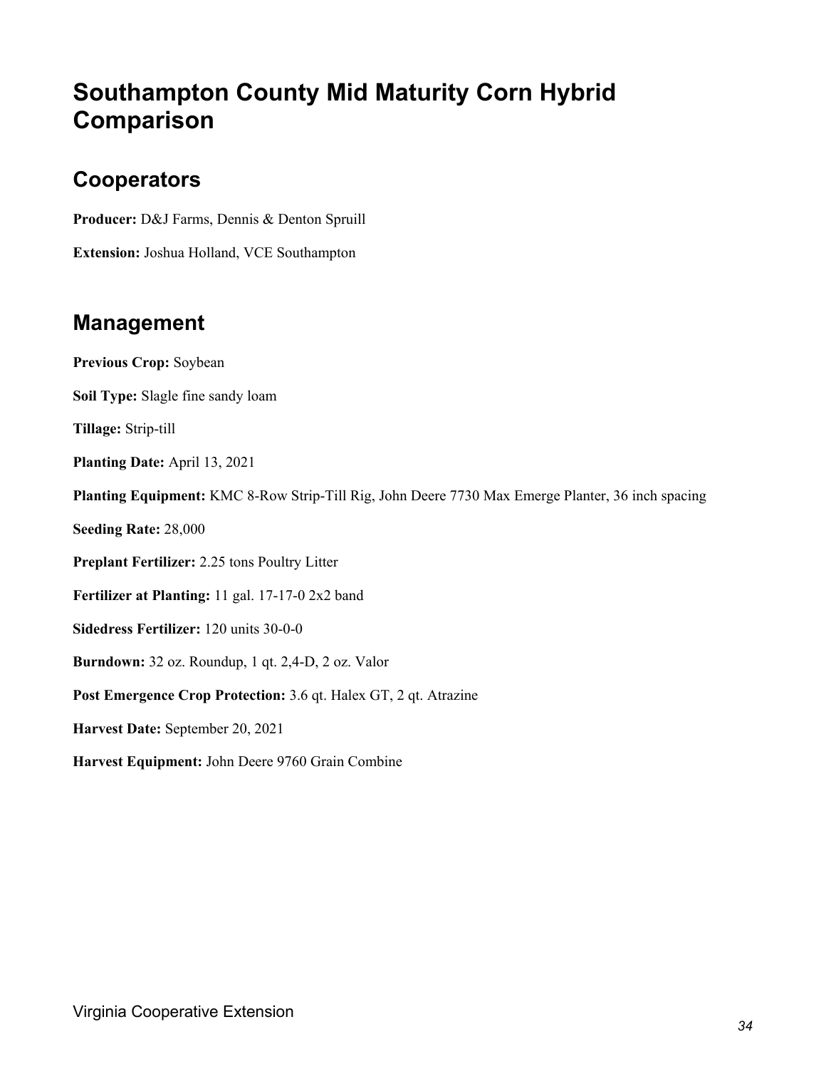# Southampton County Mid Maturity Corn Hybrid Comparison

## Cooperators

**Producer:** D&J Farms, Dennis & Denton Spruill

**Extension:** Joshua Holland, VCE Southampton

## Management

**Previous Crop:** Soybean

**Soil Type:** Slagle fine sandy loam

**Tillage:** Strip-till

**Planting Date:** April 13, 2021

**Planting Equipment:** KMC 8-Row Strip-Till Rig, John Deere 7730 Max Emerge Planter, 36 inch spacing

**Seeding Rate:** 28,000

**Preplant Fertilizer:** 2.25 tons Poultry Litter

**Fertilizer at Planting:** 11 gal. 17-17-0 2x2 band

**Sidedress Fertilizer:** 120 units 30-0-0

**Burndown:** 32 oz. Roundup, 1 qt. 2,4-D, 2 oz. Valor

**Post Emergence Crop Protection:** 3.6 qt. Halex GT, 2 qt. Atrazine

**Harvest Date:** September 20, 2021

**Harvest Equipment:** John Deere 9760 Grain Combine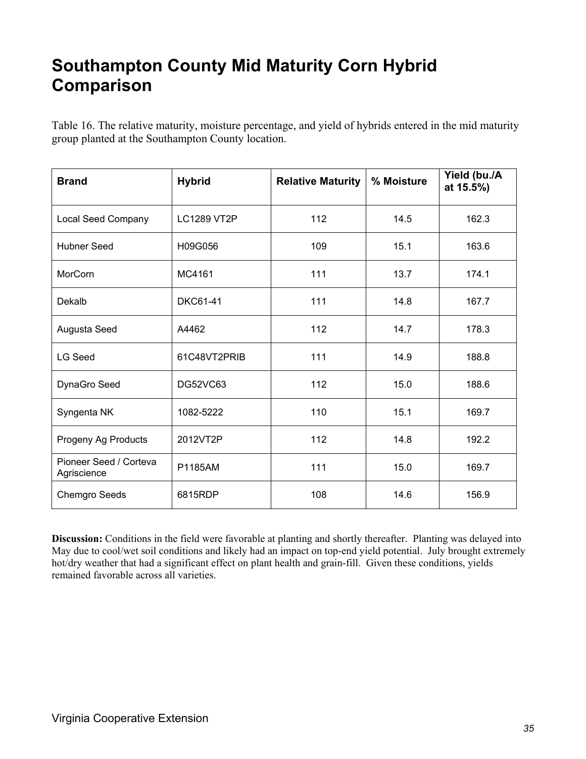# Southampton County Mid Maturity Corn Hybrid Comparison

Table 16. The relative maturity, moisture percentage, and yield of hybrids entered in the mid maturity group planted at the Southampton County location.

| Brand | Hybrid | Relative Maturity | % Moisture | Yield (bu./A at 15.5%) |
|---|---|---|---|---|
| Local Seed Company | LC1289 VT2P | 112 | 14.5 | 162.3 |
| Hubner Seed | H09G056 | 109 | 15.1 | 163.6 |
| MorCorn | MC4161 | 111 | 13.7 | 174.1 |
| Dekalb | DKC61-41 | 111 | 14.8 | 167.7 |
| Augusta Seed | A4462 | 112 | 14.7 | 178.3 |
| LG Seed | 61C48VT2PRIB | 111 | 14.9 | 188.8 |
| DynaGro Seed | DG52VC63 | 112 | 15.0 | 188.6 |
| Syngenta NK | 1082-5222 | 110 | 15.1 | 169.7 |
| Progeny Ag Products | 2012VT2P | 112 | 14.8 | 192.2 |
| Pioneer Seed / Corteva Agriscience | P1185AM | 111 | 15.0 | 169.7 |
| Chemgro Seeds | 6815RDP | 108 | 14.6 | 156.9 |

**Discussion:** Conditions in the field were favorable at planting and shortly thereafter. Planting was delayed into May due to cool/wet soil conditions and likely had an impact on top-end yield potential. July brought extremely hot/dry weather that had a significant effect on plant health and grain-fill. Given these conditions, yields remained favorable across all varieties.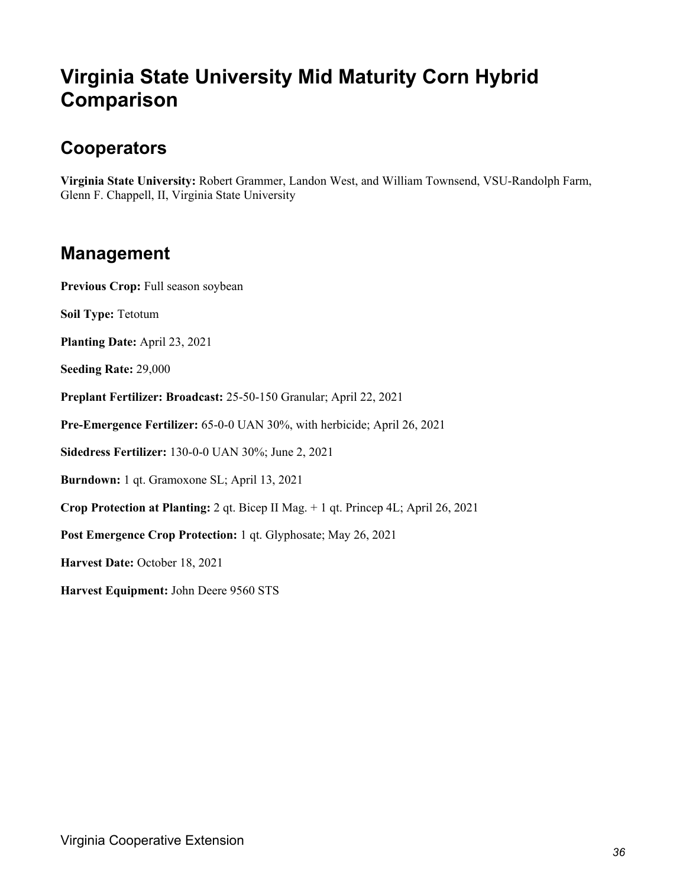# Virginia State University Mid Maturity Corn Hybrid Comparison

## Cooperators

**Virginia State University:** Robert Grammer, Landon West, and William Townsend, VSU-Randolph Farm, Glenn F. Chappell, II, Virginia State University

## Management

**Previous Crop:** Full season soybean

**Soil Type:** Tetotum

**Planting Date:** April 23, 2021

**Seeding Rate:** 29,000

**Preplant Fertilizer: Broadcast:** 25-50-150 Granular; April 22, 2021

**Pre-Emergence Fertilizer:** 65-0-0 UAN 30%, with herbicide; April 26, 2021

**Sidedress Fertilizer:** 130-0-0 UAN 30%; June 2, 2021

**Burndown:** 1 qt. Gramoxone SL; April 13, 2021

**Crop Protection at Planting:** 2 qt. Bicep II Mag. + 1 qt. Princep 4L; April 26, 2021

**Post Emergence Crop Protection:** 1 qt. Glyphosate; May 26, 2021

**Harvest Date:** October 18, 2021

**Harvest Equipment:** John Deere 9560 STS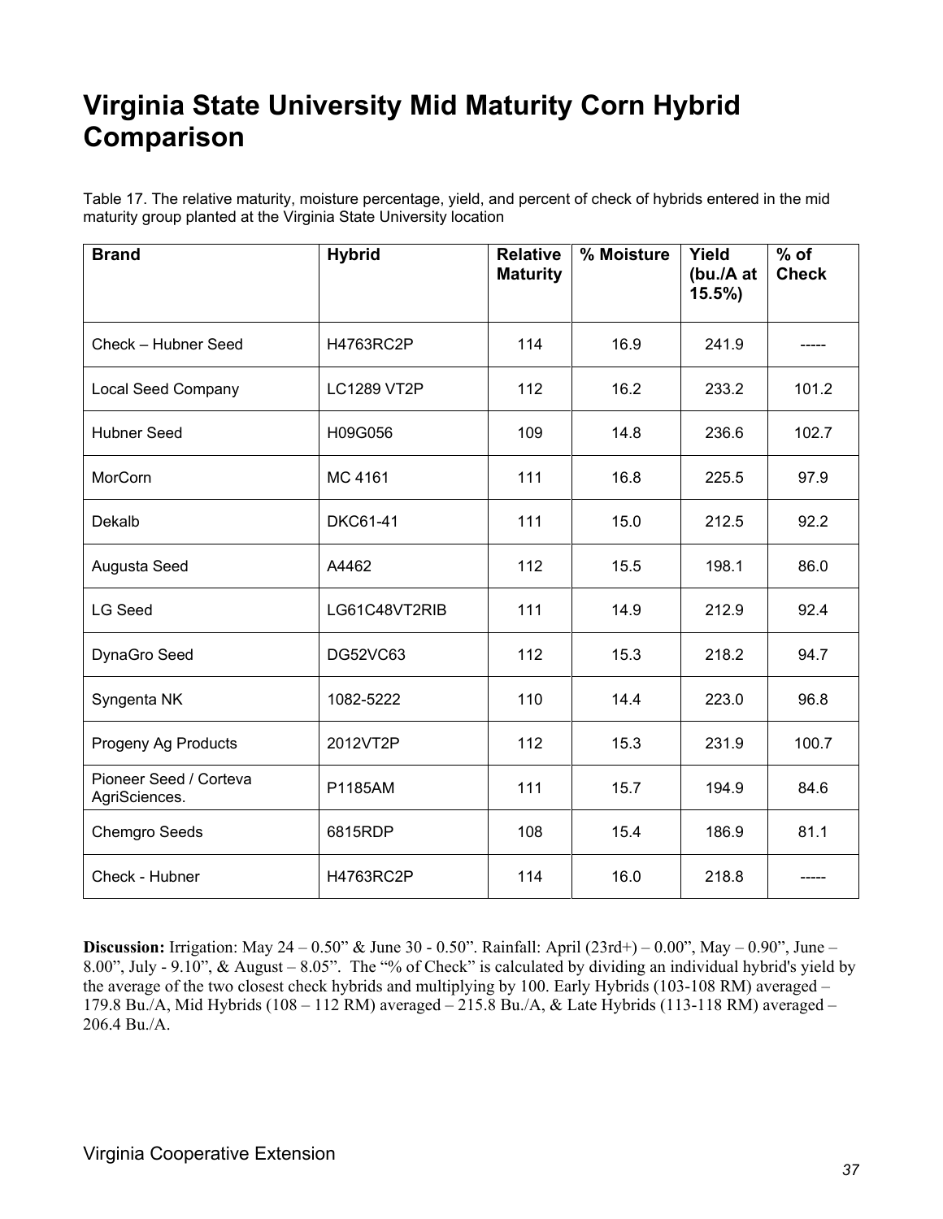# Virginia State University Mid Maturity Corn Hybrid Comparison

Table 17. The relative maturity, moisture percentage, yield, and percent of check of hybrids entered in the mid maturity group planted at the Virginia State University location

| Brand | Hybrid | Relative Maturity | % Moisture | Yield (bu./A at 15.5%) | % of Check |
|---|---|---|---|---|---|
| Check – Hubner Seed | H4763RC2P | 114 | 16.9 | 241.9 | ----- |
| Local Seed Company | LC1289 VT2P | 112 | 16.2 | 233.2 | 101.2 |
| Hubner Seed | H09G056 | 109 | 14.8 | 236.6 | 102.7 |
| MorCorn | MC 4161 | 111 | 16.8 | 225.5 | 97.9 |
| Dekalb | DKC61-41 | 111 | 15.0 | 212.5 | 92.2 |
| Augusta Seed | A4462 | 112 | 15.5 | 198.1 | 86.0 |
| LG Seed | LG61C48VT2RIB | 111 | 14.9 | 212.9 | 92.4 |
| DynaGro Seed | DG52VC63 | 112 | 15.3 | 218.2 | 94.7 |
| Syngenta NK | 1082-5222 | 110 | 14.4 | 223.0 | 96.8 |
| Progeny Ag Products | 2012VT2P | 112 | 15.3 | 231.9 | 100.7 |
| Pioneer Seed / Corteva AgriSciences. | P1185AM | 111 | 15.7 | 194.9 | 84.6 |
| Chemgro Seeds | 6815RDP | 108 | 15.4 | 186.9 | 81.1 |
| Check - Hubner | H4763RC2P | 114 | 16.0 | 218.8 | ----- |

**Discussion:** Irrigation: May 24 – 0.50" & June 30 - 0.50". Rainfall: April (23rd+) – 0.00", May – 0.90", June – 8.00", July - 9.10", & August – 8.05". The "% of Check" is calculated by dividing an individual hybrid's yield by the average of the two closest check hybrids and multiplying by 100. Early Hybrids (103-108 RM) averaged – 179.8 Bu./A, Mid Hybrids (108 – 112 RM) averaged – 215.8 Bu./A, & Late Hybrids (113-118 RM) averaged – 206.4 Bu./A.

Virginia Cooperative Extension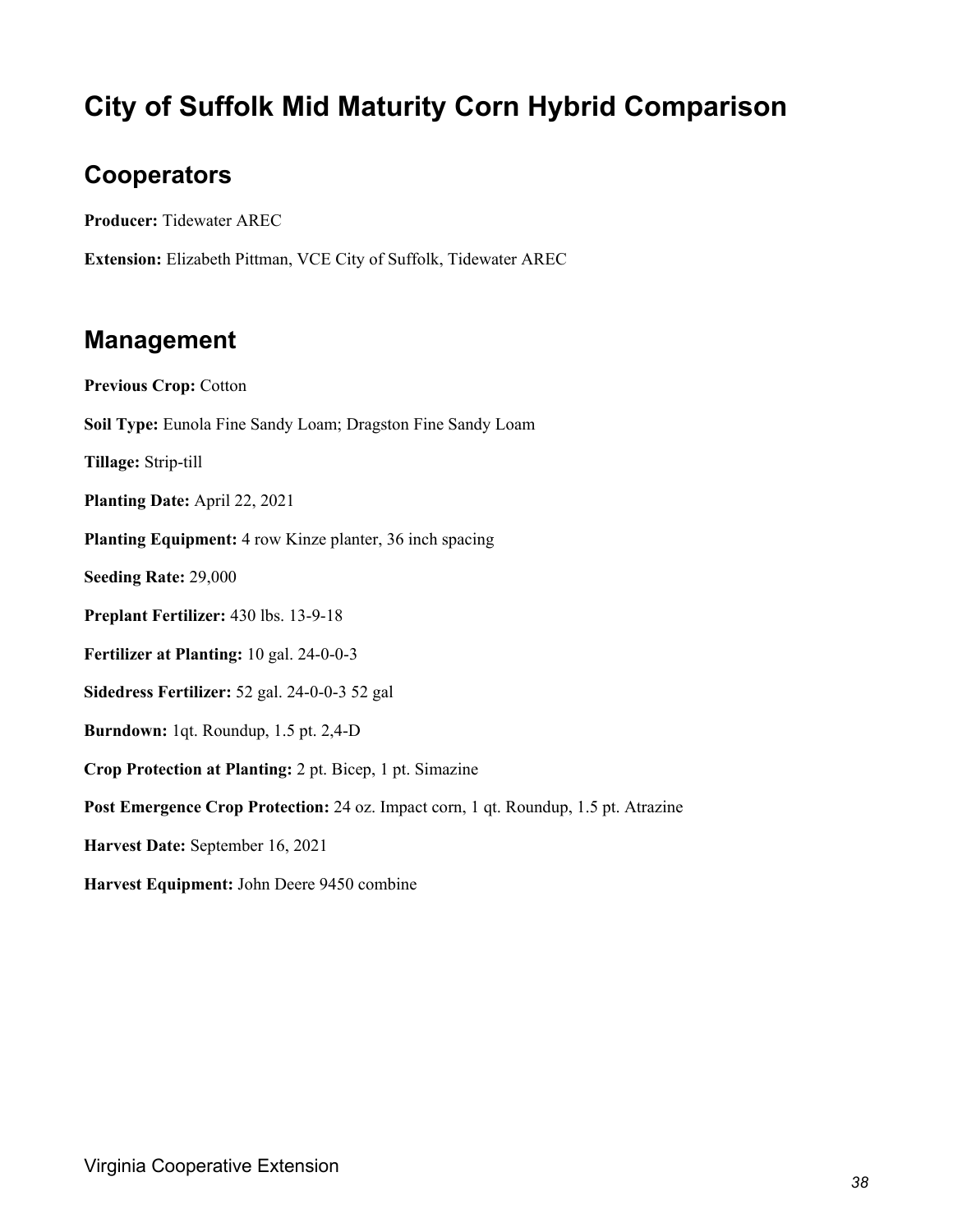# City of Suffolk Mid Maturity Corn Hybrid Comparison

## Cooperators

**Producer:** Tidewater AREC

**Extension:** Elizabeth Pittman, VCE City of Suffolk, Tidewater AREC

## Management

**Previous Crop:** Cotton

**Soil Type:** Eunola Fine Sandy Loam; Dragston Fine Sandy Loam

**Tillage:** Strip-till

**Planting Date:** April 22, 2021

**Planting Equipment:** 4 row Kinze planter, 36 inch spacing

**Seeding Rate:** 29,000

**Preplant Fertilizer:** 430 lbs. 13-9-18

**Fertilizer at Planting:** 10 gal. 24-0-0-3

**Sidedress Fertilizer:** 52 gal. 24-0-0-3 52 gal

**Burndown:** 1qt. Roundup, 1.5 pt. 2,4-D

**Crop Protection at Planting:** 2 pt. Bicep, 1 pt. Simazine

**Post Emergence Crop Protection:** 24 oz. Impact corn, 1 qt. Roundup, 1.5 pt. Atrazine

**Harvest Date:** September 16, 2021

**Harvest Equipment:** John Deere 9450 combine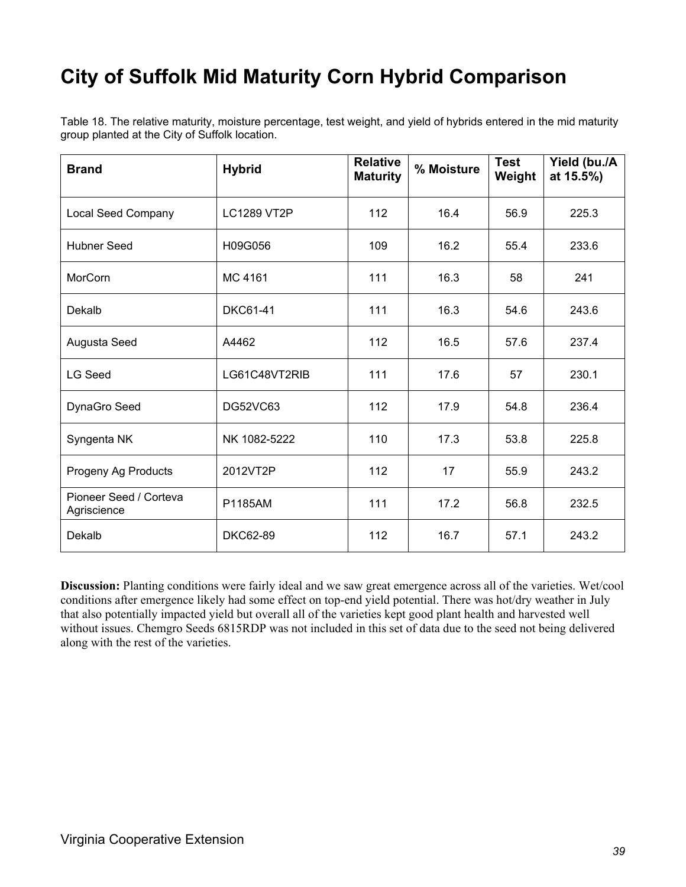# City of Suffolk Mid Maturity Corn Hybrid Comparison

Table 18. The relative maturity, moisture percentage, test weight, and yield of hybrids entered in the mid maturity group planted at the City of Suffolk location.

| Brand | Hybrid | Relative Maturity | % Moisture | Test Weight | Yield (bu./A at 15.5%) |
|---|---|---|---|---|---|
| Local Seed Company | LC1289 VT2P | 112 | 16.4 | 56.9 | 225.3 |
| Hubner Seed | H09G056 | 109 | 16.2 | 55.4 | 233.6 |
| MorCorn | MC 4161 | 111 | 16.3 | 58 | 241 |
| Dekalb | DKC61-41 | 111 | 16.3 | 54.6 | 243.6 |
| Augusta Seed | A4462 | 112 | 16.5 | 57.6 | 237.4 |
| LG Seed | LG61C48VT2RIB | 111 | 17.6 | 57 | 230.1 |
| DynaGro Seed | DG52VC63 | 112 | 17.9 | 54.8 | 236.4 |
| Syngenta NK | NK 1082-5222 | 110 | 17.3 | 53.8 | 225.8 |
| Progeny Ag Products | 2012VT2P | 112 | 17 | 55.9 | 243.2 |
| Pioneer Seed / Corteva Agriscience | P1185AM | 111 | 17.2 | 56.8 | 232.5 |
| Dekalb | DKC62-89 | 112 | 16.7 | 57.1 | 243.2 |

**Discussion:** Planting conditions were fairly ideal and we saw great emergence across all of the varieties. Wet/cool conditions after emergence likely had some effect on top-end yield potential. There was hot/dry weather in July that also potentially impacted yield but overall all of the varieties kept good plant health and harvested well without issues. Chemgro Seeds 6815RDP was not included in this set of data due to the seed not being delivered along with the rest of the varieties.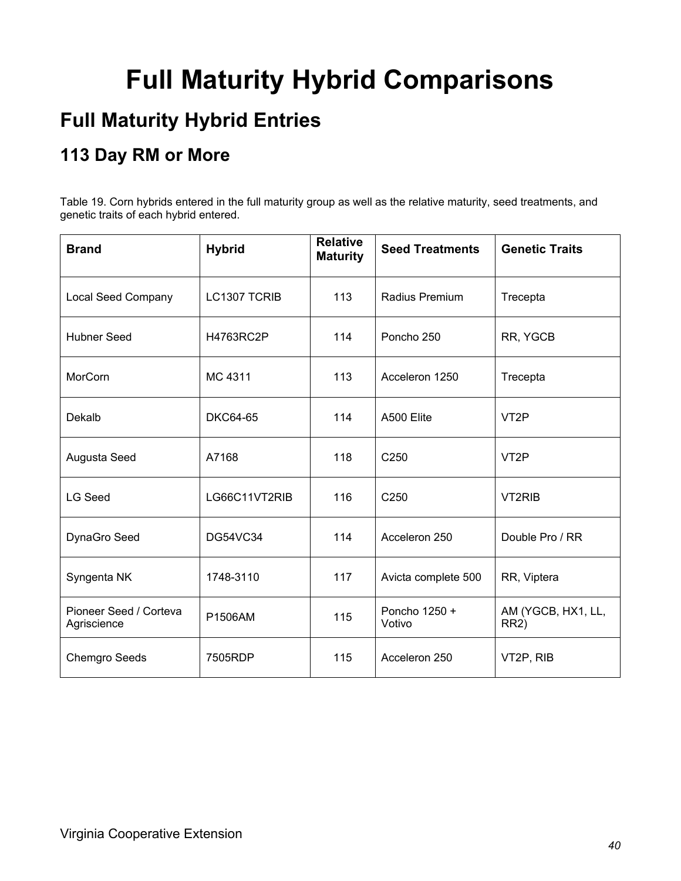# Full Maturity Hybrid Comparisons

## Full Maturity Hybrid Entries

### 113 Day RM or More

Table 19. Corn hybrids entered in the full maturity group as well as the relative maturity, seed treatments, and genetic traits of each hybrid entered.

| Brand | Hybrid | Relative Maturity | Seed Treatments | Genetic Traits |
|---|---|---|---|---|
| Local Seed Company | LC1307 TCRIB | 113 | Radius Premium | Trecepta |
| Hubner Seed | H4763RC2P | 114 | Poncho 250 | RR, YGCB |
| MorCorn | MC 4311 | 113 | Acceleron 1250 | Trecepta |
| Dekalb | DKC64-65 | 114 | A500 Elite | VT2P |
| Augusta Seed | A7168 | 118 | C250 | VT2P |
| LG Seed | LG66C11VT2RIB | 116 | C250 | VT2RIB |
| DynaGro Seed | DG54VC34 | 114 | Acceleron 250 | Double Pro / RR |
| Syngenta NK | 1748-3110 | 117 | Avicta complete 500 | RR, Viptera |
| Pioneer Seed / Corteva Agriscience | P1506AM | 115 | Poncho 1250 + Votivo | AM (YGCB, HX1, LL, RR2) |
| Chemgro Seeds | 7505RDP | 115 | Acceleron 250 | VT2P, RIB |

Virginia Cooperative Extension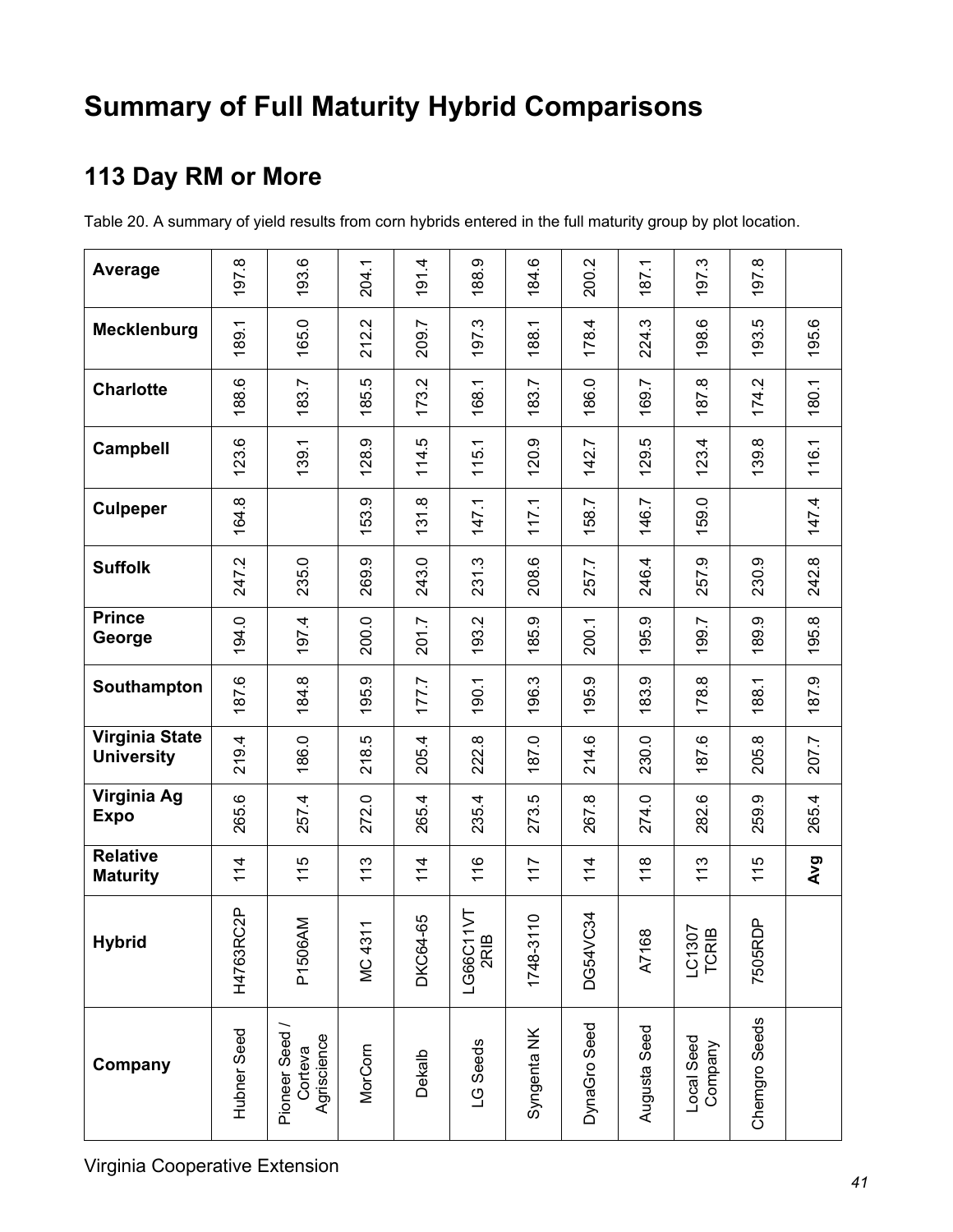# Summary of Full Maturity Hybrid Comparisons

## 113 Day RM or More

Table 20. A summary of yield results from corn hybrids entered in the full maturity group by plot location.

| Company | Hybrid | Relative Maturity | Virginia Ag Expo | Virginia State University | Southampton | Prince George | Suffolk | Culpeper | Campbell | Charlotte | Mecklenburg | Average |
|---|---|---|---|---|---|---|---|---|---|---|---|---|
| Hubner Seed | H4763RC2P | 114 | 265.6 | 219.4 | 187.6 | 194.0 | 247.2 | 164.8 | 123.6 | 188.6 | 189.1 | 197.8 |
| Pioneer Seed / Corteva Agriscience | P1506AM | 115 | 257.4 | 186.0 | 184.8 | 197.4 | 235.0 | | 139.1 | 183.7 | 165.0 | 193.6 |
| MorCorn | MC 4311 | 113 | 272.0 | 218.5 | 195.9 | 200.0 | 269.9 | 153.9 | 128.9 | 185.5 | 212.2 | 204.1 |
| Dekalb | DKC64-65 | 114 | 265.4 | 205.4 | 177.7 | 201.7 | 243.0 | 131.8 | 114.5 | 173.2 | 209.7 | 191.4 |
| LG Seeds | LG66C11VT 2RIB | 116 | 235.4 | 222.8 | 190.1 | 193.2 | 231.3 | 147.1 | 115.1 | 168.1 | 197.3 | 188.9 |
| Syngenta NK | 1748-3110 | 117 | 273.5 | 187.0 | 196.3 | 185.9 | 208.6 | 117.1 | 120.9 | 183.7 | 188.1 | 184.6 |
| DynaGro Seed | DG54VC34 | 114 | 267.8 | 214.6 | 195.9 | 200.1 | 257.7 | 158.7 | 142.7 | 186.0 | 178.4 | 200.2 |
| Augusta Seed | A7168 | 118 | 274.0 | 230.0 | 183.9 | 195.9 | 246.4 | 146.7 | 129.5 | 169.7 | 224.3 | 187.1 |
| Local Seed Company | LC1307 TCRIB | 113 | 282.6 | 187.6 | 178.8 | 199.7 | 257.9 | 159.0 | 123.4 | 187.8 | 198.6 | 197.3 |
| Chemgro Seeds | 7505RDP | 115 | 259.9 | 205.8 | 188.1 | 189.9 | 230.9 | | 139.8 | 174.2 | 193.5 | 197.8 |
| | | Avg | 265.4 | 207.7 | 187.9 | 195.8 | 242.8 | 147.4 | 116.1 | 180.1 | 195.6 | |

Virginia Cooperative Extension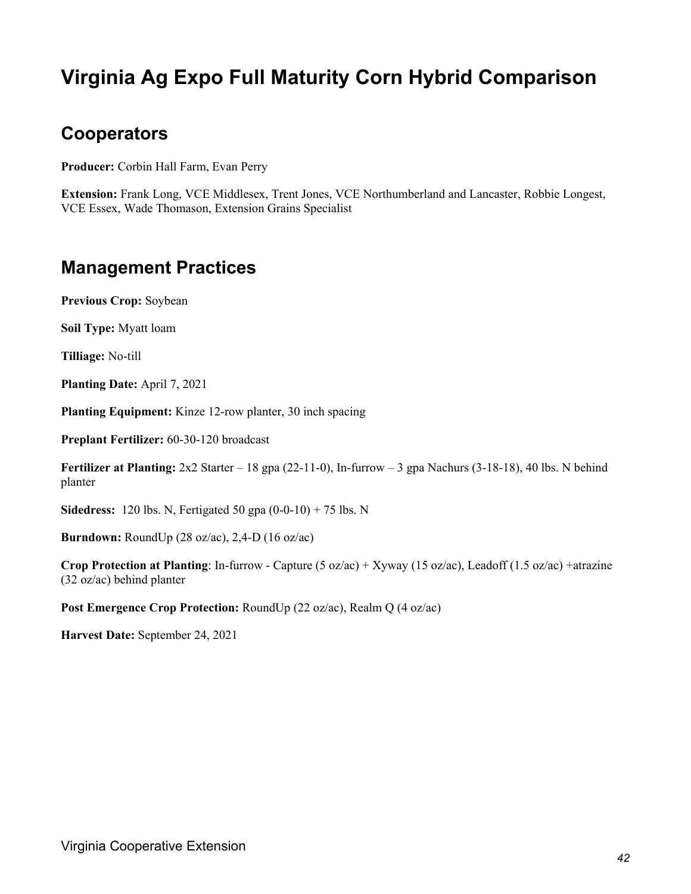# Virginia Ag Expo Full Maturity Corn Hybrid Comparison

## Cooperators

**Producer:** Corbin Hall Farm, Evan Perry

**Extension:** Frank Long, VCE Middlesex, Trent Jones, VCE Northumberland and Lancaster, Robbie Longest, VCE Essex, Wade Thomason, Extension Grains Specialist

## Management Practices

**Previous Crop:** Soybean

**Soil Type:** Myatt loam

**Tilliage:** No-till

**Planting Date:** April 7, 2021

**Planting Equipment:** Kinze 12-row planter, 30 inch spacing

**Preplant Fertilizer:** 60-30-120 broadcast

**Fertilizer at Planting:** 2x2 Starter – 18 gpa (22-11-0), In-furrow – 3 gpa Nachurs (3-18-18), 40 lbs. N behind planter

**Sidedress:** 120 lbs. N, Fertigated 50 gpa (0-0-10) + 75 lbs. N

**Burndown:** RoundUp (28 oz/ac), 2,4-D (16 oz/ac)

**Crop Protection at Planting**: In-furrow - Capture (5 oz/ac) + Xyway (15 oz/ac), Leadoff (1.5 oz/ac) +atrazine (32 oz/ac) behind planter

**Post Emergence Crop Protection:** RoundUp (22 oz/ac), Realm Q (4 oz/ac)

**Harvest Date:** September 24, 2021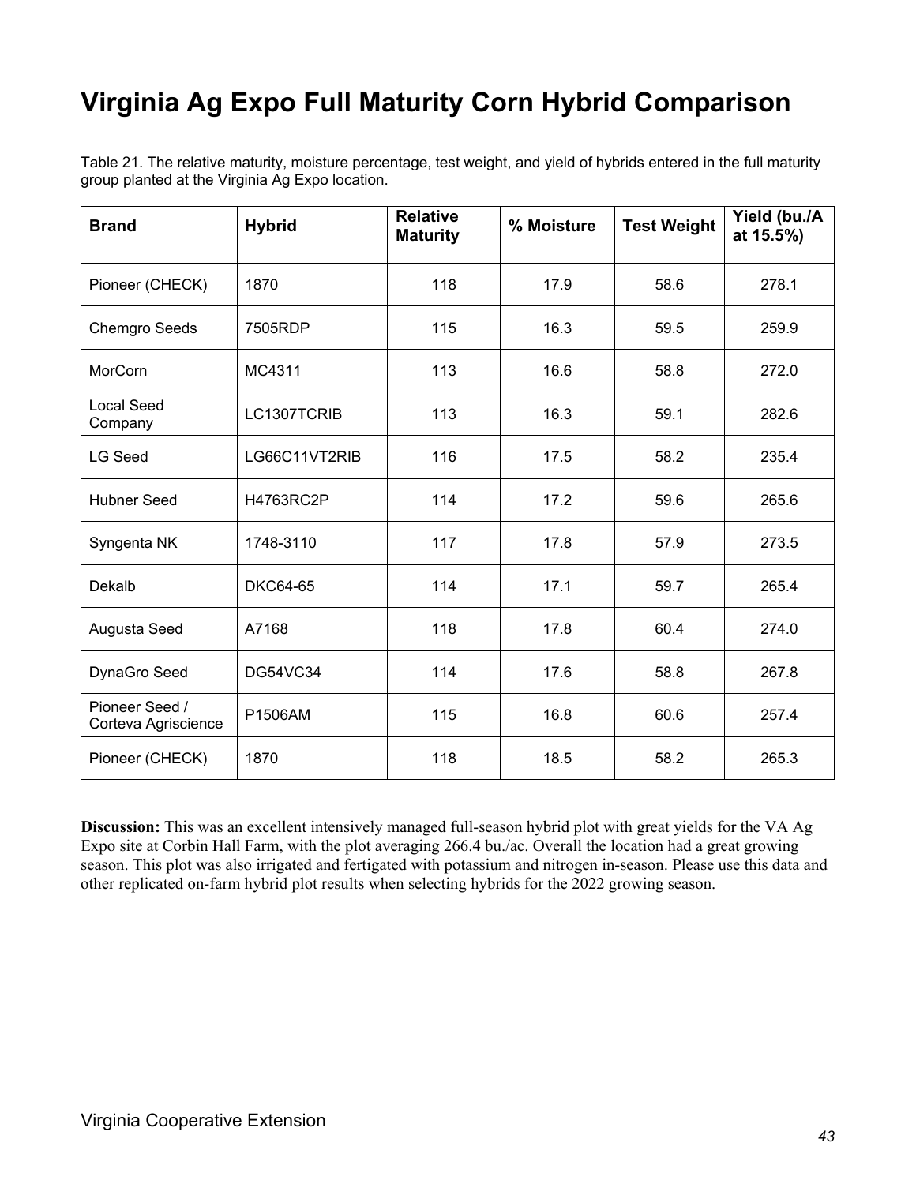# Virginia Ag Expo Full Maturity Corn Hybrid Comparison

Table 21. The relative maturity, moisture percentage, test weight, and yield of hybrids entered in the full maturity group planted at the Virginia Ag Expo location.

| Brand | Hybrid | Relative Maturity | % Moisture | Test Weight | Yield (bu./A at 15.5%) |
|---|---|---|---|---|---|
| Pioneer (CHECK) | 1870 | 118 | 17.9 | 58.6 | 278.1 |
| Chemgro Seeds | 7505RDP | 115 | 16.3 | 59.5 | 259.9 |
| MorCorn | MC4311 | 113 | 16.6 | 58.8 | 272.0 |
| Local Seed Company | LC1307TCRIB | 113 | 16.3 | 59.1 | 282.6 |
| LG Seed | LG66C11VT2RIB | 116 | 17.5 | 58.2 | 235.4 |
| Hubner Seed | H4763RC2P | 114 | 17.2 | 59.6 | 265.6 |
| Syngenta NK | 1748-3110 | 117 | 17.8 | 57.9 | 273.5 |
| Dekalb | DKC64-65 | 114 | 17.1 | 59.7 | 265.4 |
| Augusta Seed | A7168 | 118 | 17.8 | 60.4 | 274.0 |
| DynaGro Seed | DG54VC34 | 114 | 17.6 | 58.8 | 267.8 |
| Pioneer Seed / Corteva Agriscience | P1506AM | 115 | 16.8 | 60.6 | 257.4 |
| Pioneer (CHECK) | 1870 | 118 | 18.5 | 58.2 | 265.3 |

**Discussion:** This was an excellent intensively managed full-season hybrid plot with great yields for the VA Ag Expo site at Corbin Hall Farm, with the plot averaging 266.4 bu./ac. Overall the location had a great growing season. This plot was also irrigated and fertigated with potassium and nitrogen in-season. Please use this data and other replicated on-farm hybrid plot results when selecting hybrids for the 2022 growing season.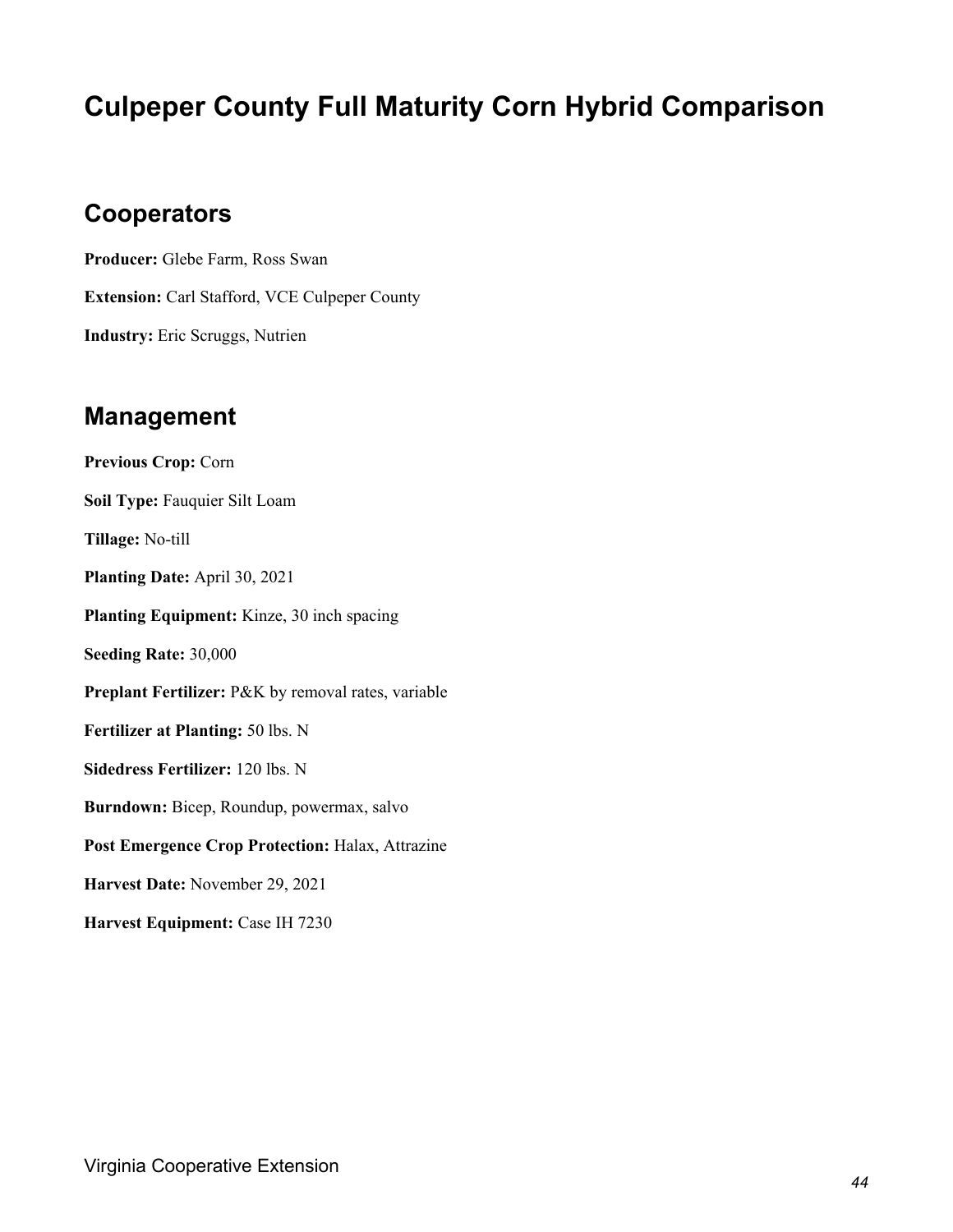# Culpeper County Full Maturity Corn Hybrid Comparison

## Cooperators

**Producer:** Glebe Farm, Ross Swan

**Extension:** Carl Stafford, VCE Culpeper County

**Industry:** Eric Scruggs, Nutrien

## Management

**Previous Crop:** Corn

**Soil Type:** Fauquier Silt Loam

**Tillage:** No-till

**Planting Date:** April 30, 2021

**Planting Equipment:** Kinze, 30 inch spacing

**Seeding Rate:** 30,000

**Preplant Fertilizer:** P&K by removal rates, variable

**Fertilizer at Planting:** 50 lbs. N

**Sidedress Fertilizer:** 120 lbs. N

**Burndown:** Bicep, Roundup, powermax, salvo

**Post Emergence Crop Protection:** Halax, Attrazine

**Harvest Date:** November 29, 2021

**Harvest Equipment:** Case IH 7230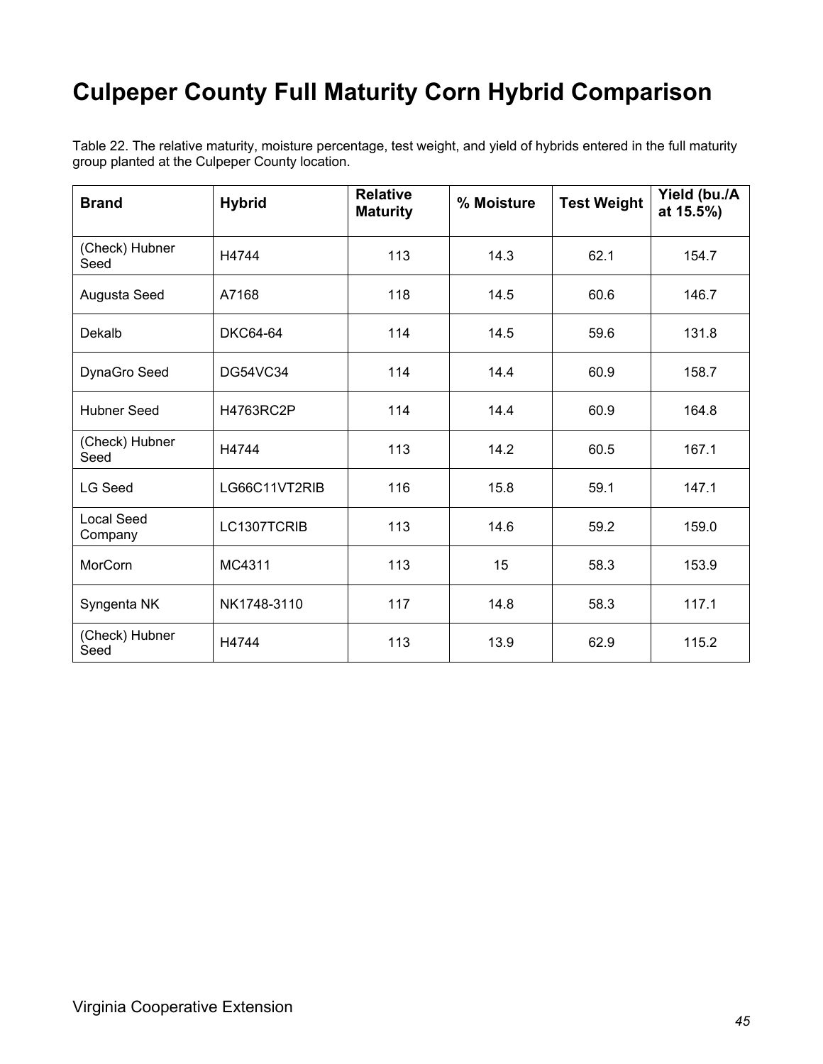# Culpeper County Full Maturity Corn Hybrid Comparison

Table 22. The relative maturity, moisture percentage, test weight, and yield of hybrids entered in the full maturity group planted at the Culpeper County location.

| Brand | Hybrid | Relative Maturity | % Moisture | Test Weight | Yield (bu./A at 15.5%) |
|---|---|---|---|---|---|
| (Check) Hubner Seed | H4744 | 113 | 14.3 | 62.1 | 154.7 |
| Augusta Seed | A7168 | 118 | 14.5 | 60.6 | 146.7 |
| Dekalb | DKC64-64 | 114 | 14.5 | 59.6 | 131.8 |
| DynaGro Seed | DG54VC34 | 114 | 14.4 | 60.9 | 158.7 |
| Hubner Seed | H4763RC2P | 114 | 14.4 | 60.9 | 164.8 |
| (Check) Hubner Seed | H4744 | 113 | 14.2 | 60.5 | 167.1 |
| LG Seed | LG66C11VT2RIB | 116 | 15.8 | 59.1 | 147.1 |
| Local Seed Company | LC1307TCRIB | 113 | 14.6 | 59.2 | 159.0 |
| MorCorn | MC4311 | 113 | 15 | 58.3 | 153.9 |
| Syngenta NK | NK1748-3110 | 117 | 14.8 | 58.3 | 117.1 |
| (Check) Hubner Seed | H4744 | 113 | 13.9 | 62.9 | 115.2 |

Virginia Cooperative Extension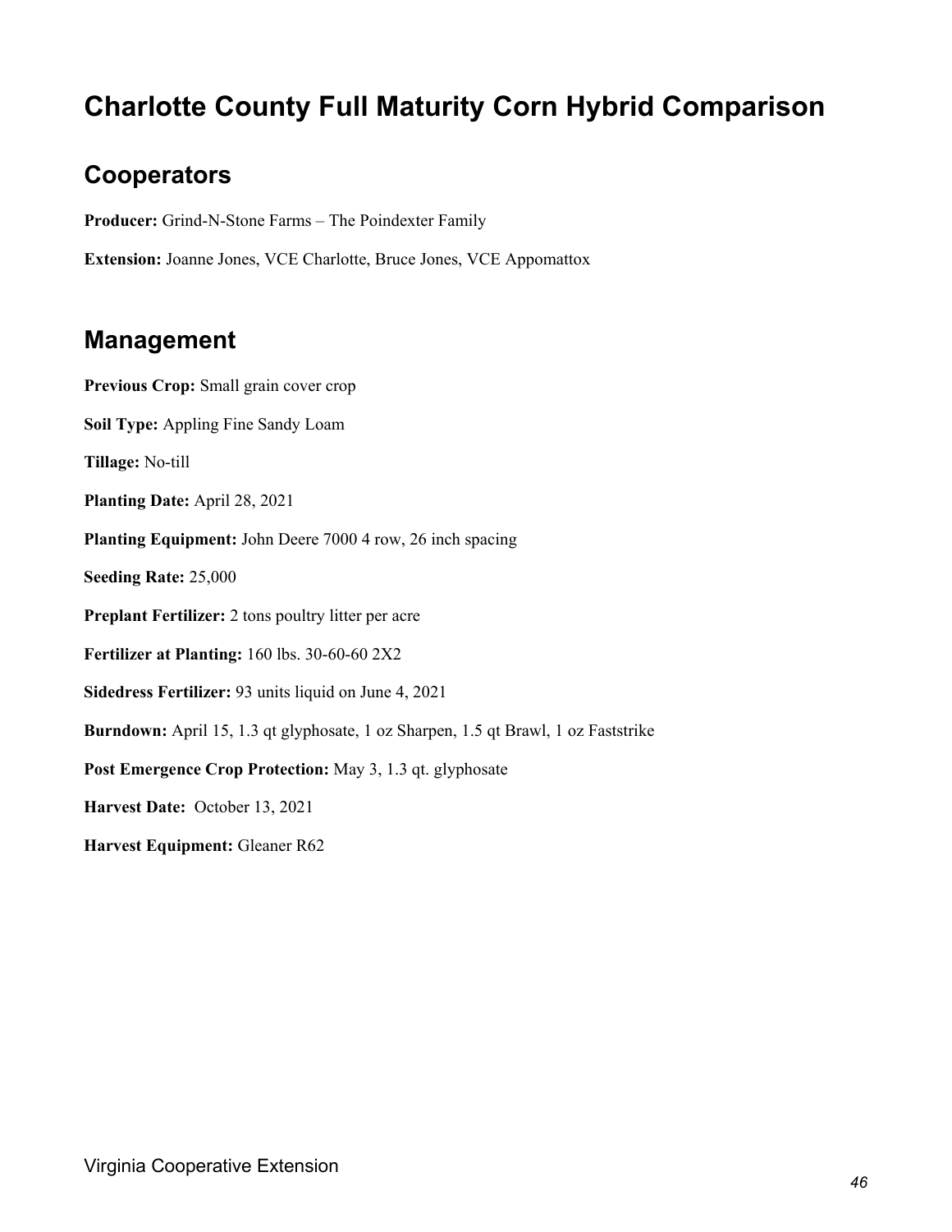# Charlotte County Full Maturity Corn Hybrid Comparison

## Cooperators

**Producer:** Grind-N-Stone Farms – The Poindexter Family

**Extension:** Joanne Jones, VCE Charlotte, Bruce Jones, VCE Appomattox

## Management

**Previous Crop:** Small grain cover crop

**Soil Type:** Appling Fine Sandy Loam

**Tillage:** No-till

**Planting Date:** April 28, 2021

**Planting Equipment:** John Deere 7000 4 row, 26 inch spacing

**Seeding Rate:** 25,000

**Preplant Fertilizer:** 2 tons poultry litter per acre

**Fertilizer at Planting:** 160 lbs. 30-60-60 2X2

**Sidedress Fertilizer:** 93 units liquid on June 4, 2021

**Burndown:** April 15, 1.3 qt glyphosate, 1 oz Sharpen, 1.5 qt Brawl, 1 oz Faststrike

**Post Emergence Crop Protection:** May 3, 1.3 qt. glyphosate

**Harvest Date:** October 13, 2021

**Harvest Equipment:** Gleaner R62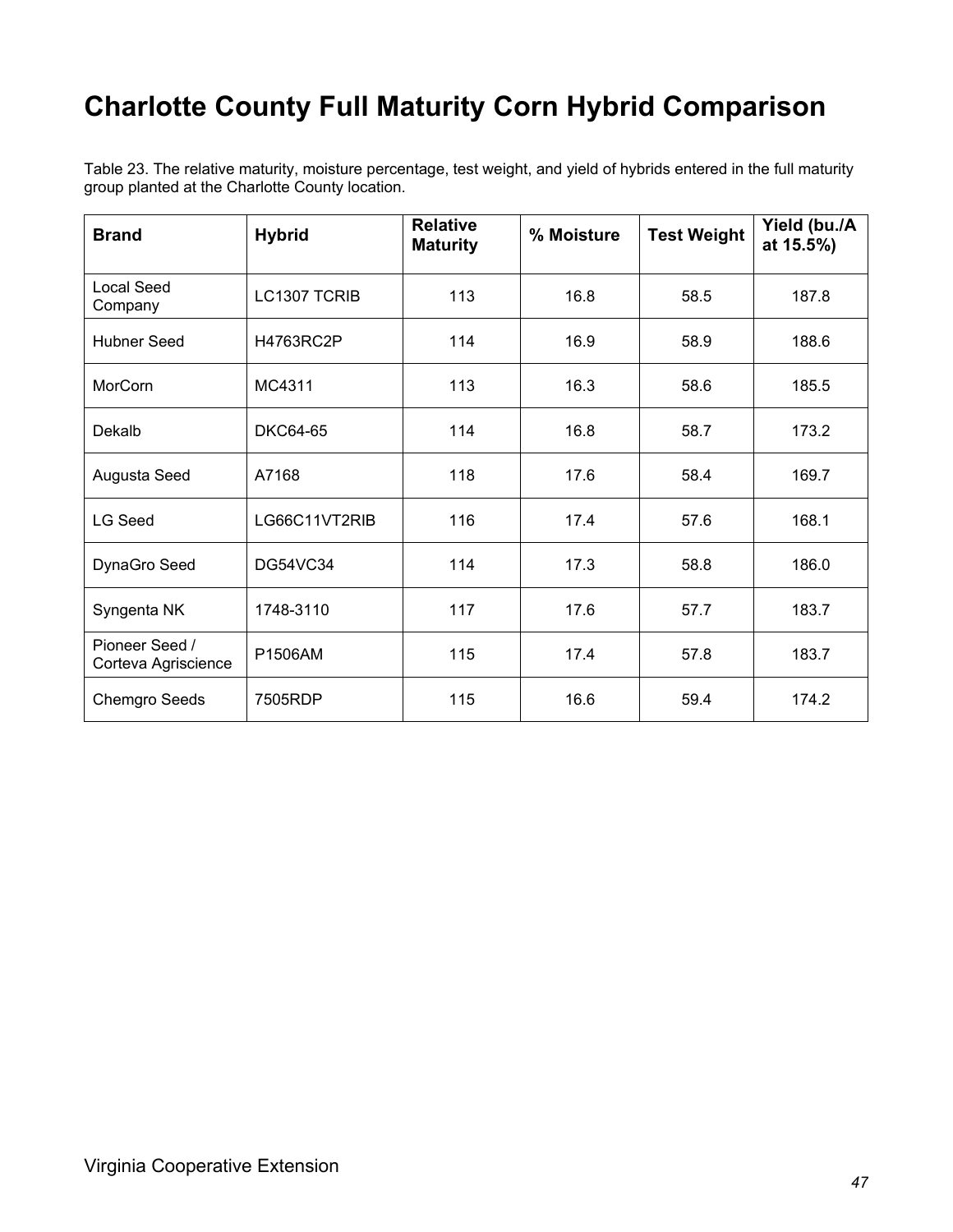# Charlotte County Full Maturity Corn Hybrid Comparison

Table 23. The relative maturity, moisture percentage, test weight, and yield of hybrids entered in the full maturity group planted at the Charlotte County location.

| Brand | Hybrid | Relative Maturity | % Moisture | Test Weight | Yield (bu./A at 15.5%) |
|---|---|---|---|---|---|
| Local Seed Company | LC1307 TCRIB | 113 | 16.8 | 58.5 | 187.8 |
| Hubner Seed | H4763RC2P | 114 | 16.9 | 58.9 | 188.6 |
| MorCorn | MC4311 | 113 | 16.3 | 58.6 | 185.5 |
| Dekalb | DKC64-65 | 114 | 16.8 | 58.7 | 173.2 |
| Augusta Seed | A7168 | 118 | 17.6 | 58.4 | 169.7 |
| LG Seed | LG66C11VT2RIB | 116 | 17.4 | 57.6 | 168.1 |
| DynaGro Seed | DG54VC34 | 114 | 17.3 | 58.8 | 186.0 |
| Syngenta NK | 1748-3110 | 117 | 17.6 | 57.7 | 183.7 |
| Pioneer Seed / Corteva Agriscience | P1506AM | 115 | 17.4 | 57.8 | 183.7 |
| Chemgro Seeds | 7505RDP | 115 | 16.6 | 59.4 | 174.2 |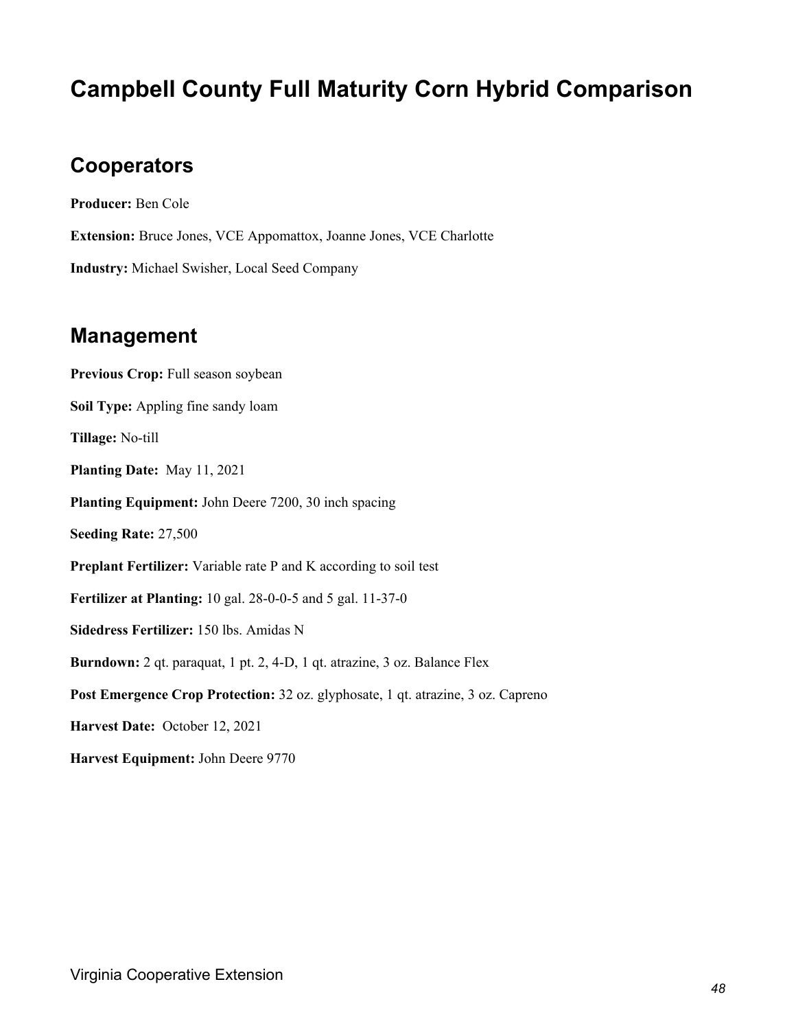# Campbell County Full Maturity Corn Hybrid Comparison

## Cooperators

**Producer:** Ben Cole

**Extension:** Bruce Jones, VCE Appomattox, Joanne Jones, VCE Charlotte

**Industry:** Michael Swisher, Local Seed Company

## Management

**Previous Crop:** Full season soybean

**Soil Type:** Appling fine sandy loam

**Tillage:** No-till

**Planting Date:** May 11, 2021

**Planting Equipment:** John Deere 7200, 30 inch spacing

**Seeding Rate:** 27,500

**Preplant Fertilizer:** Variable rate P and K according to soil test

**Fertilizer at Planting:** 10 gal. 28-0-0-5 and 5 gal. 11-37-0

**Sidedress Fertilizer:** 150 lbs. Amidas N

**Burndown:** 2 qt. paraquat, 1 pt. 2, 4-D, 1 qt. atrazine, 3 oz. Balance Flex

**Post Emergence Crop Protection:** 32 oz. glyphosate, 1 qt. atrazine, 3 oz. Capreno

**Harvest Date:** October 12, 2021

**Harvest Equipment:** John Deere 9770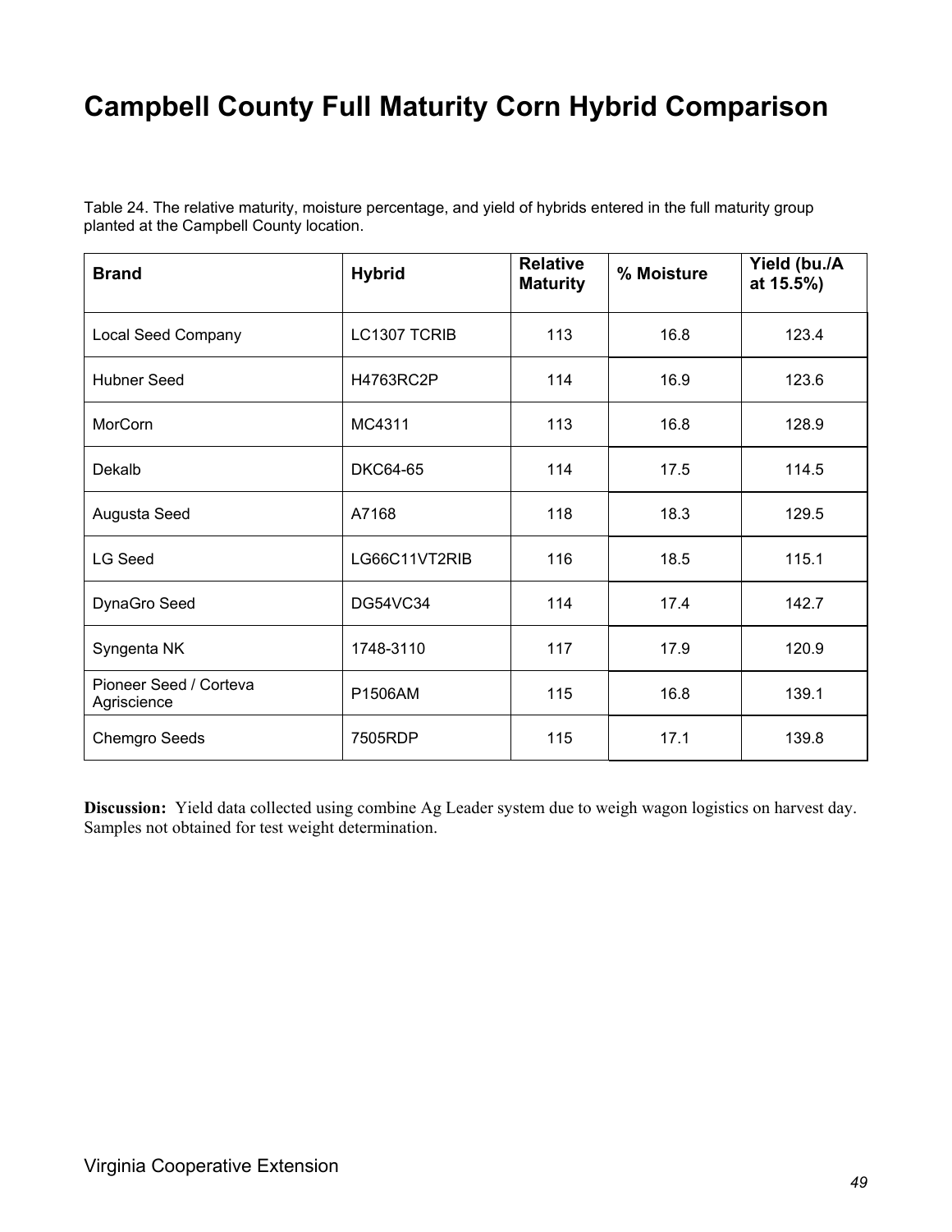# Campbell County Full Maturity Corn Hybrid Comparison

Table 24. The relative maturity, moisture percentage, and yield of hybrids entered in the full maturity group planted at the Campbell County location.

| Brand | Hybrid | Relative Maturity | % Moisture | Yield (bu./A at 15.5%) |
|---|---|---|---|---|
| Local Seed Company | LC1307 TCRIB | 113 | 16.8 | 123.4 |
| Hubner Seed | H4763RC2P | 114 | 16.9 | 123.6 |
| MorCorn | MC4311 | 113 | 16.8 | 128.9 |
| Dekalb | DKC64-65 | 114 | 17.5 | 114.5 |
| Augusta Seed | A7168 | 118 | 18.3 | 129.5 |
| LG Seed | LG66C11VT2RIB | 116 | 18.5 | 115.1 |
| DynaGro Seed | DG54VC34 | 114 | 17.4 | 142.7 |
| Syngenta NK | 1748-3110 | 117 | 17.9 | 120.9 |
| Pioneer Seed / Corteva Agriscience | P1506AM | 115 | 16.8 | 139.1 |
| Chemgro Seeds | 7505RDP | 115 | 17.1 | 139.8 |

**Discussion:** Yield data collected using combine Ag Leader system due to weigh wagon logistics on harvest day. Samples not obtained for test weight determination.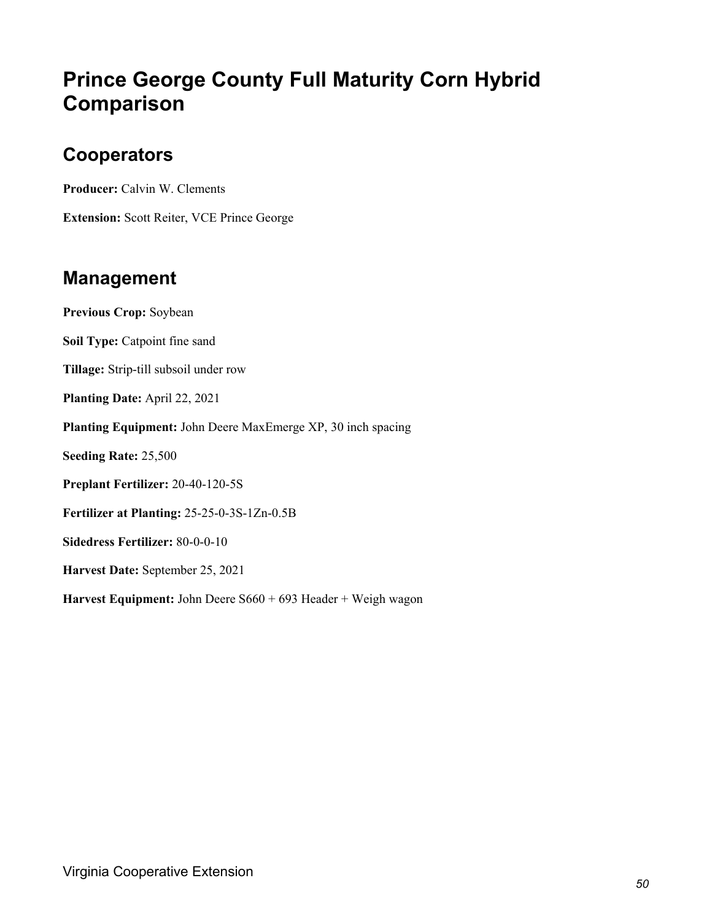# Prince George County Full Maturity Corn Hybrid Comparison

## Cooperators

**Producer:** Calvin W. Clements

**Extension:** Scott Reiter, VCE Prince George

## Management

**Previous Crop:** Soybean

**Soil Type:** Catpoint fine sand

**Tillage:** Strip-till subsoil under row

**Planting Date:** April 22, 2021

**Planting Equipment:** John Deere MaxEmerge XP, 30 inch spacing

**Seeding Rate:** 25,500

**Preplant Fertilizer:** 20-40-120-5S

**Fertilizer at Planting:** 25-25-0-3S-1Zn-0.5B

**Sidedress Fertilizer:** 80-0-0-10

**Harvest Date:** September 25, 2021

**Harvest Equipment:** John Deere S660 + 693 Header + Weigh wagon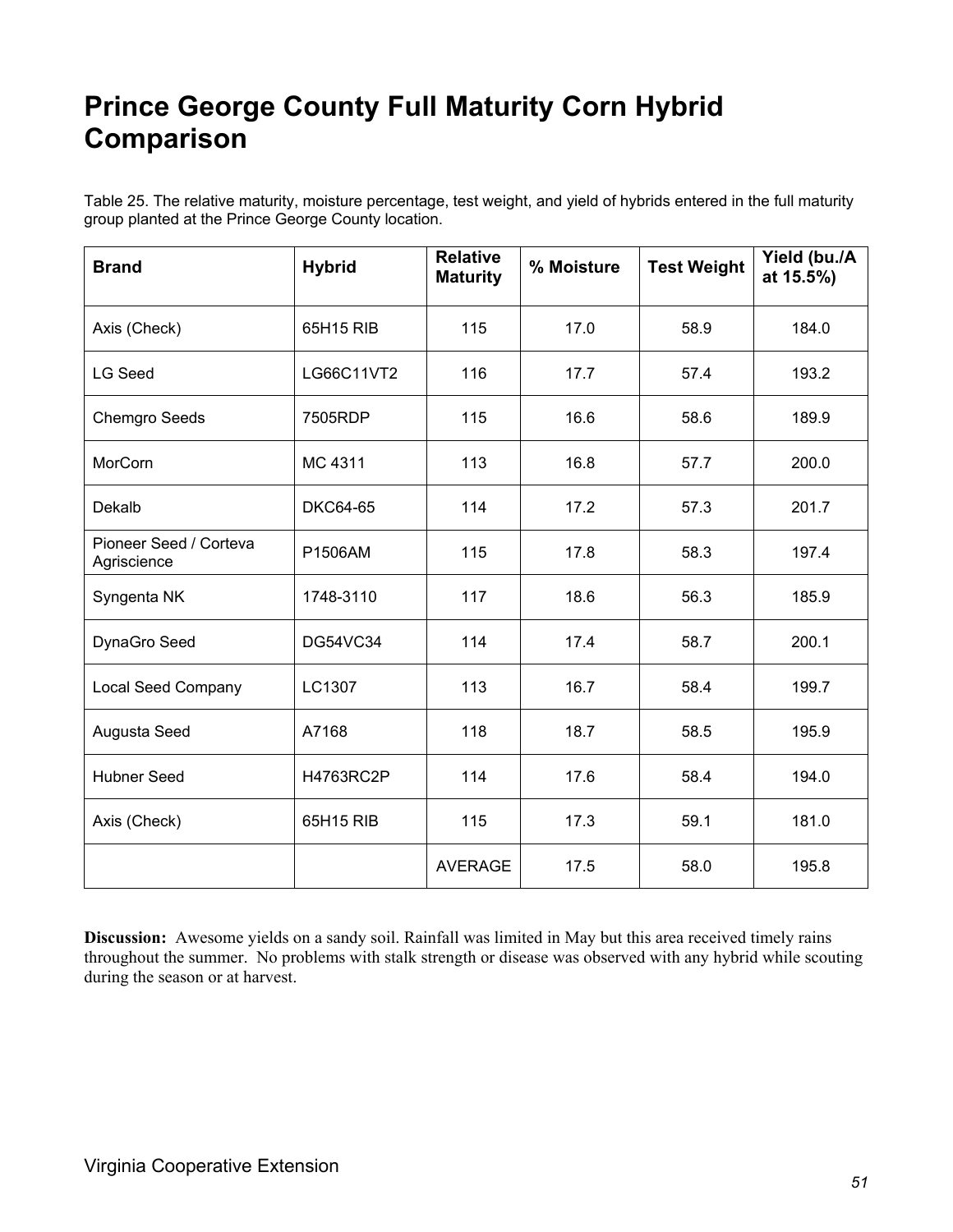# Prince George County Full Maturity Corn Hybrid Comparison

Table 25. The relative maturity, moisture percentage, test weight, and yield of hybrids entered in the full maturity group planted at the Prince George County location.

| Brand | Hybrid | Relative Maturity | % Moisture | Test Weight | Yield (bu./A at 15.5%) |
|---|---|---|---|---|---|
| Axis (Check) | 65H15 RIB | 115 | 17.0 | 58.9 | 184.0 |
| LG Seed | LG66C11VT2 | 116 | 17.7 | 57.4 | 193.2 |
| Chemgro Seeds | 7505RDP | 115 | 16.6 | 58.6 | 189.9 |
| MorCorn | MC 4311 | 113 | 16.8 | 57.7 | 200.0 |
| Dekalb | DKC64-65 | 114 | 17.2 | 57.3 | 201.7 |
| Pioneer Seed / Corteva Agriscience | P1506AM | 115 | 17.8 | 58.3 | 197.4 |
| Syngenta NK | 1748-3110 | 117 | 18.6 | 56.3 | 185.9 |
| DynaGro Seed | DG54VC34 | 114 | 17.4 | 58.7 | 200.1 |
| Local Seed Company | LC1307 | 113 | 16.7 | 58.4 | 199.7 |
| Augusta Seed | A7168 | 118 | 18.7 | 58.5 | 195.9 |
| Hubner Seed | H4763RC2P | 114 | 17.6 | 58.4 | 194.0 |
| Axis (Check) | 65H15 RIB | 115 | 17.3 | 59.1 | 181.0 |
| | | AVERAGE | 17.5 | 58.0 | 195.8 |

**Discussion:** Awesome yields on a sandy soil. Rainfall was limited in May but this area received timely rains throughout the summer. No problems with stalk strength or disease was observed with any hybrid while scouting during the season or at harvest.

Virginia Cooperative Extension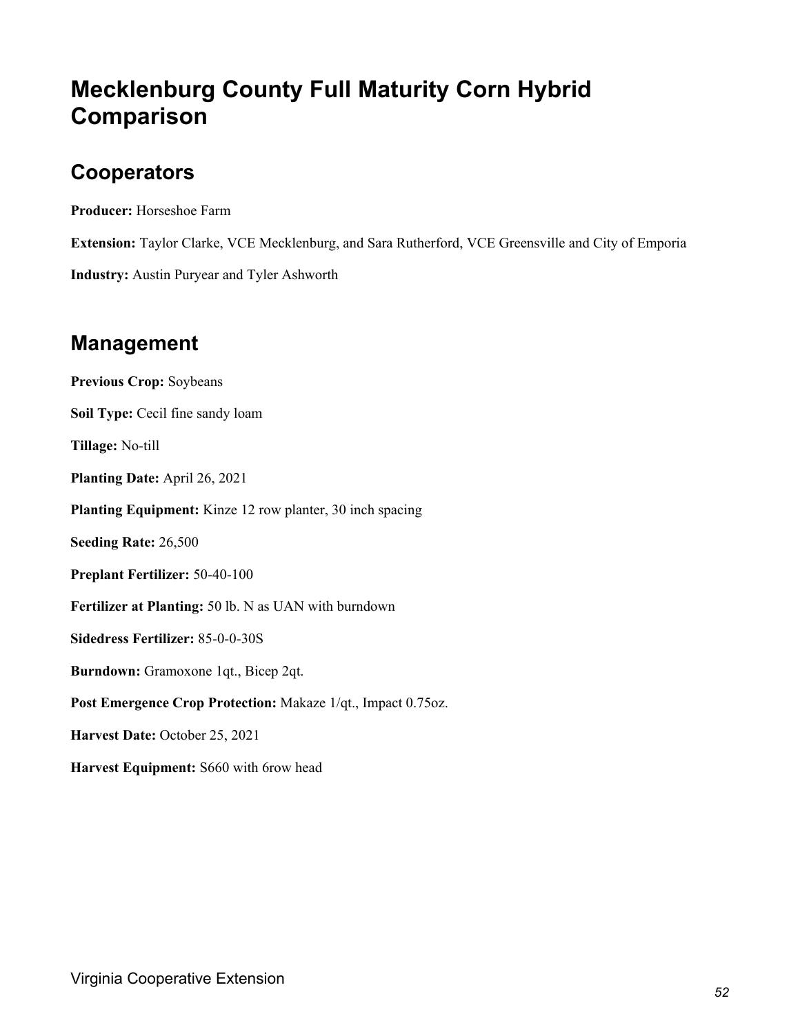# Mecklenburg County Full Maturity Corn Hybrid Comparison

## Cooperators

**Producer:** Horseshoe Farm

**Extension:** Taylor Clarke, VCE Mecklenburg, and Sara Rutherford, VCE Greensville and City of Emporia

**Industry:** Austin Puryear and Tyler Ashworth

## Management

**Previous Crop:** Soybeans

**Soil Type:** Cecil fine sandy loam

**Tillage:** No-till

**Planting Date:** April 26, 2021

**Planting Equipment:** Kinze 12 row planter, 30 inch spacing

**Seeding Rate:** 26,500

**Preplant Fertilizer:** 50-40-100

**Fertilizer at Planting:** 50 lb. N as UAN with burndown

**Sidedress Fertilizer:** 85-0-0-30S

**Burndown:** Gramoxone 1qt., Bicep 2qt.

**Post Emergence Crop Protection:** Makaze 1/qt., Impact 0.75oz.

**Harvest Date:** October 25, 2021

**Harvest Equipment:** S660 with 6row head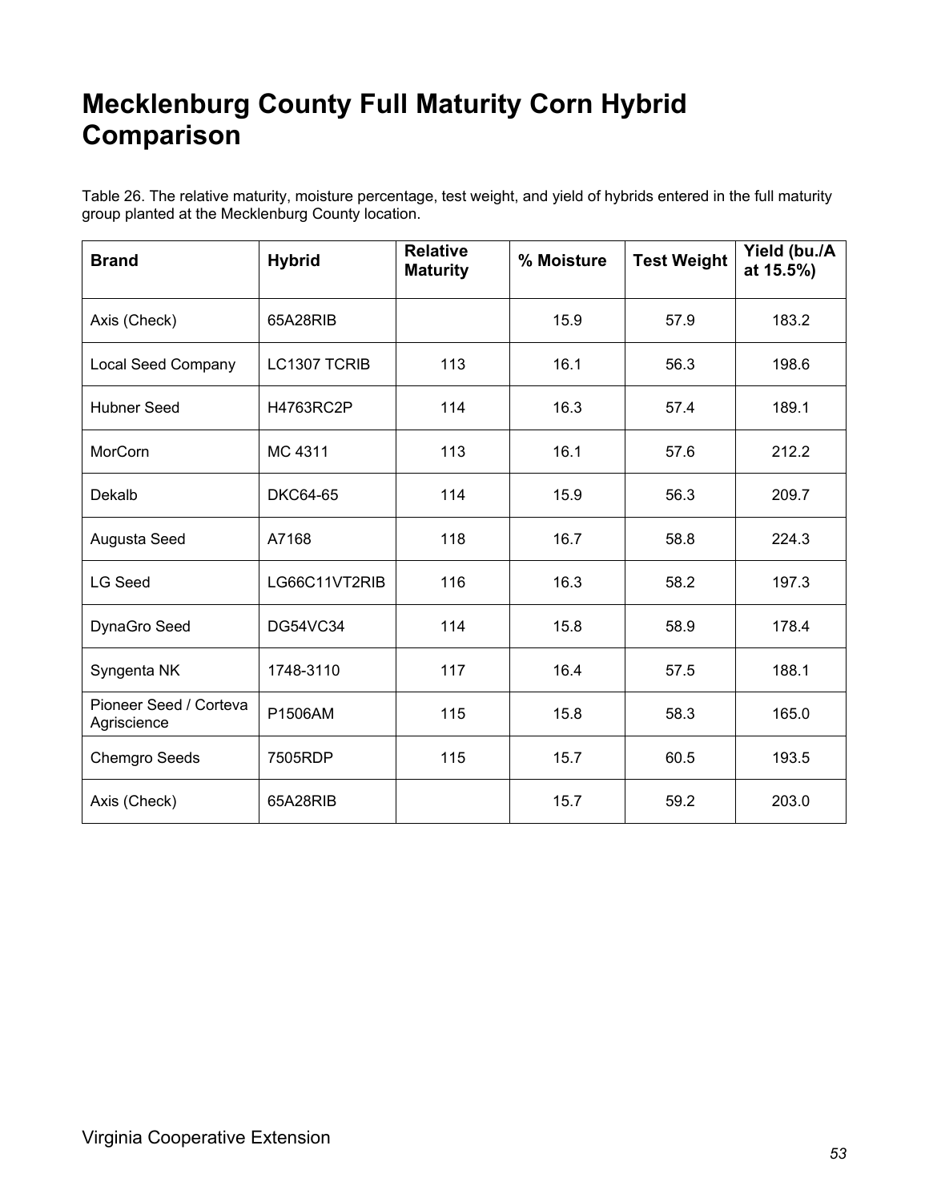# Mecklenburg County Full Maturity Corn Hybrid Comparison

Table 26. The relative maturity, moisture percentage, test weight, and yield of hybrids entered in the full maturity group planted at the Mecklenburg County location.

| Brand | Hybrid | Relative Maturity | % Moisture | Test Weight | Yield (bu./A at 15.5%) |
|---|---|---|---|---|---|
| Axis (Check) | 65A28RIB | | 15.9 | 57.9 | 183.2 |
| Local Seed Company | LC1307 TCRIB | 113 | 16.1 | 56.3 | 198.6 |
| Hubner Seed | H4763RC2P | 114 | 16.3 | 57.4 | 189.1 |
| MorCorn | MC 4311 | 113 | 16.1 | 57.6 | 212.2 |
| Dekalb | DKC64-65 | 114 | 15.9 | 56.3 | 209.7 |
| Augusta Seed | A7168 | 118 | 16.7 | 58.8 | 224.3 |
| LG Seed | LG66C11VT2RIB | 116 | 16.3 | 58.2 | 197.3 |
| DynaGro Seed | DG54VC34 | 114 | 15.8 | 58.9 | 178.4 |
| Syngenta NK | 1748-3110 | 117 | 16.4 | 57.5 | 188.1 |
| Pioneer Seed / Corteva Agriscience | P1506AM | 115 | 15.8 | 58.3 | 165.0 |
| Chemgro Seeds | 7505RDP | 115 | 15.7 | 60.5 | 193.5 |
| Axis (Check) | 65A28RIB | | 15.7 | 59.2 | 203.0 |

Virginia Cooperative Extension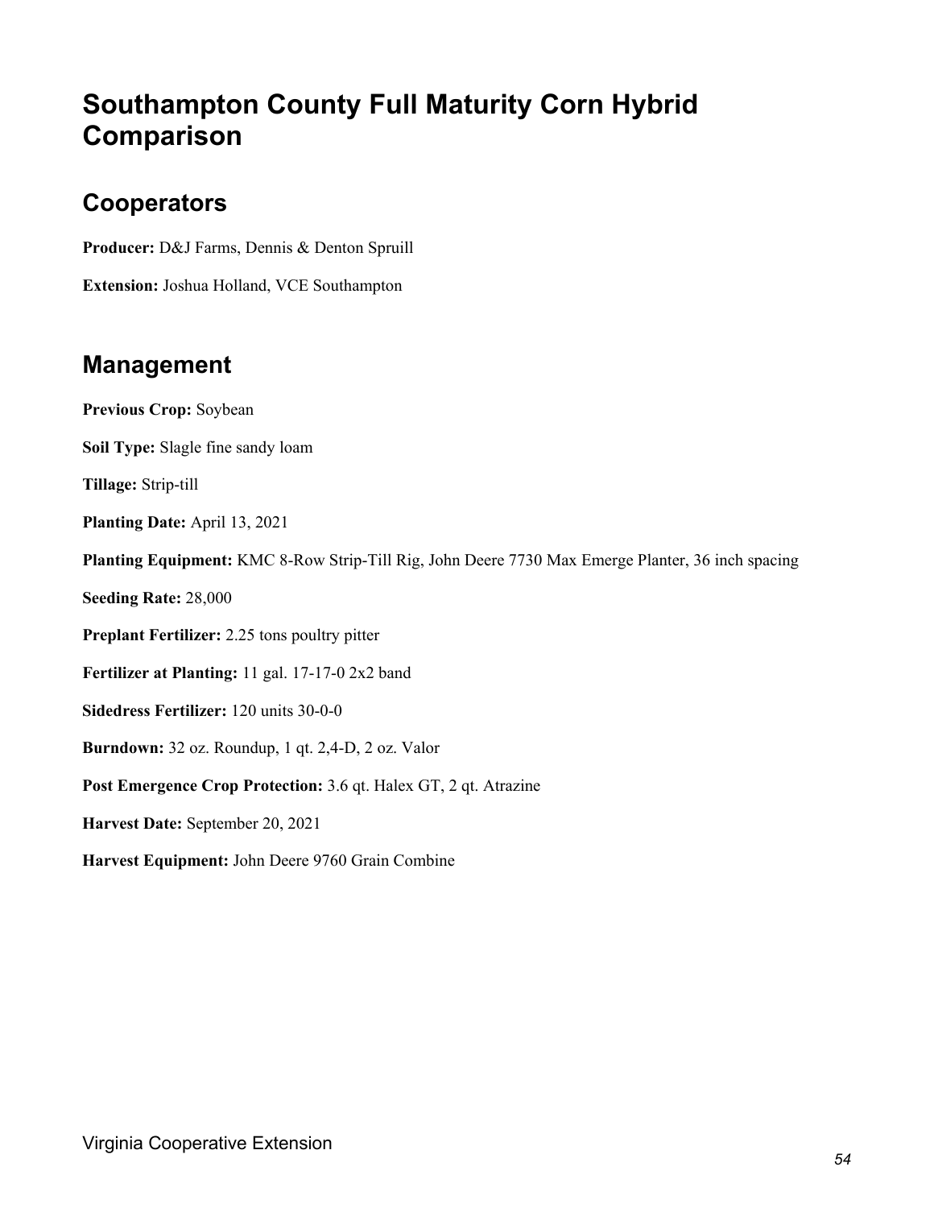# Southampton County Full Maturity Corn Hybrid Comparison

## Cooperators

**Producer:** D&J Farms, Dennis & Denton Spruill

**Extension:** Joshua Holland, VCE Southampton

## Management

**Previous Crop:** Soybean

**Soil Type:** Slagle fine sandy loam

**Tillage:** Strip-till

**Planting Date:** April 13, 2021

**Planting Equipment:** KMC 8-Row Strip-Till Rig, John Deere 7730 Max Emerge Planter, 36 inch spacing

**Seeding Rate:** 28,000

**Preplant Fertilizer:** 2.25 tons poultry pitter

**Fertilizer at Planting:** 11 gal. 17-17-0 2x2 band

**Sidedress Fertilizer:** 120 units 30-0-0

**Burndown:** 32 oz. Roundup, 1 qt. 2,4-D, 2 oz. Valor

**Post Emergence Crop Protection:** 3.6 qt. Halex GT, 2 qt. Atrazine

**Harvest Date:** September 20, 2021

**Harvest Equipment:** John Deere 9760 Grain Combine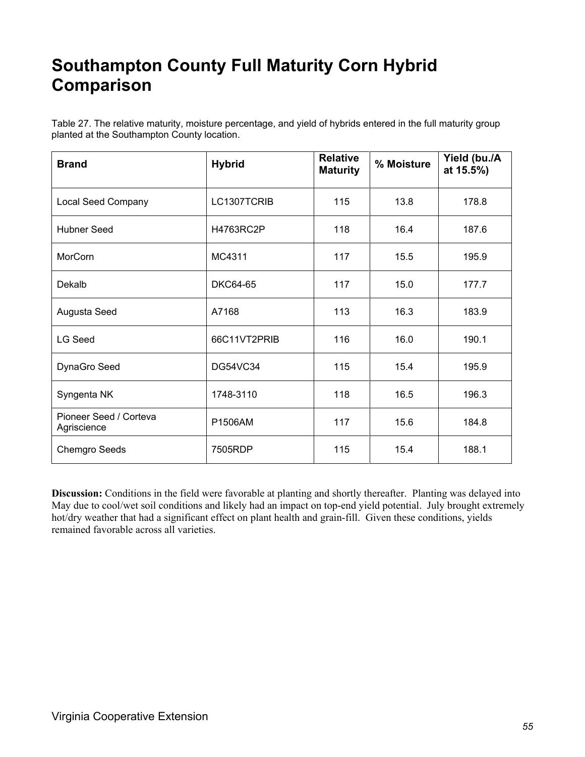# Southampton County Full Maturity Corn Hybrid Comparison

Table 27. The relative maturity, moisture percentage, and yield of hybrids entered in the full maturity group planted at the Southampton County location.

| Brand | Hybrid | Relative Maturity | % Moisture | Yield (bu./A at 15.5%) |
|---|---|---|---|---|
| Local Seed Company | LC1307TCRIB | 115 | 13.8 | 178.8 |
| Hubner Seed | H4763RC2P | 118 | 16.4 | 187.6 |
| MorCorn | MC4311 | 117 | 15.5 | 195.9 |
| Dekalb | DKC64-65 | 117 | 15.0 | 177.7 |
| Augusta Seed | A7168 | 113 | 16.3 | 183.9 |
| LG Seed | 66C11VT2PRIB | 116 | 16.0 | 190.1 |
| DynaGro Seed | DG54VC34 | 115 | 15.4 | 195.9 |
| Syngenta NK | 1748-3110 | 118 | 16.5 | 196.3 |
| Pioneer Seed / Corteva Agriscience | P1506AM | 117 | 15.6 | 184.8 |
| Chemgro Seeds | 7505RDP | 115 | 15.4 | 188.1 |

**Discussion:** Conditions in the field were favorable at planting and shortly thereafter. Planting was delayed into May due to cool/wet soil conditions and likely had an impact on top-end yield potential. July brought extremely hot/dry weather that had a significant effect on plant health and grain-fill. Given these conditions, yields remained favorable across all varieties.

Virginia Cooperative Extension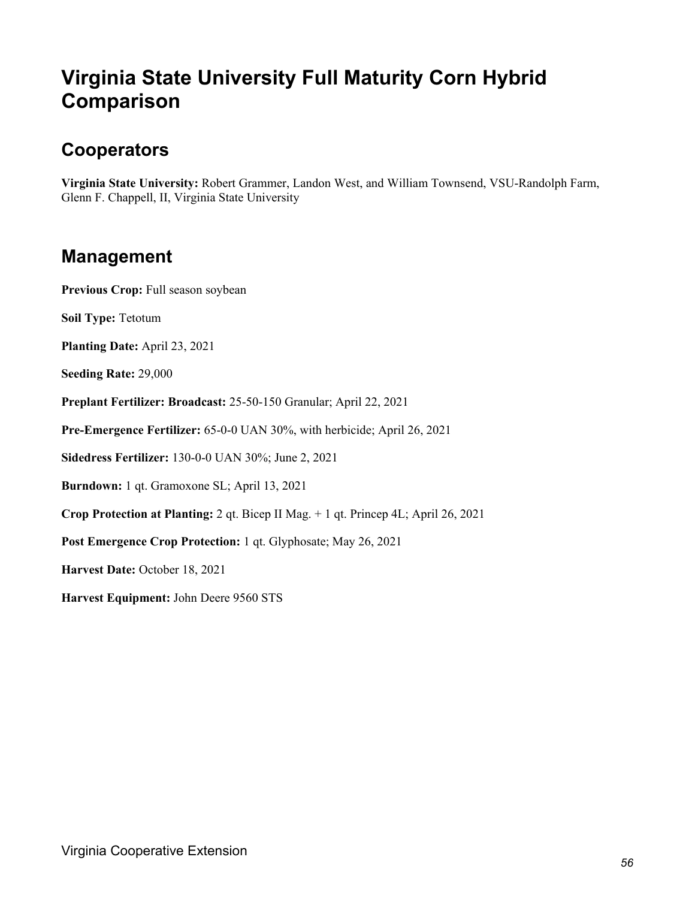# Virginia State University Full Maturity Corn Hybrid Comparison

## Cooperators

**Virginia State University:** Robert Grammer, Landon West, and William Townsend, VSU-Randolph Farm, Glenn F. Chappell, II, Virginia State University

## Management

**Previous Crop:** Full season soybean

**Soil Type:** Tetotum

**Planting Date:** April 23, 2021

**Seeding Rate:** 29,000

**Preplant Fertilizer: Broadcast:** 25-50-150 Granular; April 22, 2021

**Pre-Emergence Fertilizer:** 65-0-0 UAN 30%, with herbicide; April 26, 2021

**Sidedress Fertilizer:** 130-0-0 UAN 30%; June 2, 2021

**Burndown:** 1 qt. Gramoxone SL; April 13, 2021

**Crop Protection at Planting:** 2 qt. Bicep II Mag. + 1 qt. Princep 4L; April 26, 2021

**Post Emergence Crop Protection:** 1 qt. Glyphosate; May 26, 2021

**Harvest Date:** October 18, 2021

**Harvest Equipment:** John Deere 9560 STS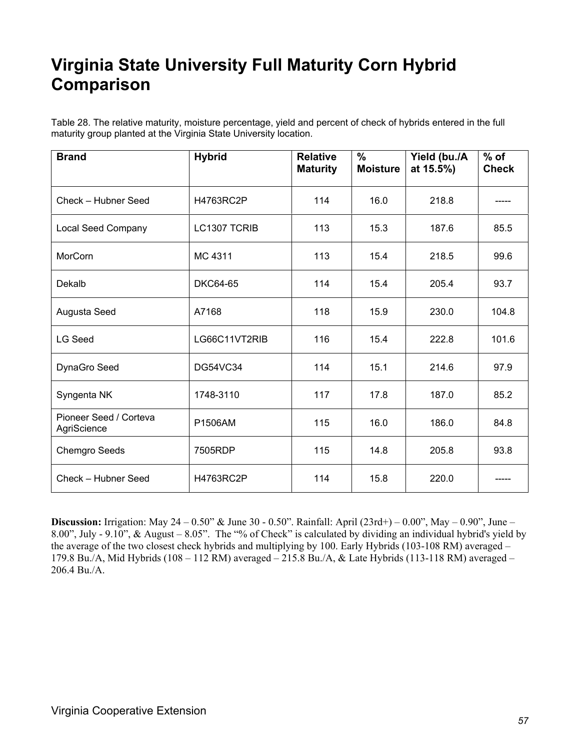# Virginia State University Full Maturity Corn Hybrid Comparison

Table 28. The relative maturity, moisture percentage, yield and percent of check of hybrids entered in the full maturity group planted at the Virginia State University location.

| Brand | Hybrid | Relative Maturity | % Moisture | Yield (bu./A at 15.5%) | % of Check |
|---|---|---|---|---|---|
| Check – Hubner Seed | H4763RC2P | 114 | 16.0 | 218.8 | ----- |
| Local Seed Company | LC1307 TCRIB | 113 | 15.3 | 187.6 | 85.5 |
| MorCorn | MC 4311 | 113 | 15.4 | 218.5 | 99.6 |
| Dekalb | DKC64-65 | 114 | 15.4 | 205.4 | 93.7 |
| Augusta Seed | A7168 | 118 | 15.9 | 230.0 | 104.8 |
| LG Seed | LG66C11VT2RIB | 116 | 15.4 | 222.8 | 101.6 |
| DynaGro Seed | DG54VC34 | 114 | 15.1 | 214.6 | 97.9 |
| Syngenta NK | 1748-3110 | 117 | 17.8 | 187.0 | 85.2 |
| Pioneer Seed / Corteva AgriScience | P1506AM | 115 | 16.0 | 186.0 | 84.8 |
| Chemgro Seeds | 7505RDP | 115 | 14.8 | 205.8 | 93.8 |
| Check – Hubner Seed | H4763RC2P | 114 | 15.8 | 220.0 | ----- |

**Discussion:** Irrigation: May 24 – 0.50" & June 30 - 0.50". Rainfall: April (23rd+) – 0.00", May – 0.90", June – 8.00", July - 9.10", & August – 8.05". The "% of Check" is calculated by dividing an individual hybrid's yield by the average of the two closest check hybrids and multiplying by 100. Early Hybrids (103-108 RM) averaged – 179.8 Bu./A, Mid Hybrids (108 – 112 RM) averaged – 215.8 Bu./A, & Late Hybrids (113-118 RM) averaged – 206.4 Bu./A.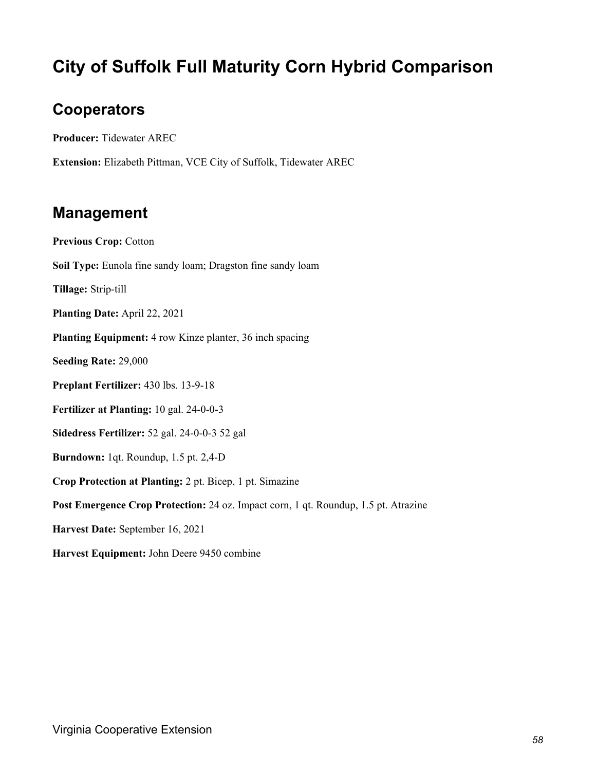# City of Suffolk Full Maturity Corn Hybrid Comparison

## Cooperators

**Producer:** Tidewater AREC

**Extension:** Elizabeth Pittman, VCE City of Suffolk, Tidewater AREC

## Management

**Previous Crop:** Cotton

**Soil Type:** Eunola fine sandy loam; Dragston fine sandy loam

**Tillage:** Strip-till

**Planting Date:** April 22, 2021

**Planting Equipment:** 4 row Kinze planter, 36 inch spacing

**Seeding Rate:** 29,000

**Preplant Fertilizer:** 430 lbs. 13-9-18

**Fertilizer at Planting:** 10 gal. 24-0-0-3

**Sidedress Fertilizer:** 52 gal. 24-0-0-3 52 gal

**Burndown:** 1qt. Roundup, 1.5 pt. 2,4-D

**Crop Protection at Planting:** 2 pt. Bicep, 1 pt. Simazine

**Post Emergence Crop Protection:** 24 oz. Impact corn, 1 qt. Roundup, 1.5 pt. Atrazine

**Harvest Date:** September 16, 2021

**Harvest Equipment:** John Deere 9450 combine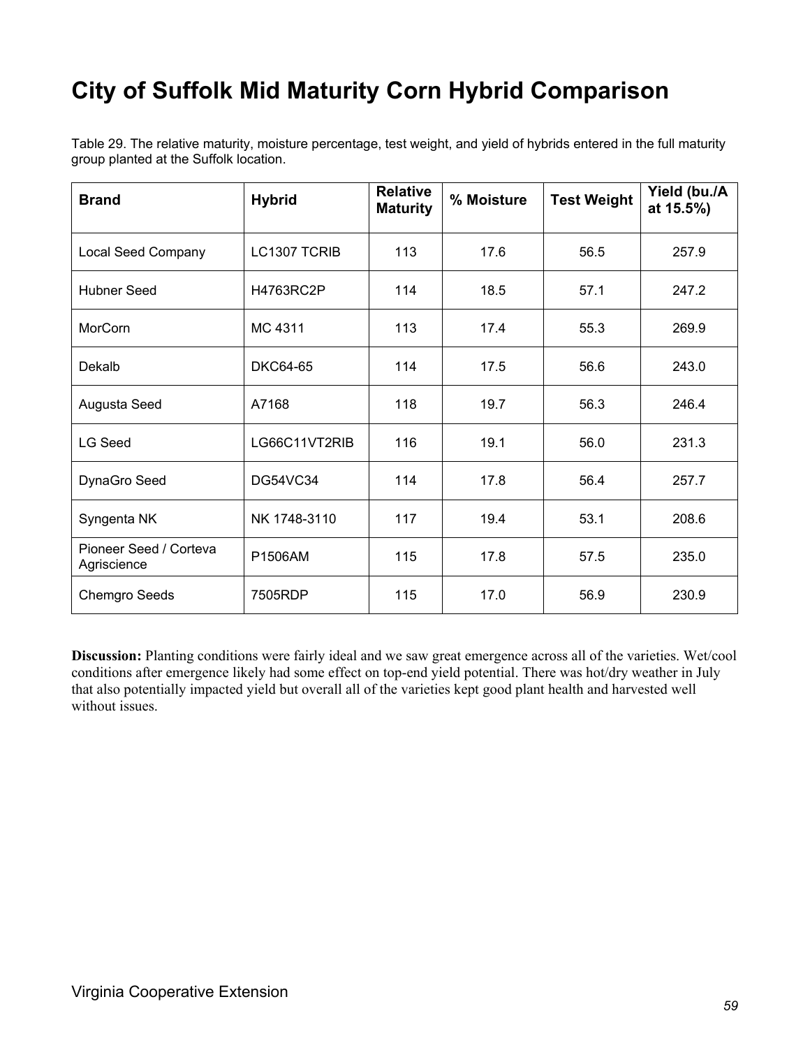# City of Suffolk Mid Maturity Corn Hybrid Comparison

Table 29. The relative maturity, moisture percentage, test weight, and yield of hybrids entered in the full maturity group planted at the Suffolk location.

| Brand | Hybrid | Relative Maturity | % Moisture | Test Weight | Yield (bu./A at 15.5%) |
|---|---|---|---|---|---|
| Local Seed Company | LC1307 TCRIB | 113 | 17.6 | 56.5 | 257.9 |
| Hubner Seed | H4763RC2P | 114 | 18.5 | 57.1 | 247.2 |
| MorCorn | MC 4311 | 113 | 17.4 | 55.3 | 269.9 |
| Dekalb | DKC64-65 | 114 | 17.5 | 56.6 | 243.0 |
| Augusta Seed | A7168 | 118 | 19.7 | 56.3 | 246.4 |
| LG Seed | LG66C11VT2RIB | 116 | 19.1 | 56.0 | 231.3 |
| DynaGro Seed | DG54VC34 | 114 | 17.8 | 56.4 | 257.7 |
| Syngenta NK | NK 1748-3110 | 117 | 19.4 | 53.1 | 208.6 |
| Pioneer Seed / Corteva Agriscience | P1506AM | 115 | 17.8 | 57.5 | 235.0 |
| Chemgro Seeds | 7505RDP | 115 | 17.0 | 56.9 | 230.9 |

**Discussion:** Planting conditions were fairly ideal and we saw great emergence across all of the varieties. Wet/cool conditions after emergence likely had some effect on top-end yield potential. There was hot/dry weather in July that also potentially impacted yield but overall all of the varieties kept good plant health and harvested well without issues.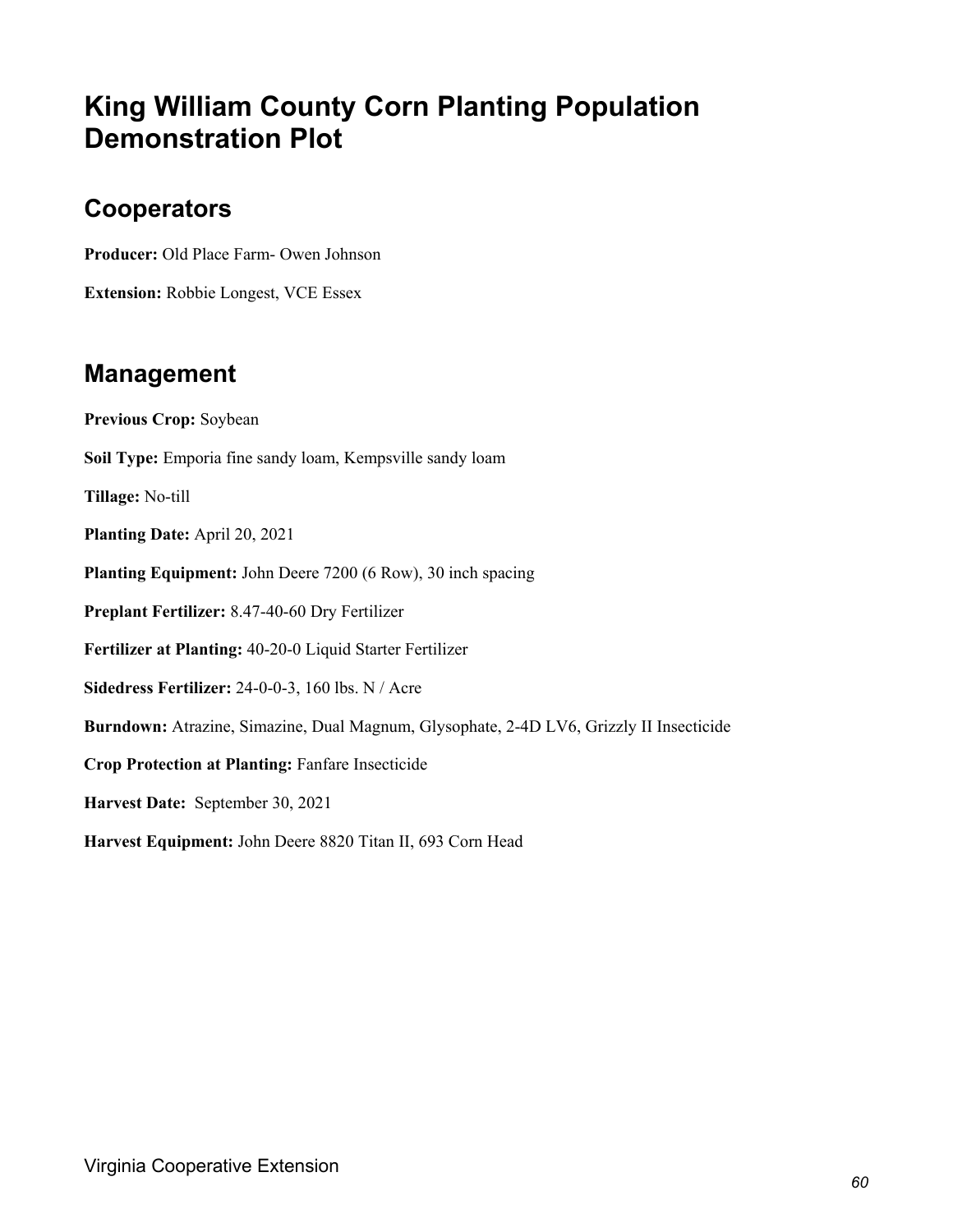# King William County Corn Planting Population Demonstration Plot

## Cooperators

**Producer:** Old Place Farm- Owen Johnson

**Extension:** Robbie Longest, VCE Essex

## Management

**Previous Crop:** Soybean

**Soil Type:** Emporia fine sandy loam, Kempsville sandy loam

**Tillage:** No-till

**Planting Date:** April 20, 2021

**Planting Equipment:** John Deere 7200 (6 Row), 30 inch spacing

**Preplant Fertilizer:** 8.47-40-60 Dry Fertilizer

**Fertilizer at Planting:** 40-20-0 Liquid Starter Fertilizer

**Sidedress Fertilizer:** 24-0-0-3, 160 lbs. N / Acre

**Burndown:** Atrazine, Simazine, Dual Magnum, Glysophate, 2-4D LV6, Grizzly II Insecticide

**Crop Protection at Planting:** Fanfare Insecticide

**Harvest Date:** September 30, 2021

**Harvest Equipment:** John Deere 8820 Titan II, 693 Corn Head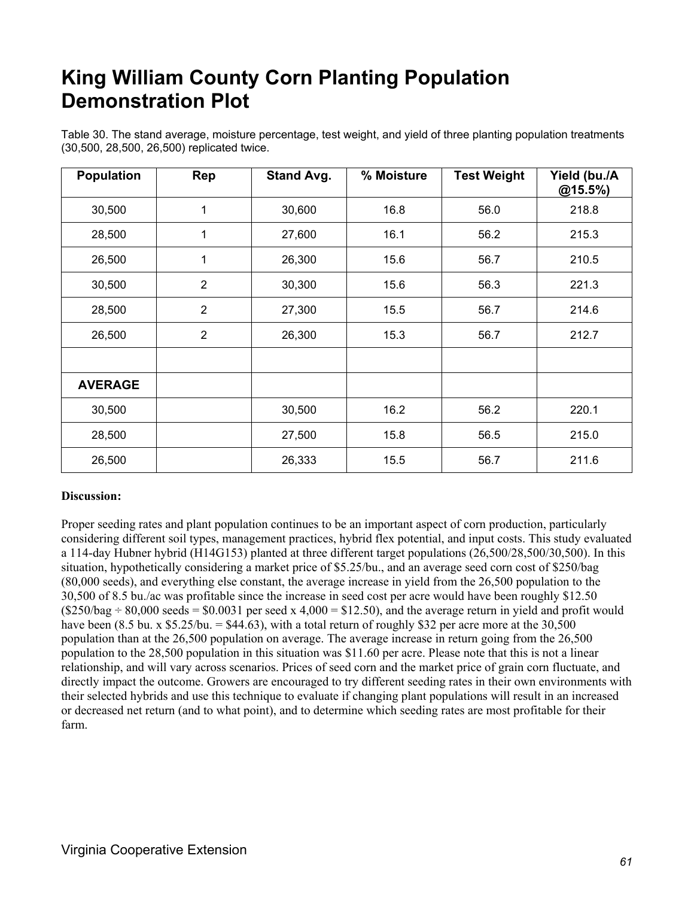# King William County Corn Planting Population Demonstration Plot

Table 30. The stand average, moisture percentage, test weight, and yield of three planting population treatments (30,500, 28,500, 26,500) replicated twice.

| Population | Rep | Stand Avg. | % Moisture | Test Weight | Yield (bu./A @15.5%) |
|---|---|---|---|---|---|
| 30,500 | 1 | 30,600 | 16.8 | 56.0 | 218.8 |
| 28,500 | 1 | 27,600 | 16.1 | 56.2 | 215.3 |
| 26,500 | 1 | 26,300 | 15.6 | 56.7 | 210.5 |
| 30,500 | 2 | 30,300 | 15.6 | 56.3 | 221.3 |
| 28,500 | 2 | 27,300 | 15.5 | 56.7 | 214.6 |
| 26,500 | 2 | 26,300 | 15.3 | 56.7 | 212.7 |
| | | | | | |
| **AVERAGE** | | | | | |
| 30,500 | | 30,500 | 16.2 | 56.2 | 220.1 |
| 28,500 | | 27,500 | 15.8 | 56.5 | 215.0 |
| 26,500 | | 26,333 | 15.5 | 56.7 | 211.6 |

**Discussion:**

Proper seeding rates and plant population continues to be an important aspect of corn production, particularly considering different soil types, management practices, hybrid flex potential, and input costs. This study evaluated a 114-day Hubner hybrid (H14G153) planted at three different target populations (26,500/28,500/30,500). In this situation, hypothetically considering a market price of $5.25/bu., and an average seed corn cost of $250/bag (80,000 seeds), and everything else constant, the average increase in yield from the 26,500 population to the 30,500 of 8.5 bu./ac was profitable since the increase in seed cost per acre would have been roughly $12.50 ($250/bag ÷ 80,000 seeds = $0.0031 per seed x 4,000 = $12.50), and the average return in yield and profit would have been (8.5 bu. x $5.25/bu. = $44.63), with a total return of roughly $32 per acre more at the 30,500 population than at the 26,500 population on average. The average increase in return going from the 26,500 population to the 28,500 population in this situation was $11.60 per acre. Please note that this is not a linear relationship, and will vary across scenarios. Prices of seed corn and the market price of grain corn fluctuate, and directly impact the outcome. Growers are encouraged to try different seeding rates in their own environments with their selected hybrids and use this technique to evaluate if changing plant populations will result in an increased or decreased net return (and to what point), and to determine which seeding rates are most profitable for their farm.